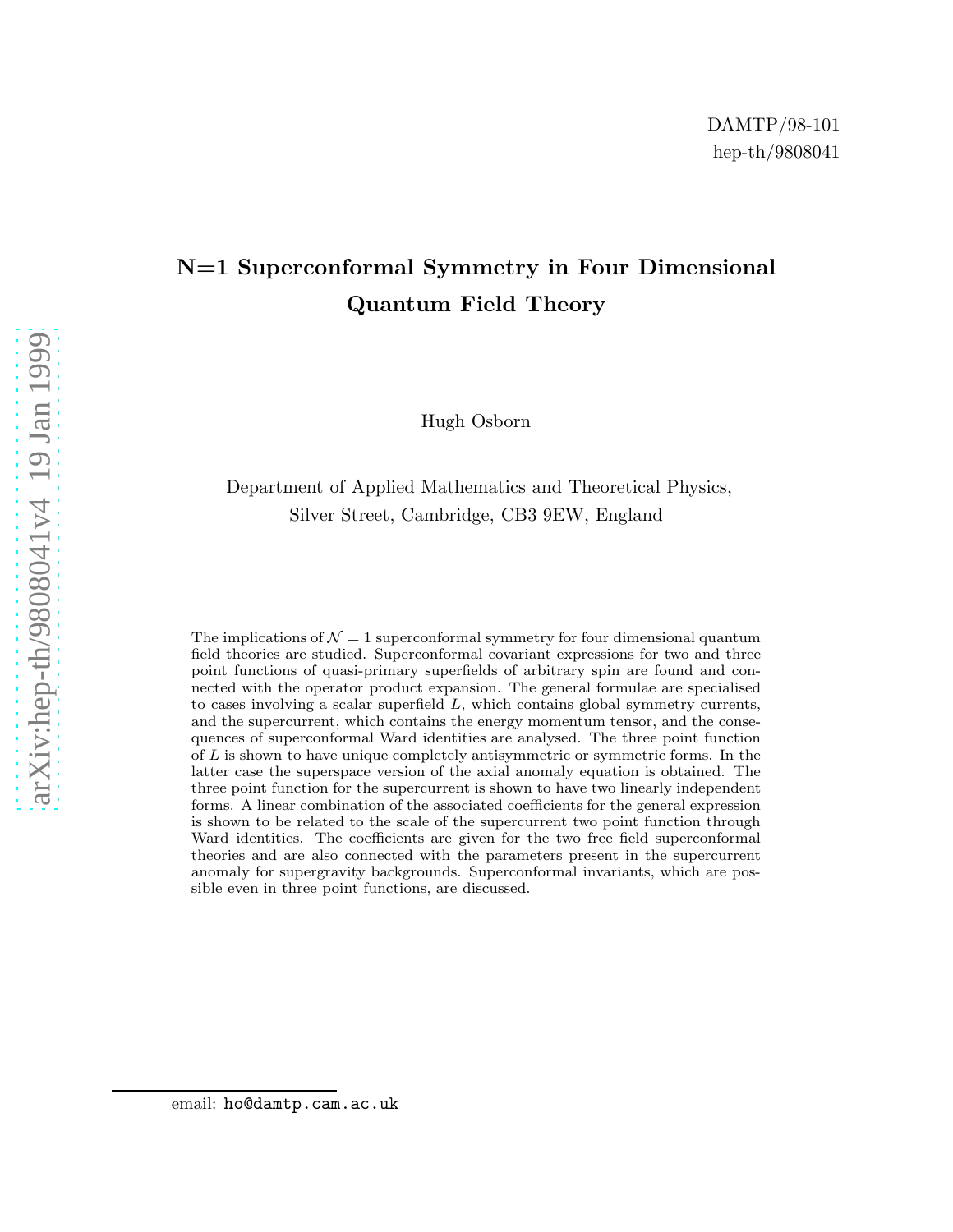DAMTP/98-101
hep-th/9808041

# N=1 Superconformal Symmetry in Four Dimensional Quantum Field Theory

Hugh Osborn

Department of Applied Mathematics and Theoretical Physics,
Silver Street, Cambridge, CB3 9EW, England

The implications of $\mathcal{N} = 1$ superconformal symmetry for four dimensional quantum field theories are studied. Superconformal covariant expressions for two and three point functions of quasi-primary superfields of arbitrary spin are found and connected with the operator product expansion. The general formulae are specialised to cases involving a scalar superfield $L$, which contains global symmetry currents, and the supercurrent, which contains the energy momentum tensor, and the consequences of superconformal Ward identities are analysed. The three point function of $L$ is shown to have unique completely antisymmetric or symmetric forms. In the latter case the superspace version of the axial anomaly equation is obtained. The three point function for the supercurrent is shown to have two linearly independent forms. A linear combination of the associated coefficients for the general expression is shown to be related to the scale of the supercurrent two point function through Ward identities. The coefficients are given for the two free field superconformal theories and are also connected with the parameters present in the supercurrent anomaly for supergravity backgrounds. Superconformal invariants, which are possible even in three point functions, are discussed.

email: ho@damtp.cam.ac.uk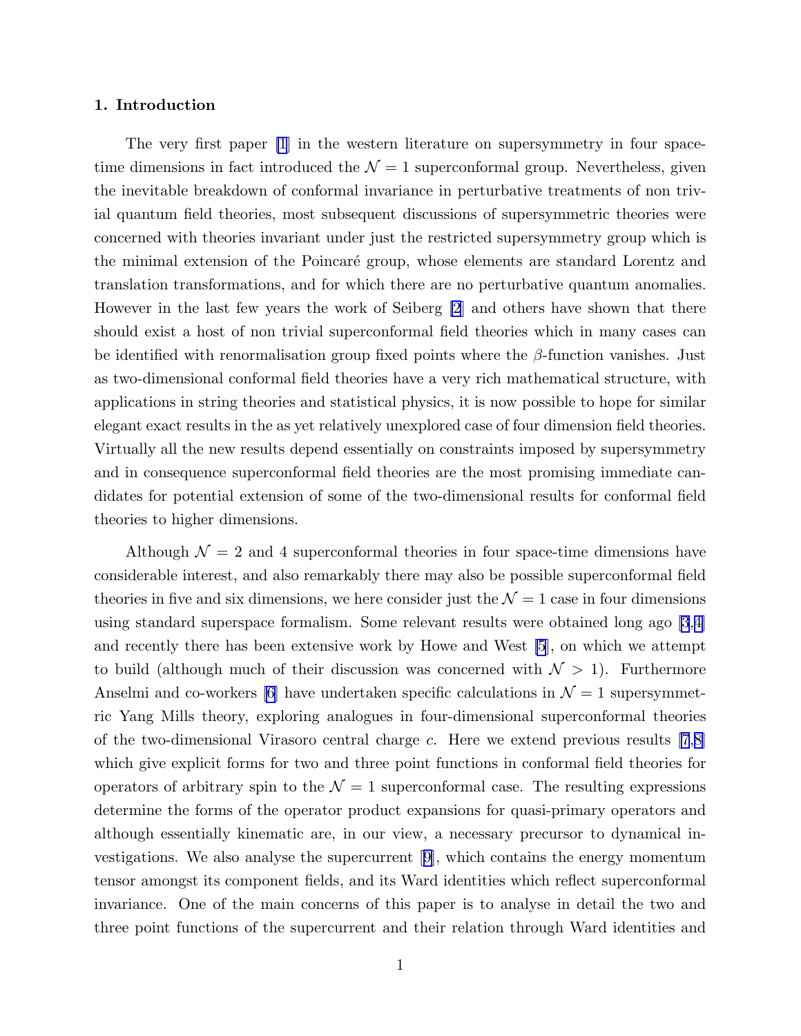## 1. Introduction

The very first paper [1] in the western literature on supersymmetry in four space-time dimensions in fact introduced the $\mathcal{N} = 1$ superconformal group. Nevertheless, given the inevitable breakdown of conformal invariance in perturbative treatments of non trivial quantum field theories, most subsequent discussions of supersymmetric theories were concerned with theories invariant under just the restricted supersymmetry group which is the minimal extension of the Poincaré group, whose elements are standard Lorentz and translation transformations, and for which there are no perturbative quantum anomalies. However in the last few years the work of Seiberg [2] and others have shown that there should exist a host of non trivial superconformal field theories which in many cases can be identified with renormalisation group fixed points where the $\beta$-function vanishes. Just as two-dimensional conformal field theories have a very rich mathematical structure, with applications in string theories and statistical physics, it is now possible to hope for similar elegant exact results in the as yet relatively unexplored case of four dimension field theories. Virtually all the new results depend essentially on constraints imposed by supersymmetry and in consequence superconformal field theories are the most promising immediate candidates for potential extension of some of the two-dimensional results for conformal field theories to higher dimensions.

Although $\mathcal{N} = 2$ and 4 superconformal theories in four space-time dimensions have considerable interest, and also remarkably there may also be possible superconformal field theories in five and six dimensions, we here consider just the $\mathcal{N} = 1$ case in four dimensions using standard superspace formalism. Some relevant results were obtained long ago [3,4] and recently there has been extensive work by Howe and West [5], on which we attempt to build (although much of their discussion was concerned with $\mathcal{N} > 1$). Furthermore Anselmi and co-workers [6] have undertaken specific calculations in $\mathcal{N} = 1$ supersymmetric Yang Mills theory, exploring analogues in four-dimensional superconformal theories of the two-dimensional Virasoro central charge $c$. Here we extend previous results [7,8] which give explicit forms for two and three point functions in conformal field theories for operators of arbitrary spin to the $\mathcal{N} = 1$ superconformal case. The resulting expressions determine the forms of the operator product expansions for quasi-primary operators and although essentially kinematic are, in our view, a necessary precursor to dynamical investigations. We also analyse the supercurrent [9], which contains the energy momentum tensor amongst its component fields, and its Ward identities which reflect superconformal invariance. One of the main concerns of this paper is to analyse in detail the two and three point functions of the supercurrent and their relation through Ward identities and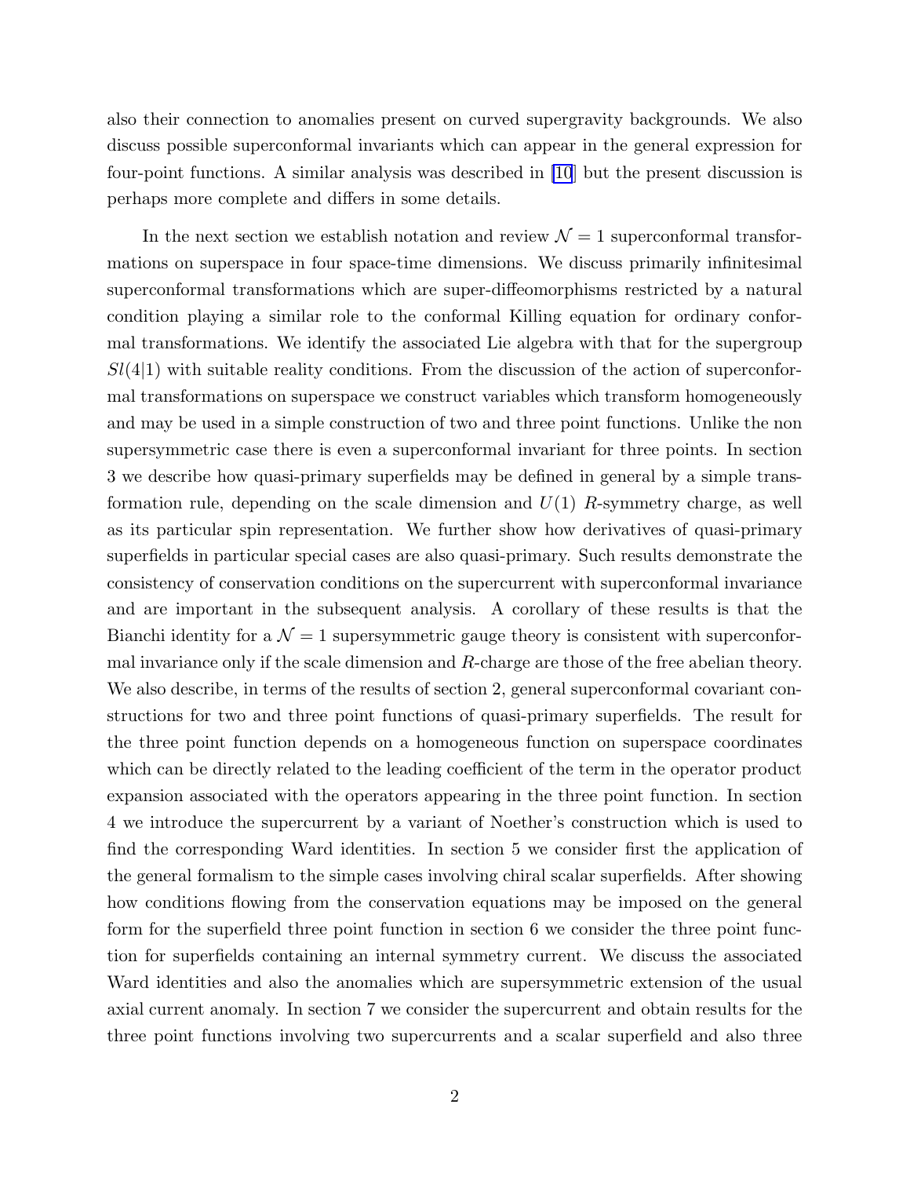also their connection to anomalies present on curved supergravity backgrounds. We also discuss possible superconformal invariants which can appear in the general expression for four-point functions. A similar analysis was described in [10] but the present discussion is perhaps more complete and differs in some details.

In the next section we establish notation and review $\mathcal{N}=1$ superconformal transformations on superspace in four space-time dimensions. We discuss primarily infinitesimal superconformal transformations which are super-diffeomorphisms restricted by a natural condition playing a similar role to the conformal Killing equation for ordinary conformal transformations. We identify the associated Lie algebra with that for the supergroup $Sl(4|1)$ with suitable reality conditions. From the discussion of the action of superconformal transformations on superspace we construct variables which transform homogeneously and may be used in a simple construction of two and three point functions. Unlike the non supersymmetric case there is even a superconformal invariant for three points. In section 3 we describe how quasi-primary superfields may be defined in general by a simple transformation rule, depending on the scale dimension and $U(1)$ $R$-symmetry charge, as well as its particular spin representation. We further show how derivatives of quasi-primary superfields in particular special cases are also quasi-primary. Such results demonstrate the consistency of conservation conditions on the supercurrent with superconformal invariance and are important in the subsequent analysis. A corollary of these results is that the Bianchi identity for a $\mathcal{N}=1$ supersymmetric gauge theory is consistent with superconformal invariance only if the scale dimension and $R$-charge are those of the free abelian theory. We also describe, in terms of the results of section 2, general superconformal covariant constructions for two and three point functions of quasi-primary superfields. The result for the three point function depends on a homogeneous function on superspace coordinates which can be directly related to the leading coefficient of the term in the operator product expansion associated with the operators appearing in the three point function. In section 4 we introduce the supercurrent by a variant of Noether's construction which is used to find the corresponding Ward identities. In section 5 we consider first the application of the general formalism to the simple cases involving chiral scalar superfields. After showing how conditions flowing from the conservation equations may be imposed on the general form for the superfield three point function in section 6 we consider the three point function for superfields containing an internal symmetry current. We discuss the associated Ward identities and also the anomalies which are supersymmetric extension of the usual axial current anomaly. In section 7 we consider the supercurrent and obtain results for the three point functions involving two supercurrents and a scalar superfield and also three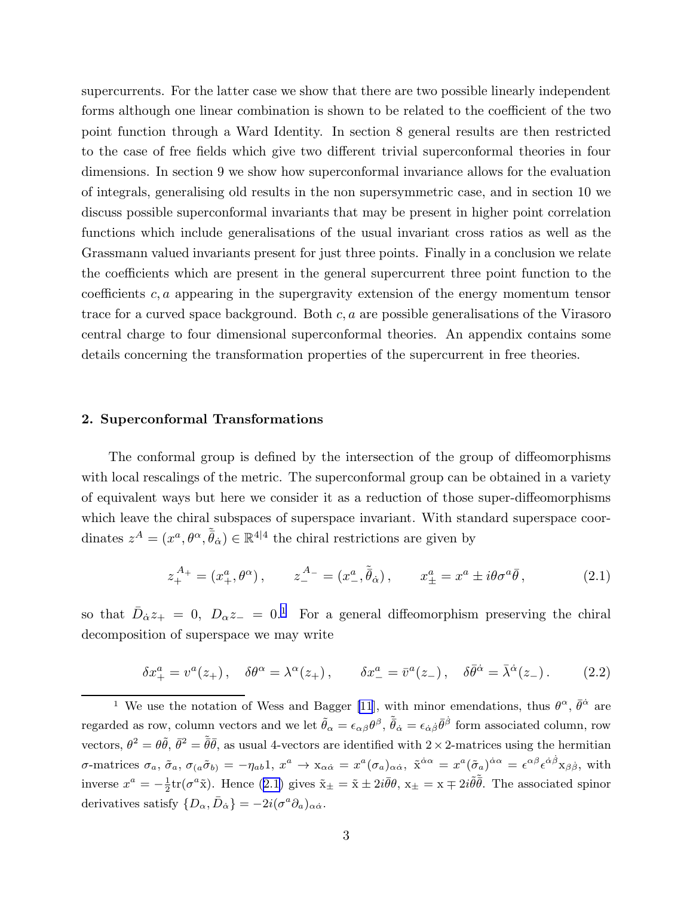supercurrents. For the latter case we show that there are two possible linearly independent forms although one linear combination is shown to be related to the coefficient of the two point function through a Ward Identity. In section 8 general results are then restricted to the case of free fields which give two different trivial superconformal theories in four dimensions. In section 9 we show how superconformal invariance allows for the evaluation of integrals, generalising old results in the non supersymmetric case, and in section 10 we discuss possible superconformal invariants that may be present in higher point correlation functions which include generalisations of the usual invariant cross ratios as well as the Grassmann valued invariants present for just three points. Finally in a conclusion we relate the coefficients which are present in the general supercurrent three point function to the coefficients $c, a$ appearing in the supergravity extension of the energy momentum tensor trace for a curved space background. Both $c, a$ are possible generalisations of the Virasoro central charge to four dimensional superconformal theories. An appendix contains some details concerning the transformation properties of the supercurrent in free theories.

## 2. Superconformal Transformations

The conformal group is defined by the intersection of the group of diffeomorphisms with local rescalings of the metric. The superconformal group can be obtained in a variety of equivalent ways but here we consider it as a reduction of those super-diffeomorphisms which leave the chiral subspaces of superspace invariant. With standard superspace coordinates $z^A = (x^a, \theta^\alpha, \tilde{\bar{\theta}}_{\dot\alpha}) \in \mathbb{R}^{4|4}$ the chiral restrictions are given by

$$z_+^{A_+} = (x_+^a, \theta^\alpha)\,, \qquad z_-^{A_-} = (x_-^a, \tilde{\bar{\theta}}_{\dot\alpha})\,, \qquad x_\pm^a = x^a \pm i\theta\sigma^a\bar{\theta}\,, \tag{2.1}$$

so that $\bar{D}_{\dot\alpha} z_+ = 0,\ D_\alpha z_- = 0$.[1] For a general diffeomorphism preserving the chiral decomposition of superspace we may write

$$\delta x_+^a = v^a(z_+)\,, \quad \delta\theta^\alpha = \lambda^\alpha(z_+)\,, \qquad \delta x_-^a = \bar{v}^a(z_-)\,, \quad \delta\bar{\theta}^{\dot\alpha} = \bar{\lambda}^{\dot\alpha}(z_-)\,. \tag{2.2}$$

---

[1] We use the notation of Wess and Bagger [11], with minor emendations, thus $\theta^\alpha$, $\bar{\theta}^{\dot\alpha}$ are regarded as row, column vectors and we let $\tilde{\theta}_\alpha = \epsilon_{\alpha\beta}\theta^\beta$, $\tilde{\bar{\theta}}_{\dot\alpha} = \epsilon_{\dot\alpha\dot\beta}\bar{\theta}^{\dot\beta}$ form associated column, row vectors, $\theta^2 = \theta\tilde{\theta}$, $\bar{\theta}^2 = \tilde{\bar{\theta}}\bar{\theta}$, as usual 4-vectors are identified with $2\times 2$-matrices using the hermitian $\sigma$-matrices $\sigma_a$, $\tilde{\sigma}_a$, $\sigma_{(a}\tilde{\sigma}_{b)} = -\eta_{ab}1$, $x^a \to \mathrm{x}_{\alpha\dot\alpha} = x^a(\sigma_a)_{\alpha\dot\alpha}$, $\tilde{\mathrm{x}}^{\dot\alpha\alpha} = x^a(\tilde{\sigma}_a)^{\dot\alpha\alpha} = \epsilon^{\alpha\beta}\epsilon^{\dot\alpha\dot\beta}\mathrm{x}_{\beta\dot\beta}$, with inverse $x^a = -\frac{1}{2}\mathrm{tr}(\sigma^a\tilde{\mathrm{x}})$. Hence (2.1) gives $\tilde{\mathrm{x}}_\pm = \tilde{\mathrm{x}} \pm 2i\bar{\theta}\theta$, $\mathrm{x}_\pm = \mathrm{x} \mp 2i\tilde{\theta}\tilde{\bar{\theta}}$. The associated spinor derivatives satisfy $\{D_\alpha, \bar{D}_{\dot\alpha}\} = -2i(\sigma^a\partial_a)_{\alpha\dot\alpha}$.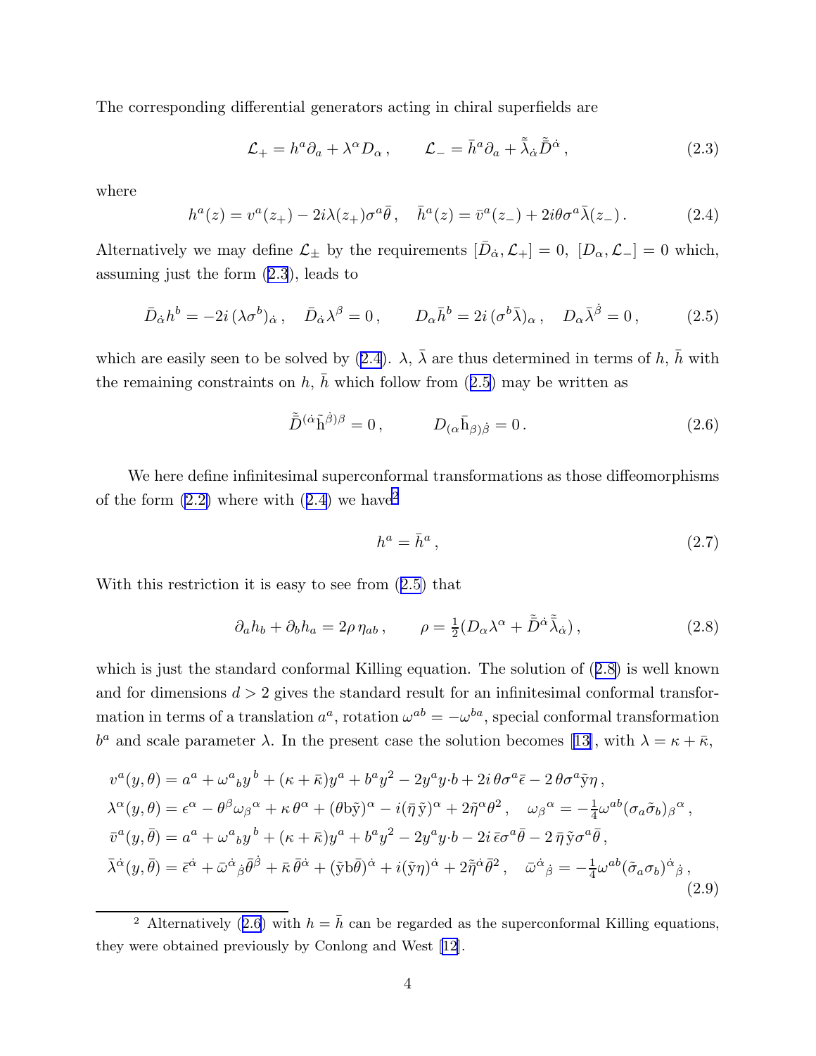The corresponding differential generators acting in chiral superfields are

$$\mathcal{L}_+ = h^a \partial_a + \lambda^\alpha D_\alpha \,, \qquad \mathcal{L}_- = \bar{h}^a \partial_a + \tilde{\bar{\lambda}}_{\dot\alpha} \tilde{\bar{D}}^{\dot\alpha} \,, \tag{2.3}$$

where

$$h^a(z) = v^a(z_+) - 2i\lambda(z_+)\sigma^a\bar\theta \,, \quad \bar{h}^a(z) = \bar{v}^a(z_-) + 2i\theta\sigma^a\bar\lambda(z_-) \,. \tag{2.4}$$

Alternatively we may define $\mathcal{L}_\pm$ by the requirements $[\bar{D}_{\dot\alpha}, \mathcal{L}_+] = 0$, $[D_\alpha, \mathcal{L}_-] = 0$ which, assuming just the form (2.3), leads to

$$\bar{D}_{\dot\alpha} h^b = -2i\,(\lambda\sigma^b)_{\dot\alpha} \,, \quad \bar{D}_{\dot\alpha}\lambda^\beta = 0 \,, \qquad D_\alpha \bar{h}^b = 2i\,(\sigma^b\bar\lambda)_\alpha \,, \quad D_\alpha \bar\lambda^{\dot\beta} = 0 \,, \tag{2.5}$$

which are easily seen to be solved by (2.4). $\lambda$, $\bar\lambda$ are thus determined in terms of $h$, $\bar{h}$ with the remaining constraints on $h$, $\bar{h}$ which follow from (2.5) may be written as

$$\tilde{\bar{D}}^{(\dot\alpha} \tilde{\mathrm{h}}^{\dot\beta)\beta} = 0 \,, \qquad D_{(\alpha} \bar{\mathrm{h}}_{\beta)\dot\beta} = 0 \,. \tag{2.6}$$

We here define infinitesimal superconformal transformations as those diffeomorphisms of the form (2.2) where with (2.4) we have[2]

$$h^a = \bar{h}^a \,, \tag{2.7}$$

With this restriction it is easy to see from (2.5) that

$$\partial_a h_b + \partial_b h_a = 2\rho\,\eta_{ab} \,, \qquad \rho = \tfrac{1}{2}(D_\alpha\lambda^\alpha + \tilde{\bar{D}}^{\dot\alpha}\tilde{\bar{\lambda}}_{\dot\alpha}) \,, \tag{2.8}$$

which is just the standard conformal Killing equation. The solution of (2.8) is well known and for dimensions $d > 2$ gives the standard result for an infinitesimal conformal transformation in terms of a translation $a^a$, rotation $\omega^{ab} = -\omega^{ba}$, special conformal transformation $b^a$ and scale parameter $\lambda$. In the present case the solution becomes [13], with $\lambda = \kappa + \bar\kappa$,

$$\begin{aligned}
v^a(y,\theta) &= a^a + \omega^a{}_b y^b + (\kappa+\bar\kappa)y^a + b^a y^2 - 2y^a y\cdot b + 2i\,\theta\sigma^a\bar\epsilon - 2\,\theta\sigma^a\tilde{\mathrm{y}}\eta \,, \\
\lambda^\alpha(y,\theta) &= \epsilon^\alpha - \theta^\beta\omega_\beta{}^\alpha + \kappa\,\theta^\alpha + (\theta \mathrm{b}\tilde{\mathrm{y}})^\alpha - i(\bar\eta\tilde{\mathrm{y}})^\alpha + 2\tilde\eta^\alpha\theta^2 \,, \quad \omega_\beta{}^\alpha = -\tfrac{1}{4}\omega^{ab}(\sigma_a\tilde\sigma_b)_\beta{}^\alpha \,, \\
\bar{v}^a(y,\bar\theta) &= a^a + \omega^a{}_b y^b + (\kappa+\bar\kappa)y^a + b^a y^2 - 2y^a y\cdot b - 2i\,\bar\epsilon\sigma^a\bar\theta - 2\,\bar\eta\,\tilde{\mathrm{y}}\sigma^a\bar\theta \,, \\
\bar\lambda^{\dot\alpha}(y,\bar\theta) &= \bar\epsilon^{\dot\alpha} + \bar\omega^{\dot\alpha}{}_{\dot\beta}\bar\theta^{\dot\beta} + \bar\kappa\,\bar\theta^{\dot\alpha} + (\tilde{\mathrm{y}}\mathrm{b}\bar\theta)^{\dot\alpha} + i(\tilde{\mathrm{y}}\eta)^{\dot\alpha} + 2\tilde{\bar\eta}^{\dot\alpha}\bar\theta^2 \,, \quad \bar\omega^{\dot\alpha}{}_{\dot\beta} = -\tfrac{1}{4}\omega^{ab}(\tilde\sigma_a\sigma_b)^{\dot\alpha}{}_{\dot\beta} \,,
\end{aligned} \tag{2.9}$$

---

[2] Alternatively (2.6) with $h = \bar{h}$ can be regarded as the superconformal Killing equations, they were obtained previously by Conlong and West [12].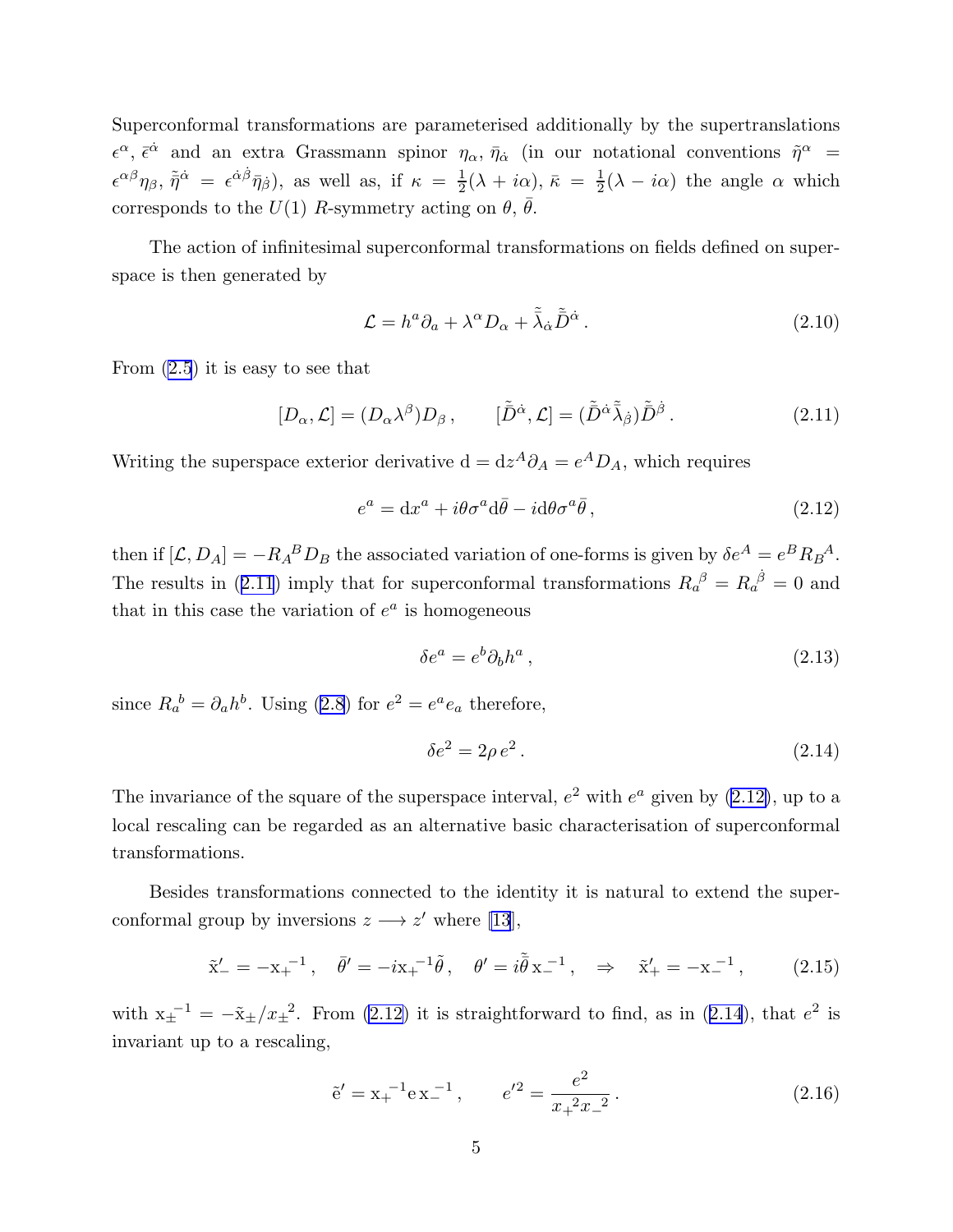Superconformal transformations are parameterised additionally by the supertranslations $\epsilon^\alpha$, $\bar\epsilon^{\dot\alpha}$ and an extra Grassmann spinor $\eta_\alpha$, $\bar\eta_{\dot\alpha}$ (in our notational conventions $\tilde\eta^\alpha = \epsilon^{\alpha\beta}\eta_\beta$, $\tilde{\bar\eta}^{\dot\alpha} = \epsilon^{\dot\alpha\dot\beta}\bar\eta_{\dot\beta}$), as well as, if $\kappa = \frac{1}{2}(\lambda + i\alpha)$, $\bar\kappa = \frac{1}{2}(\lambda - i\alpha)$ the angle $\alpha$ which corresponds to the $U(1)$ $R$-symmetry acting on $\theta$, $\bar\theta$.

The action of infinitesimal superconformal transformations on fields defined on superspace is then generated by

$$\mathcal{L} = h^a\partial_a + \lambda^\alpha D_\alpha + \tilde{\bar\lambda}_{\dot\alpha}\tilde{\bar D}^{\dot\alpha}\,. \tag{2.10}$$

From (2.5) it is easy to see that

$$[D_\alpha, \mathcal{L}] = (D_\alpha\lambda^\beta)D_\beta\,, \qquad [\tilde{\bar D}^{\dot\alpha}, \mathcal{L}] = (\tilde{\bar D}^{\dot\alpha}\tilde{\bar\lambda}_{\dot\beta})\tilde{\bar D}^{\dot\beta}\,. \tag{2.11}$$

Writing the superspace exterior derivative $\mathrm{d} = \mathrm{d}z^A\partial_A = e^A D_A$, which requires

$$e^a = \mathrm{d}x^a + i\theta\sigma^a\mathrm{d}\bar\theta - i\mathrm{d}\theta\sigma^a\bar\theta\,, \tag{2.12}$$

then if $[\mathcal{L}, D_A] = -R_A{}^B D_B$ the associated variation of one-forms is given by $\delta e^A = e^B R_B{}^A$. The results in (2.11) imply that for superconformal transformations $R_a{}^\beta = R_a{}^{\dot\beta} = 0$ and that in this case the variation of $e^a$ is homogeneous

$$\delta e^a = e^b\partial_b h^a\,, \tag{2.13}$$

since $R_a{}^b = \partial_a h^b$. Using (2.8) for $e^2 = e^a e_a$ therefore,

$$\delta e^2 = 2\rho\, e^2\,. \tag{2.14}$$

The invariance of the square of the superspace interval, $e^2$ with $e^a$ given by (2.12), up to a local rescaling can be regarded as an alternative basic characterisation of superconformal transformations.

Besides transformations connected to the identity it is natural to extend the superconformal group by inversions $z \longrightarrow z'$ where [13],

$$\tilde{\mathrm{x}}'_- = -\mathrm{x}_+{}^{-1}\,, \quad \bar\theta' = -i\mathrm{x}_+{}^{-1}\tilde\theta\,, \quad \theta' = i\tilde{\bar\theta}\,\mathrm{x}_-{}^{-1}\,, \quad \Rightarrow \quad \tilde{\mathrm{x}}'_+ = -\mathrm{x}_-{}^{-1}\,, \tag{2.15}$$

with $\mathrm{x}_\pm{}^{-1} = -\tilde{\mathrm{x}}_\pm/x_\pm{}^2$. From (2.12) it is straightforward to find, as in (2.14), that $e^2$ is invariant up to a rescaling,

$$\tilde{\mathrm{e}}' = \mathrm{x}_+{}^{-1}\mathrm{e}\,\mathrm{x}_-{}^{-1}\,, \qquad e'^2 = \frac{e^2}{x_+{}^2 x_-{}^2}\,. \tag{2.16}$$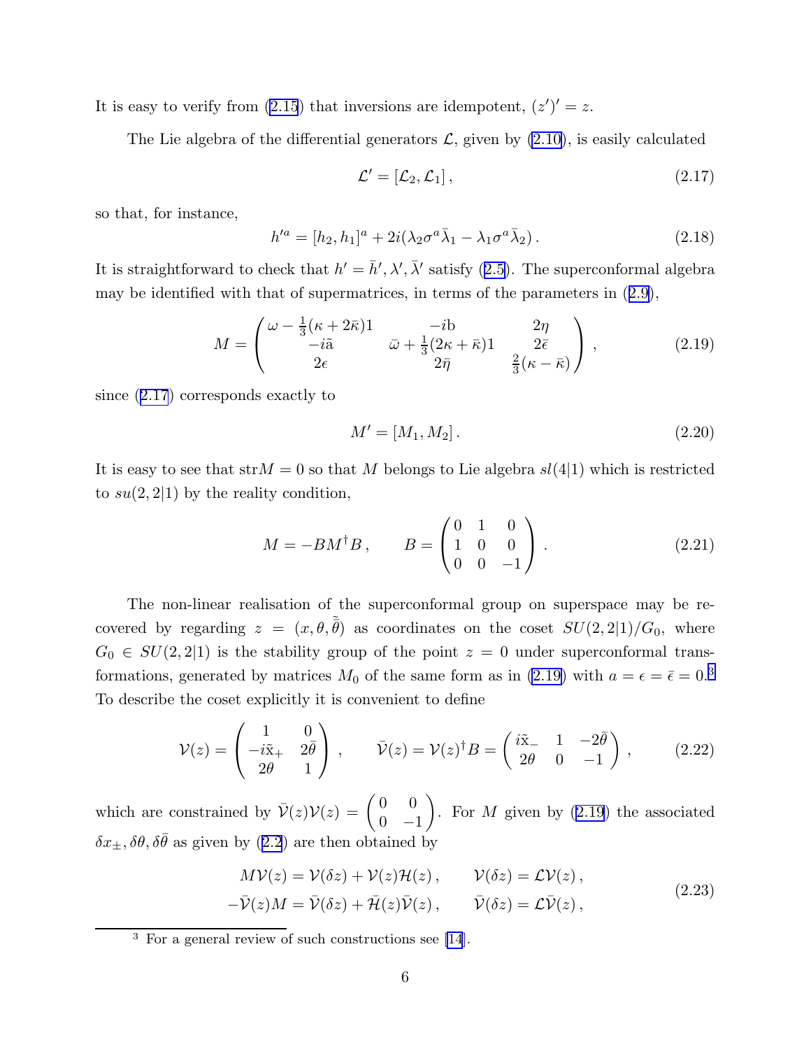It is easy to verify from (2.15) that inversions are idempotent, $(z')' = z$.

The Lie algebra of the differential generators $\mathcal{L}$, given by (2.10), is easily calculated

$$\mathcal{L}' = [\mathcal{L}_2, \mathcal{L}_1]\,, \tag{2.17}$$

so that, for instance,

$$h'^a = [h_2, h_1]^a + 2i(\lambda_2 \sigma^a \bar\lambda_1 - \lambda_1 \sigma^a \bar\lambda_2)\,. \tag{2.18}$$

It is straightforward to check that $h' = \bar h', \lambda', \bar\lambda'$ satisfy (2.5). The superconformal algebra may be identified with that of supermatrices, in terms of the parameters in (2.9),

$$M = \begin{pmatrix} \omega - \frac{1}{3}(\kappa + 2\bar\kappa)1 & -i\mathrm{b} & 2\eta \\ -i\tilde{\mathrm{a}} & \bar\omega + \frac{1}{3}(2\kappa + \bar\kappa)1 & 2\bar\epsilon \\ 2\epsilon & 2\bar\eta & \frac{2}{3}(\kappa - \bar\kappa) \end{pmatrix}\,, \tag{2.19}$$

since (2.17) corresponds exactly to

$$M' = [M_1, M_2]\,. \tag{2.20}$$

It is easy to see that $\mathrm{str} M = 0$ so that $M$ belongs to Lie algebra $sl(4|1)$ which is restricted to $su(2,2|1)$ by the reality condition,

$$M = -BM^\dagger B\,, \qquad B = \begin{pmatrix} 0 & 1 & 0 \\ 1 & 0 & 0 \\ 0 & 0 & -1 \end{pmatrix}\,. \tag{2.21}$$

The non-linear realisation of the superconformal group on superspace may be recovered by regarding $z = (x, \theta, \tilde{\bar\theta})$ as coordinates on the coset $SU(2,2|1)/G_0$, where $G_0 \in SU(2,2|1)$ is the stability group of the point $z = 0$ under superconformal transformations, generated by matrices $M_0$ of the same form as in (2.19) with $a = \epsilon = \bar\epsilon = 0$.[3] To describe the coset explicitly it is convenient to define

$$\mathcal{V}(z) = \begin{pmatrix} 1 & 0 \\ -i\tilde{\mathrm{x}}_+ & 2\bar\theta \\ 2\theta & 1 \end{pmatrix}\,, \qquad \bar{\mathcal{V}}(z) = \mathcal{V}(z)^\dagger B = \begin{pmatrix} i\tilde{\mathrm{x}}_- & 1 & -2\bar\theta \\ 2\theta & 0 & -1 \end{pmatrix}\,, \tag{2.22}$$

which are constrained by $\bar{\mathcal{V}}(z)\mathcal{V}(z) = \begin{pmatrix} 0 & 0 \\ 0 & -1 \end{pmatrix}$. For $M$ given by (2.19) the associated $\delta x_\pm, \delta\theta, \delta\bar\theta$ as given by (2.2) are then obtained by

$$\begin{aligned} M\mathcal{V}(z) &= \mathcal{V}(\delta z) + \mathcal{V}(z)\mathcal{H}(z)\,, & \mathcal{V}(\delta z) &= \mathcal{L}\mathcal{V}(z)\,, \\ -\bar{\mathcal{V}}(z)M &= \bar{\mathcal{V}}(\delta z) + \bar{\mathcal{H}}(z)\bar{\mathcal{V}}(z)\,, & \bar{\mathcal{V}}(\delta z) &= \mathcal{L}\bar{\mathcal{V}}(z)\,, \end{aligned} \tag{2.23}$$

---

[3] For a general review of such constructions see [14].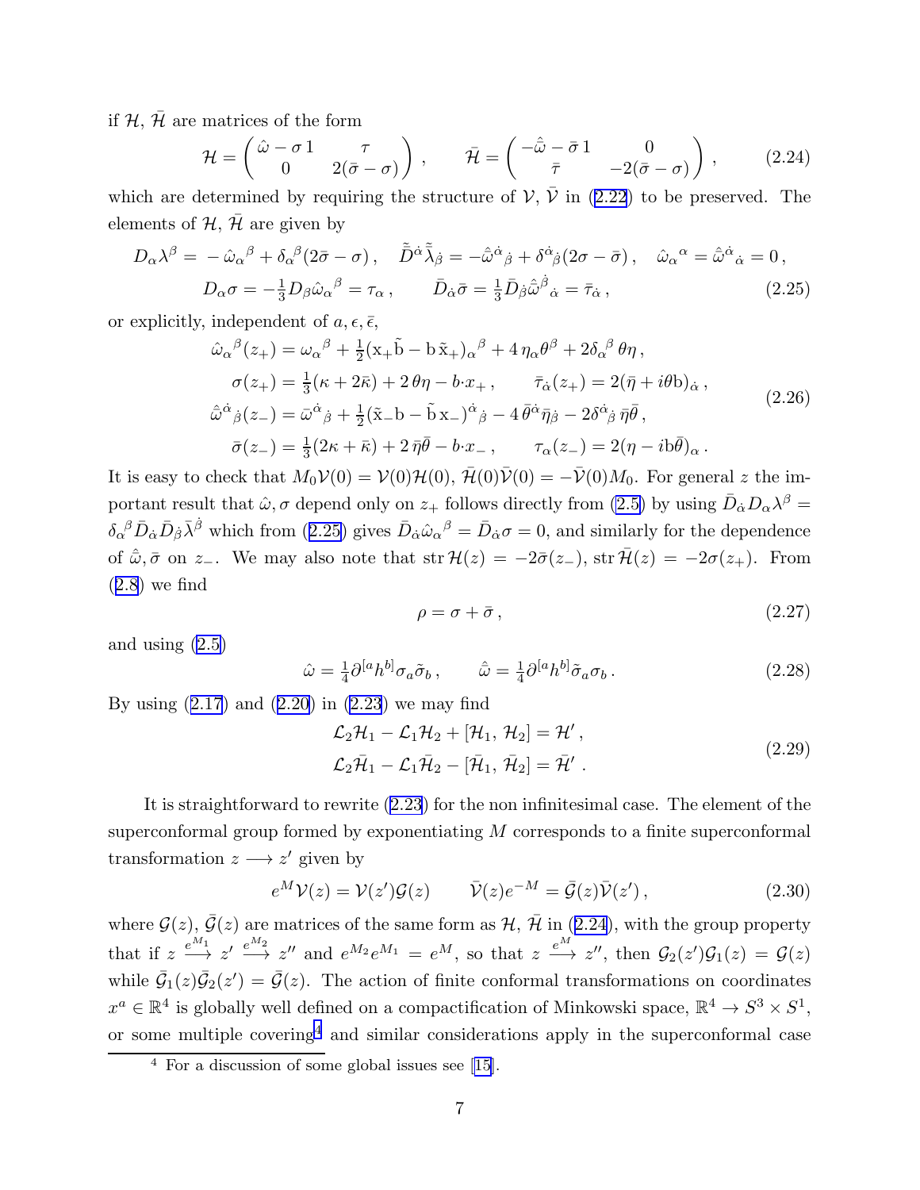if $\mathcal{H}$, $\bar{\mathcal{H}}$ are matrices of the form

$$\mathcal{H} = \begin{pmatrix} \hat{\omega} - \sigma\,1 & \tau \\ 0 & 2(\bar{\sigma} - \sigma) \end{pmatrix}, \qquad \bar{\mathcal{H}} = \begin{pmatrix} -\hat{\bar{\omega}} - \bar{\sigma}\,1 & 0 \\ \bar{\tau} & -2(\bar{\sigma} - \sigma) \end{pmatrix}, \tag{2.24}$$

which are determined by requiring the structure of $\mathcal{V}$, $\bar{\mathcal{V}}$ in (2.22) to be preserved. The elements of $\mathcal{H}$, $\bar{\mathcal{H}}$ are given by

$$\begin{gathered} D_\alpha \lambda^\beta = -\hat{\omega}_\alpha{}^\beta + \delta_\alpha{}^\beta(2\bar{\sigma} - \sigma)\,, \quad \tilde{\bar{D}}{}^{\dot{\alpha}} \tilde{\bar{\lambda}}{}_{\dot{\beta}} = -\hat{\bar{\omega}}{}^{\dot{\alpha}}{}_{\dot{\beta}} + \delta^{\dot{\alpha}}{}_{\dot{\beta}}(2\sigma - \bar{\sigma})\,, \quad \hat{\omega}_\alpha{}^\alpha = \hat{\bar{\omega}}{}^{\dot{\alpha}}{}_{\dot{\alpha}} = 0\,, \\ D_\alpha \sigma = -\tfrac{1}{3} D_\beta \hat{\omega}_\alpha{}^\beta = \tau_\alpha\,, \qquad \bar{D}_{\dot{\alpha}} \bar{\sigma} = \tfrac{1}{3} \bar{D}_{\dot{\beta}} \hat{\bar{\omega}}{}^{\dot{\beta}}{}_{\dot{\alpha}} = \bar{\tau}_{\dot{\alpha}}\,, \end{gathered} \tag{2.25}$$

or explicitly, independent of $a, \epsilon, \bar{\epsilon}$,

$$\begin{aligned} \hat{\omega}_\alpha{}^\beta(z_+) &= \omega_\alpha{}^\beta + \tfrac{1}{2}(\mathrm{x}_+ \tilde{\mathrm{b}} - \mathrm{b}\,\tilde{\mathrm{x}}_+)_\alpha{}^\beta + 4\,\eta_\alpha \theta^\beta + 2\delta_\alpha{}^\beta\,\theta\eta\,, \\ \sigma(z_+) &= \tfrac{1}{3}(\kappa + 2\bar{\kappa}) + 2\,\theta\eta - b\cdot x_+\,, \qquad \bar{\tau}_{\dot{\alpha}}(z_+) = 2(\bar{\eta} + i\theta\mathrm{b})_{\dot{\alpha}}\,, \\ \hat{\bar{\omega}}{}^{\dot{\alpha}}{}_{\dot{\beta}}(z_-) &= \bar{\omega}^{\dot{\alpha}}{}_{\dot{\beta}} + \tfrac{1}{2}(\tilde{\mathrm{x}}_- \mathrm{b} - \tilde{\mathrm{b}}\,\mathrm{x}_-)^{\dot{\alpha}}{}_{\dot{\beta}} - 4\,\bar{\theta}^{\dot{\alpha}} \bar{\eta}_{\dot{\beta}} - 2\delta^{\dot{\alpha}}{}_{\dot{\beta}}\,\bar{\eta}\bar{\theta}\,, \\ \bar{\sigma}(z_-) &= \tfrac{1}{3}(2\kappa + \bar{\kappa}) + 2\,\bar{\eta}\bar{\theta} - b\cdot x_-\,, \qquad \tau_\alpha(z_-) = 2(\eta - i\mathrm{b}\bar{\theta})_\alpha\,. \end{aligned} \tag{2.26}$$

It is easy to check that $M_0 \mathcal{V}(0) = \mathcal{V}(0)\mathcal{H}(0)$, $\bar{\mathcal{H}}(0)\bar{\mathcal{V}}(0) = -\bar{\mathcal{V}}(0) M_0$. For general $z$ the important result that $\hat{\omega}, \sigma$ depend only on $z_+$ follows directly from (2.5) by using $\bar{D}_{\dot{\alpha}} D_\alpha \lambda^\beta = \delta_\alpha{}^\beta \bar{D}_{\dot{\alpha}} \bar{D}_{\dot{\beta}} \bar{\lambda}^{\dot{\beta}}$ which from (2.25) gives $\bar{D}_{\dot{\alpha}} \hat{\omega}_\alpha{}^\beta = \bar{D}_{\dot{\alpha}} \sigma = 0$, and similarly for the dependence of $\hat{\bar{\omega}}, \bar{\sigma}$ on $z_-$. We may also note that $\operatorname{str} \mathcal{H}(z) = -2\bar{\sigma}(z_-)$, $\operatorname{str} \bar{\mathcal{H}}(z) = -2\sigma(z_+)$. From (2.8) we find

$$\rho = \sigma + \bar{\sigma}\,, \tag{2.27}$$

and using (2.5)

$$\hat{\omega} = \tfrac{1}{4}\partial^{[a} h^{b]} \sigma_a \tilde{\sigma}_b\,, \qquad \hat{\bar{\omega}} = \tfrac{1}{4}\partial^{[a} h^{b]} \tilde{\sigma}_a \sigma_b\,. \tag{2.28}$$

By using (2.17) and (2.20) in (2.23) we may find

$$\begin{aligned} \mathcal{L}_2 \mathcal{H}_1 - \mathcal{L}_1 \mathcal{H}_2 + [\mathcal{H}_1, \mathcal{H}_2] &= \mathcal{H}'\,, \\ \mathcal{L}_2 \bar{\mathcal{H}}_1 - \mathcal{L}_1 \bar{\mathcal{H}}_2 - [\bar{\mathcal{H}}_1, \bar{\mathcal{H}}_2] &= \bar{\mathcal{H}}'\,. \end{aligned} \tag{2.29}$$

It is straightforward to rewrite (2.23) for the non infinitesimal case. The element of the superconformal group formed by exponentiating $M$ corresponds to a finite superconformal transformation $z \longrightarrow z'$ given by

$$e^M \mathcal{V}(z) = \mathcal{V}(z')\mathcal{G}(z) \qquad \bar{\mathcal{V}}(z) e^{-M} = \bar{\mathcal{G}}(z)\bar{\mathcal{V}}(z')\,, \tag{2.30}$$

where $\mathcal{G}(z)$, $\bar{\mathcal{G}}(z)$ are matrices of the same form as $\mathcal{H}$, $\bar{\mathcal{H}}$ in (2.24), with the group property that if $z \xrightarrow{e^{M_1}} z' \xrightarrow{e^{M_2}} z''$ and $e^{M_2} e^{M_1} = e^M$, so that $z \xrightarrow{e^M} z''$, then $\mathcal{G}_2(z')\mathcal{G}_1(z) = \mathcal{G}(z)$ while $\bar{\mathcal{G}}_1(z)\bar{\mathcal{G}}_2(z') = \bar{\mathcal{G}}(z)$. The action of finite conformal transformations on coordinates $x^a \in \mathbb{R}^4$ is globally well defined on a compactification of Minkowski space, $\mathbb{R}^4 \to S^3 \times S^1$, or some multiple covering[4] and similar considerations apply in the superconformal case

[4] For a discussion of some global issues see [15].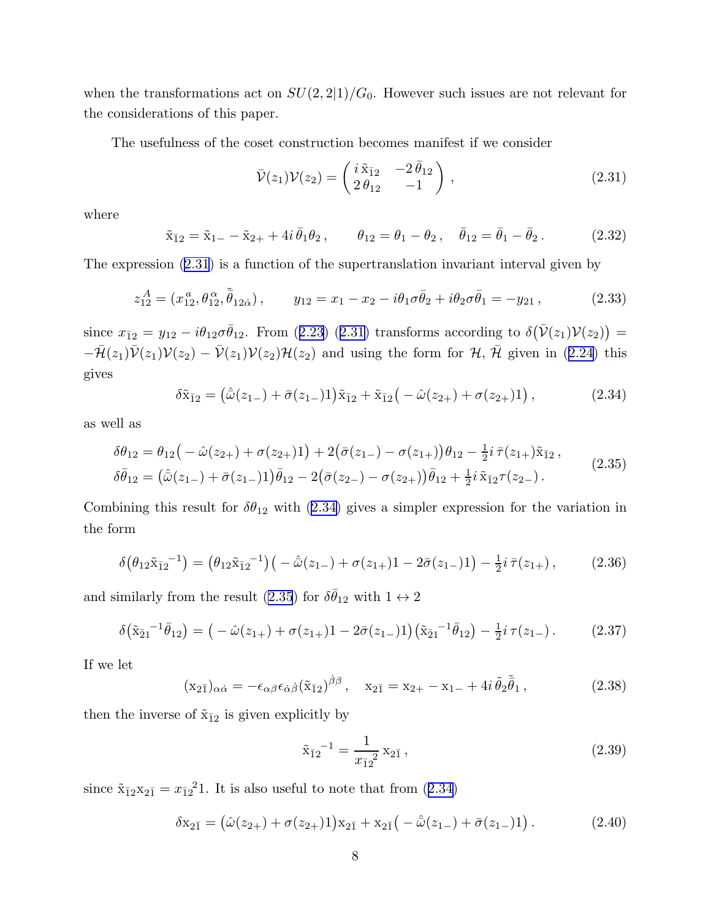when the transformations act on $SU(2,2|1)/G_0$. However such issues are not relevant for the considerations of this paper.

The usefulness of the coset construction becomes manifest if we consider

$$\bar{\mathcal{V}}(z_1)\mathcal{V}(z_2) = \begin{pmatrix} i\,\tilde{\mathrm{x}}_{\bar{1}2} & -2\,\bar{\theta}_{12} \\ 2\,\theta_{12} & -1 \end{pmatrix}, \tag{2.31}$$

where

$$\tilde{\mathrm{x}}_{\bar{1}2} = \tilde{\mathrm{x}}_{1-} - \tilde{\mathrm{x}}_{2+} + 4i\,\bar{\theta}_1\theta_2\,, \qquad \theta_{12} = \theta_1 - \theta_2\,, \quad \bar{\theta}_{12} = \bar{\theta}_1 - \bar{\theta}_2\,. \tag{2.32}$$

The expression (2.31) is a function of the supertranslation invariant interval given by

$$z_{12}^A = (x_{12}^a, \theta_{12}^\alpha, \tilde{\bar{\theta}}_{12\dot{\alpha}})\,, \qquad y_{12} = x_1 - x_2 - i\theta_1\sigma\bar{\theta}_2 + i\theta_2\sigma\bar{\theta}_1 = -y_{21}\,, \tag{2.33}$$

since $x_{\bar{1}2} = y_{12} - i\theta_{12}\sigma\bar{\theta}_{12}$. From (2.23) (2.31) transforms according to $\delta\big(\bar{\mathcal{V}}(z_1)\mathcal{V}(z_2)\big) = -\bar{\mathcal{H}}(z_1)\bar{\mathcal{V}}(z_1)\mathcal{V}(z_2) - \bar{\mathcal{V}}(z_1)\mathcal{V}(z_2)\mathcal{H}(z_2)$ and using the form for $\mathcal{H}$, $\bar{\mathcal{H}}$ given in (2.24) this gives

$$\delta\tilde{\mathrm{x}}_{\bar{1}2} = \big(\hat{\bar{\omega}}(z_{1-}) + \bar{\sigma}(z_{1-})1\big)\tilde{\mathrm{x}}_{\bar{1}2} + \tilde{\mathrm{x}}_{\bar{1}2}\big(-\hat{\omega}(z_{2+}) + \sigma(z_{2+})1\big)\,, \tag{2.34}$$

as well as

$$\begin{aligned}
\delta\theta_{12} &= \theta_{12}\big(-\hat{\omega}(z_{2+}) + \sigma(z_{2+})1\big) + 2\big(\bar{\sigma}(z_{1-}) - \sigma(z_{1+})\big)\theta_{12} - \tfrac{1}{2}i\,\bar{\tau}(z_{1+})\tilde{\mathrm{x}}_{\bar{1}2}\,,\\
\delta\bar{\theta}_{12} &= \big(\hat{\bar{\omega}}(z_{1-}) + \bar{\sigma}(z_{1-})1\big)\bar{\theta}_{12} - 2\big(\bar{\sigma}(z_{2-}) - \sigma(z_{2+})\big)\bar{\theta}_{12} + \tfrac{1}{2}i\,\tilde{\mathrm{x}}_{\bar{1}2}\tau(z_{2-})\,.
\end{aligned} \tag{2.35}$$

Combining this result for $\delta\theta_{12}$ with (2.34) gives a simpler expression for the variation in the form

$$\delta\big(\theta_{12}\tilde{\mathrm{x}}_{\bar{1}2}{}^{-1}\big) = \big(\theta_{12}\tilde{\mathrm{x}}_{\bar{1}2}{}^{-1}\big)\big(-\hat{\bar{\omega}}(z_{1-}) + \sigma(z_{1+})1 - 2\bar{\sigma}(z_{1-})1\big) - \tfrac{1}{2}i\,\bar{\tau}(z_{1+})\,, \tag{2.36}$$

and similarly from the result (2.35) for $\delta\bar{\theta}_{12}$ with $1 \leftrightarrow 2$

$$\delta\big(\tilde{\mathrm{x}}_{\bar{2}1}{}^{-1}\bar{\theta}_{12}\big) = \big(-\hat{\omega}(z_{1+}) + \sigma(z_{1+})1 - 2\bar{\sigma}(z_{1-})1\big)\big(\tilde{\mathrm{x}}_{\bar{2}1}{}^{-1}\bar{\theta}_{12}\big) - \tfrac{1}{2}i\,\tau(z_{1-})\,. \tag{2.37}$$

If we let

$$(\mathrm{x}_{2\bar{1}})_{\alpha\dot{\alpha}} = -\epsilon_{\alpha\beta}\epsilon_{\dot{\alpha}\dot{\beta}}(\tilde{\mathrm{x}}_{\bar{1}2})^{\dot{\beta}\beta}\,, \quad \mathrm{x}_{2\bar{1}} = \mathrm{x}_{2+} - \mathrm{x}_{1-} + 4i\,\tilde{\theta}_2\tilde{\bar{\theta}}_1\,, \tag{2.38}$$

then the inverse of $\tilde{\mathrm{x}}_{\bar{1}2}$ is given explicitly by

$$\tilde{\mathrm{x}}_{\bar{1}2}{}^{-1} = \frac{1}{x_{\bar{1}2}{}^2}\,\mathrm{x}_{2\bar{1}}\,, \tag{2.39}$$

since $\tilde{\mathrm{x}}_{\bar{1}2}\mathrm{x}_{2\bar{1}} = x_{\bar{1}2}{}^2 1$. It is also useful to note that from (2.34)

$$\delta\mathrm{x}_{2\bar{1}} = \big(\hat{\omega}(z_{2+}) + \sigma(z_{2+})1\big)\mathrm{x}_{2\bar{1}} + \mathrm{x}_{2\bar{1}}\big(-\hat{\bar{\omega}}(z_{1-}) + \bar{\sigma}(z_{1-})1\big)\,. \tag{2.40}$$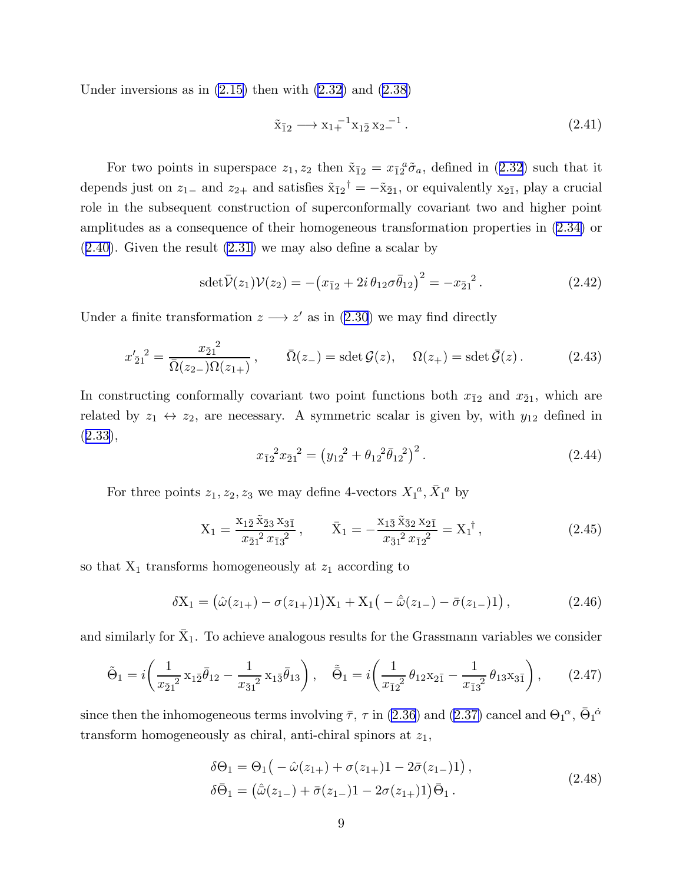Under inversions as in (2.15) then with (2.32) and (2.38)

$$\tilde{\mathrm{x}}_{\bar{1}2} \longrightarrow {\mathrm{x}_{1+}}^{-1} \mathrm{x}_{1\bar{2}}\, {\mathrm{x}_{2-}}^{-1}\,. \tag{2.41}$$

For two points in superspace $z_1, z_2$ then $\tilde{\mathrm{x}}_{\bar{1}2} = x_{\bar{1}2}{}^a \tilde{\sigma}_a$, defined in (2.32) such that it depends just on $z_{1-}$ and $z_{2+}$ and satisfies $\tilde{\mathrm{x}}_{\bar{1}2}{}^\dagger = -\tilde{\mathrm{x}}_{\bar{2}1}$, or equivalently $\mathrm{x}_{2\bar{1}}$, play a crucial role in the subsequent construction of superconformally covariant two and higher point amplitudes as a consequence of their homogeneous transformation properties in (2.34) or (2.40). Given the result (2.31) we may also define a scalar by

$$\mathrm{sdet}\bar{\mathcal{V}}(z_1)\mathcal{V}(z_2) = -\big(x_{\bar{1}2} + 2i\,\theta_{12}\sigma\bar{\theta}_{12}\big)^2 = -{x_{\bar{2}1}}^2\,. \tag{2.42}$$

Under a finite transformation $z \longrightarrow z'$ as in (2.30) we may find directly

$$x'_{\bar{2}1}{}^2 = \frac{{x_{\bar{2}1}}^2}{\bar{\Omega}(z_{2-})\Omega(z_{1+})}\,, \qquad \bar{\Omega}(z_-) = \mathrm{sdet}\,\mathcal{G}(z), \quad \Omega(z_+) = \mathrm{sdet}\,\bar{\mathcal{G}}(z)\,. \tag{2.43}$$

In constructing conformally covariant two point functions both $x_{\bar{1}2}$ and $x_{\bar{2}1}$, which are related by $z_1 \leftrightarrow z_2$, are necessary. A symmetric scalar is given by, with $y_{12}$ defined in (2.33),

$$x_{\bar{1}2}{}^2 x_{\bar{2}1}{}^2 = \big({y_{12}}^2 + {\theta_{12}}^2{\bar{\theta}_{12}}{}^2\big)^2\,. \tag{2.44}$$

For three points $z_1, z_2, z_3$ we may define 4-vectors $X_1{}^a, \bar{X}_1{}^a$ by

$$\mathrm{X}_1 = \frac{\mathrm{x}_{1\bar{2}}\,\tilde{\mathrm{x}}_{\bar{2}3}\,\mathrm{x}_{3\bar{1}}}{{x_{\bar{2}1}}^2\,{x_{\bar{1}3}}^2}\,, \qquad \bar{\mathrm{X}}_1 = -\frac{\mathrm{x}_{1\bar{3}}\,\tilde{\mathrm{x}}_{\bar{3}2}\,\mathrm{x}_{2\bar{1}}}{{x_{\bar{3}1}}^2\,{x_{\bar{1}2}}^2} = \mathrm{X}_1{}^\dagger\,, \tag{2.45}$$

so that $\mathrm{X}_1$ transforms homogeneously at $z_1$ according to

$$\delta\mathrm{X}_1 = \big(\hat{\omega}(z_{1+}) - \sigma(z_{1+})1\big)\mathrm{X}_1 + \mathrm{X}_1\big(-\hat{\bar{\omega}}(z_{1-}) - \bar{\sigma}(z_{1-})1\big)\,, \tag{2.46}$$

and similarly for $\bar{\mathrm{X}}_1$. To achieve analogous results for the Grassmann variables we consider

$$\tilde{\Theta}_1 = i\bigg(\frac{1}{{x_{\bar{2}1}}^2}\,\mathrm{x}_{1\bar{2}}\bar{\theta}_{12} - \frac{1}{{x_{\bar{3}1}}^2}\,\mathrm{x}_{1\bar{3}}\bar{\theta}_{13}\bigg)\,, \quad \tilde{\bar{\Theta}}_1 = i\bigg(\frac{1}{{x_{\bar{1}2}}^2}\,\theta_{12}\mathrm{x}_{2\bar{1}} - \frac{1}{{x_{\bar{1}3}}^2}\,\theta_{13}\mathrm{x}_{3\bar{1}}\bigg)\,, \tag{2.47}$$

since then the inhomogeneous terms involving $\bar{\tau}$, $\tau$ in (2.36) and (2.37) cancel and $\Theta_1{}^\alpha$, $\bar{\Theta}_1{}^{\dot{\alpha}}$ transform homogeneously as chiral, anti-chiral spinors at $z_1$,

$$\begin{aligned}
\delta\Theta_1 &= \Theta_1\big(-\hat{\omega}(z_{1+}) + \sigma(z_{1+})1 - 2\bar{\sigma}(z_{1-})1\big)\,, \\
\delta\bar{\Theta}_1 &= \big(\hat{\bar{\omega}}(z_{1-}) + \bar{\sigma}(z_{1-})1 - 2\sigma(z_{1+})1\big)\bar{\Theta}_1\,.
\end{aligned} \tag{2.48}$$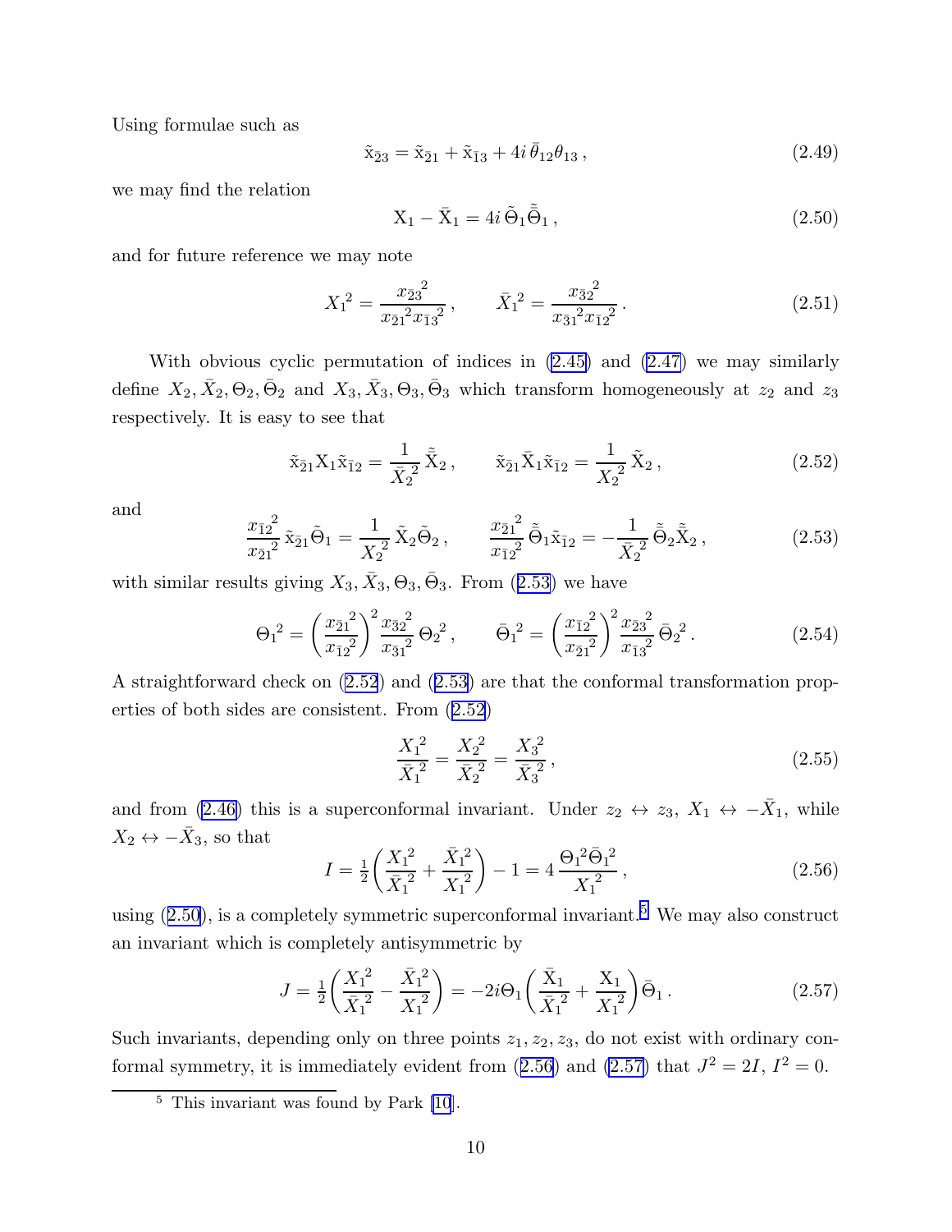Using formulae such as

$$\tilde{\mathrm{x}}_{\bar{2}3} = \tilde{\mathrm{x}}_{\bar{2}1} + \tilde{\mathrm{x}}_{\bar{1}3} + 4i\,\bar{\theta}_{12}\theta_{13}\,, \tag{2.49}$$

we may find the relation

$$\mathrm{X}_1 - \bar{\mathrm{X}}_1 = 4i\,\tilde{\Theta}_1\tilde{\bar{\Theta}}_1\,, \tag{2.50}$$

and for future reference we may note

$$X_1{}^2 = \frac{x_{\bar{2}3}{}^2}{x_{\bar{2}1}{}^2 x_{\bar{1}3}{}^2}\,, \qquad \bar{X}_1{}^2 = \frac{x_{\bar{3}2}{}^2}{x_{\bar{3}1}{}^2 x_{\bar{1}2}{}^2}\,. \tag{2.51}$$

With obvious cyclic permutation of indices in (2.45) and (2.47) we may similarly define $X_2, \bar{X}_2, \Theta_2, \bar{\Theta}_2$ and $X_3, \bar{X}_3, \Theta_3, \bar{\Theta}_3$ which transform homogeneously at $z_2$ and $z_3$ respectively. It is easy to see that

$$\tilde{\mathrm{x}}_{\bar{2}1}\mathrm{X}_1\tilde{\mathrm{x}}_{\bar{1}2} = \frac{1}{\bar{X}_2{}^2}\,\tilde{\bar{\mathrm{X}}}_2\,, \qquad \tilde{\mathrm{x}}_{\bar{2}1}\bar{\mathrm{X}}_1\tilde{\mathrm{x}}_{\bar{1}2} = \frac{1}{X_2{}^2}\,\tilde{\mathrm{X}}_2\,, \tag{2.52}$$

and

$$\frac{x_{\bar{1}2}{}^2}{x_{\bar{2}1}{}^2}\,\tilde{\mathrm{x}}_{\bar{2}1}\tilde{\Theta}_1 = \frac{1}{X_2{}^2}\,\tilde{\mathrm{X}}_2\tilde{\Theta}_2\,, \qquad \frac{x_{\bar{2}1}{}^2}{x_{\bar{1}2}{}^2}\,\tilde{\bar{\Theta}}_1\tilde{\mathrm{x}}_{\bar{1}2} = -\frac{1}{\bar{X}_2{}^2}\,\tilde{\bar{\Theta}}_2\tilde{\bar{\mathrm{X}}}_2\,, \tag{2.53}$$

with similar results giving $X_3, \bar{X}_3, \Theta_3, \bar{\Theta}_3$. From (2.53) we have

$$\Theta_1{}^2 = \left(\frac{x_{\bar{2}1}{}^2}{x_{\bar{1}2}{}^2}\right)^2 \frac{x_{\bar{3}2}{}^2}{x_{\bar{3}1}{}^2}\,\Theta_2{}^2\,, \qquad \bar{\Theta}_1{}^2 = \left(\frac{x_{\bar{1}2}{}^2}{x_{\bar{2}1}{}^2}\right)^2 \frac{x_{\bar{2}3}{}^2}{x_{\bar{1}3}{}^2}\,\bar{\Theta}_2{}^2\,. \tag{2.54}$$

A straightforward check on (2.52) and (2.53) are that the conformal transformation properties of both sides are consistent. From (2.52)

$$\frac{X_1{}^2}{\bar{X}_1{}^2} = \frac{X_2{}^2}{\bar{X}_2{}^2} = \frac{X_3{}^2}{\bar{X}_3{}^2}\,, \tag{2.55}$$

and from (2.46) this is a superconformal invariant. Under $z_2 \leftrightarrow z_3$, $X_1 \leftrightarrow -\bar{X}_1$, while $X_2 \leftrightarrow -\bar{X}_3$, so that

$$I = \tfrac{1}{2}\left(\frac{X_1{}^2}{\bar{X}_1{}^2} + \frac{\bar{X}_1{}^2}{X_1{}^2}\right) - 1 = 4\,\frac{\Theta_1{}^2\bar{\Theta}_1{}^2}{X_1{}^2}\,, \tag{2.56}$$

using (2.50), is a completely symmetric superconformal invariant.[5] We may also construct an invariant which is completely antisymmetric by

$$J = \tfrac{1}{2}\left(\frac{X_1{}^2}{\bar{X}_1{}^2} - \frac{\bar{X}_1{}^2}{X_1{}^2}\right) = -2i\Theta_1\left(\frac{\bar{\mathrm{X}}_1}{\bar{X}_1{}^2} + \frac{\mathrm{X}_1}{X_1{}^2}\right)\bar{\Theta}_1\,. \tag{2.57}$$

Such invariants, depending only on three points $z_1, z_2, z_3$, do not exist with ordinary conformal symmetry, it is immediately evident from (2.56) and (2.57) that $J^2 = 2I$, $I^2 = 0$.

---

[5] This invariant was found by Park [10].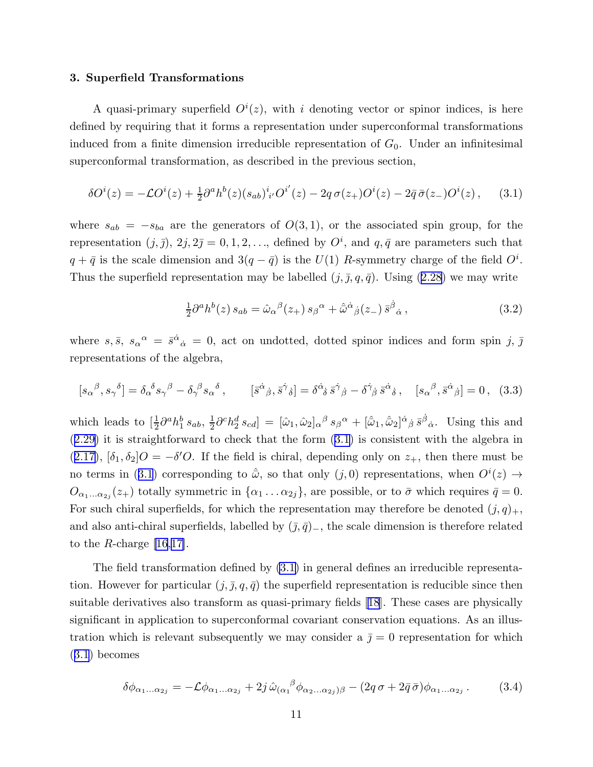## 3. Superfield Transformations

A quasi-primary superfield $O^i(z)$, with $i$ denoting vector or spinor indices, is here defined by requiring that it forms a representation under superconformal transformations induced from a finite dimension irreducible representation of $G_0$. Under an infinitesimal superconformal transformation, as described in the previous section,

$$\delta O^i(z) = -\mathcal{L}O^i(z) + \tfrac{1}{2}\partial^a h^b(z)(s_{ab})^i{}_{i'}O^{i'}(z) - 2q\,\sigma(z_+)O^i(z) - 2\bar{q}\,\bar{\sigma}(z_-)O^i(z)\,, \qquad (3.1)$$

where $s_{ab} = -s_{ba}$ are the generators of $O(3,1)$, or the associated spin group, for the representation $(j,\bar{j})$, $2j, 2\bar{j} = 0,1,2,\ldots$, defined by $O^i$, and $q,\bar{q}$ are parameters such that $q+\bar{q}$ is the scale dimension and $3(q-\bar{q})$ is the $U(1)$ $R$-symmetry charge of the field $O^i$. Thus the superfield representation may be labelled $(j,\bar{j},q,\bar{q})$. Using (2.28) we may write

$$\tfrac{1}{2}\partial^a h^b(z)\, s_{ab} = \hat{\omega}_\alpha{}^\beta(z_+)\, s_\beta{}^\alpha + \hat{\bar{\omega}}^{\dot{\alpha}}{}_{\dot{\beta}}(z_-)\, \bar{s}^{\dot{\beta}}{}_{\dot{\alpha}}\,, \qquad (3.2)$$

where $s,\bar{s}$, $s_\alpha{}^\alpha = \bar{s}^{\dot{\alpha}}{}_{\dot{\alpha}} = 0$, act on undotted, dotted spinor indices and form spin $j$, $\bar{j}$ representations of the algebra,

$$[s_\alpha{}^\beta, s_\gamma{}^\delta] = \delta_\alpha{}^\delta s_\gamma{}^\beta - \delta_\gamma{}^\beta s_\alpha{}^\delta\,, \qquad [\bar{s}^{\dot{\alpha}}{}_{\dot{\beta}}, \bar{s}^{\dot{\gamma}}{}_{\dot{\delta}}] = \delta^{\dot{\alpha}}{}_{\dot{\delta}}\,\bar{s}^{\dot{\gamma}}{}_{\dot{\beta}} - \delta^{\dot{\gamma}}{}_{\dot{\beta}}\,\bar{s}^{\dot{\alpha}}{}_{\dot{\delta}}\,, \quad [s_\alpha{}^\beta, \bar{s}^{\dot{\alpha}}{}_{\dot{\beta}}] = 0\,, \quad (3.3)$$

which leads to $[\tfrac{1}{2}\partial^a h_1^b\, s_{ab}, \tfrac{1}{2}\partial^c h_2^d\, s_{cd}] = [\hat{\omega}_1,\hat{\omega}_2]_\alpha{}^\beta\, s_\beta{}^\alpha + [\hat{\bar{\omega}}_1,\hat{\bar{\omega}}_2]^{\dot{\alpha}}{}_{\dot{\beta}}\,\bar{s}^{\dot{\beta}}{}_{\dot{\alpha}}$. Using this and (2.29) it is straightforward to check that the form (3.1) is consistent with the algebra in (2.17), $[\delta_1,\delta_2]O = -\delta' O$. If the field is chiral, depending only on $z_+$, then there must be no terms in (3.1) corresponding to $\hat{\bar{\omega}}$, so that only $(j,0)$ representations, when $O^i(z) \to O_{\alpha_1\ldots\alpha_{2j}}(z_+)$ totally symmetric in $\{\alpha_1\ldots\alpha_{2j}\}$, are possible, or to $\bar{\sigma}$ which requires $\bar{q}=0$. For such chiral superfields, for which the representation may therefore be denoted $(j,q)_+$, and also anti-chiral superfields, labelled by $(\bar{j},\bar{q})_-$, the scale dimension is therefore related to the $R$-charge [16,17].

The field transformation defined by (3.1) in general defines an irreducible representation. However for particular $(j,\bar{j},q,\bar{q})$ the superfield representation is reducible since then suitable derivatives also transform as quasi-primary fields [18]. These cases are physically significant in application to superconformal covariant conservation equations. As an illustration which is relevant subsequently we may consider a $\bar{j}=0$ representation for which (3.1) becomes

$$\delta\phi_{\alpha_1\ldots\alpha_{2j}} = -\mathcal{L}\phi_{\alpha_1\ldots\alpha_{2j}} + 2j\,\hat{\omega}_{(\alpha_1}{}^\beta\phi_{\alpha_2\ldots\alpha_{2j})\beta} - (2q\,\sigma + 2\bar{q}\,\bar{\sigma})\phi_{\alpha_1\ldots\alpha_{2j}}\,. \qquad (3.4)$$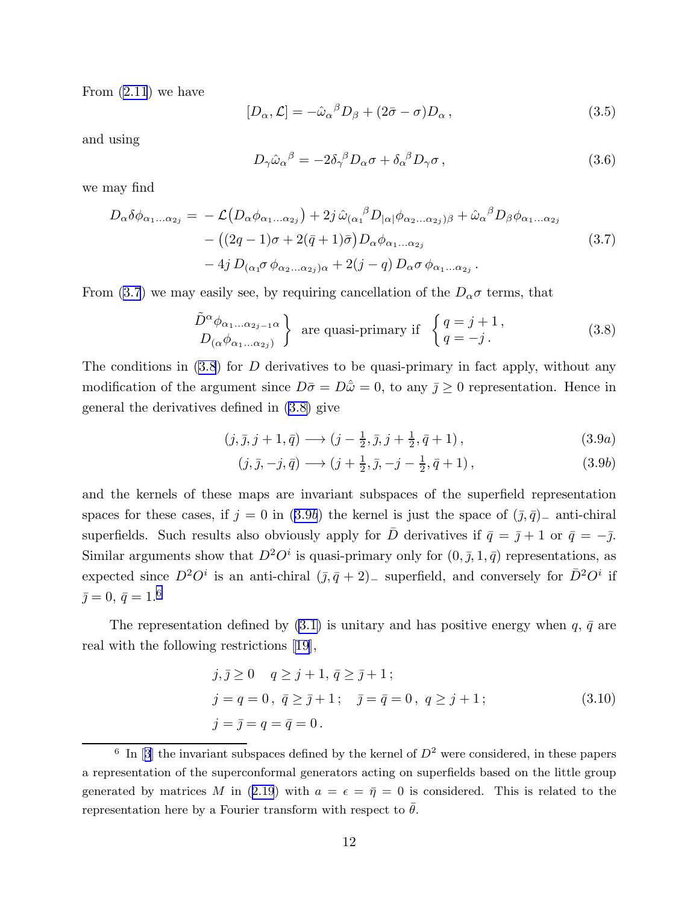From (2.11) we have

$$[D_\alpha, \mathcal{L}] = -\hat{\omega}_\alpha{}^\beta D_\beta + (2\bar{\sigma} - \sigma) D_\alpha \,, \tag{3.5}$$

and using

$$D_\gamma \hat{\omega}_\alpha{}^\beta = -2\delta_\gamma{}^\beta D_\alpha \sigma + \delta_\alpha{}^\beta D_\gamma \sigma \,, \tag{3.6}$$

we may find

$$\begin{aligned} D_\alpha \delta\phi_{\alpha_1\ldots\alpha_{2j}} = & -\mathcal{L}\big(D_\alpha \phi_{\alpha_1\ldots\alpha_{2j}}\big) + 2j\,\hat{\omega}_{(\alpha_1}{}^\beta D_{|\alpha|}\phi_{\alpha_2\ldots\alpha_{2j})\beta} + \hat{\omega}_\alpha{}^\beta D_\beta \phi_{\alpha_1\ldots\alpha_{2j}} \\ & - \big((2q-1)\sigma + 2(\bar{q}+1)\bar{\sigma}\big) D_\alpha \phi_{\alpha_1\ldots\alpha_{2j}} \\ & - 4j\, D_{(\alpha_1}\sigma\, \phi_{\alpha_2\ldots\alpha_{2j})\alpha} + 2(j-q)\, D_\alpha \sigma\, \phi_{\alpha_1\ldots\alpha_{2j}} \,. \end{aligned} \tag{3.7}$$

From (3.7) we may easily see, by requiring cancellation of the $D_\alpha\sigma$ terms, that

$$\left.\begin{array}{c} \tilde{D}^\alpha \phi_{\alpha_1\ldots\alpha_{2j-1}\alpha} \\ D_{(\alpha}\phi_{\alpha_1\ldots\alpha_{2j})} \end{array}\right\} \text{ are quasi-primary if } \begin{cases} q = j+1\,, \\ q = -j\,. \end{cases} \tag{3.8}$$

The conditions in (3.8) for $D$ derivatives to be quasi-primary in fact apply, without any modification of the argument since $D\bar{\sigma} = D\hat{\bar{\omega}} = 0$, to any $\bar{j} \geq 0$ representation. Hence in general the derivatives defined in (3.8) give

$$(j, \bar{j}, j+1, \bar{q}) \longrightarrow (j - \tfrac{1}{2}, \bar{j}, j + \tfrac{1}{2}, \bar{q} + 1)\,, \tag{3.9a}$$

$$(j, \bar{j}, -j, \bar{q}) \longrightarrow (j + \tfrac{1}{2}, \bar{j}, -j - \tfrac{1}{2}, \bar{q} + 1)\,, \tag{3.9b}$$

and the kernels of these maps are invariant subspaces of the superfield representation spaces for these cases, if $j = 0$ in (3.9b) the kernel is just the space of $(\bar{j}, \bar{q})_-$ anti-chiral superfields. Such results also obviously apply for $\bar{D}$ derivatives if $\bar{q} = \bar{j} + 1$ or $\bar{q} = -\bar{j}$. Similar arguments show that $D^2 O^i$ is quasi-primary only for $(0, \bar{j}, 1, \bar{q})$ representations, as expected since $D^2 O^i$ is an anti-chiral $(\bar{j}, \bar{q}+2)_-$ superfield, and conversely for $\bar{D}^2 O^i$ if $\bar{j} = 0$, $\bar{q} = 1$.[6]

The representation defined by (3.1) is unitary and has positive energy when $q$, $\bar{q}$ are real with the following restrictions [19],

$$\begin{aligned} & j, \bar{j} \geq 0 \quad q \geq j+1,\ \bar{q} \geq \bar{j} + 1\,; \\ & j = q = 0\,,\ \bar{q} \geq \bar{j} + 1\,; \quad \bar{j} = \bar{q} = 0\,,\ q \geq j + 1\,; \\ & j = \bar{j} = q = \bar{q} = 0\,. \end{aligned} \tag{3.10}$$

---

[6] In [3] the invariant subspaces defined by the kernel of $D^2$ were considered, in these papers a representation of the superconformal generators acting on superfields based on the little group generated by matrices $M$ in (2.19) with $a = \epsilon = \bar{\eta} = 0$ is considered. This is related to the representation here by a Fourier transform with respect to $\bar{\theta}$.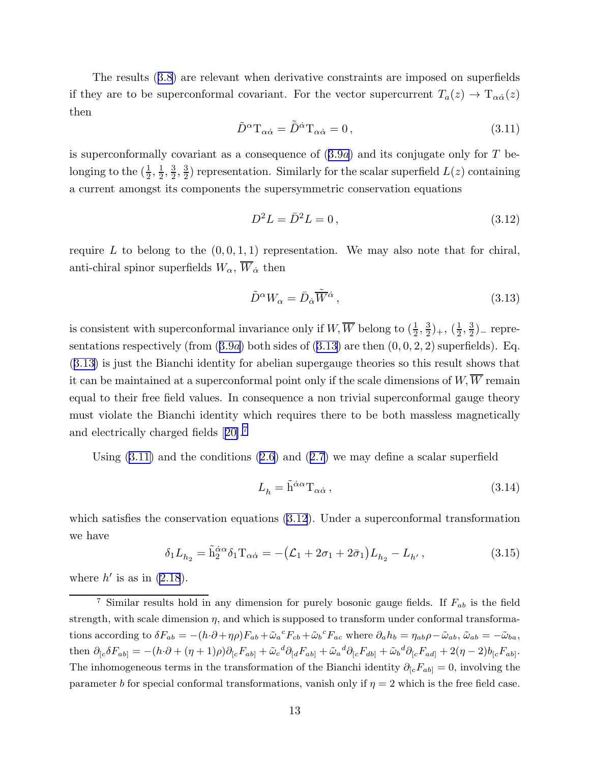The results (3.8) are relevant when derivative constraints are imposed on superfields if they are to be superconformal covariant. For the vector supercurrent $T_a(z) \to \mathrm{T}_{\alpha\dot\alpha}(z)$ then

$$\tilde{D}^{\alpha}\mathrm{T}_{\alpha\dot\alpha} = \tilde{\bar{D}}^{\dot\alpha}\mathrm{T}_{\alpha\dot\alpha} = 0\,, \tag{3.11}$$

is superconformally covariant as a consequence of (3.9$a$) and its conjugate only for $T$ belonging to the $(\frac{1}{2},\frac{1}{2},\frac{3}{2},\frac{3}{2})$ representation. Similarly for the scalar superfield $L(z)$ containing a current amongst its components the supersymmetric conservation equations

$$D^2 L = \bar{D}^2 L = 0\,, \tag{3.12}$$

require $L$ to belong to the $(0,0,1,1)$ representation. We may also note that for chiral, anti-chiral spinor superfields $W_\alpha$, $\overline{W}_{\dot\alpha}$ then

$$\tilde{D}^{\alpha}W_\alpha = \bar{D}_{\dot\alpha}\tilde{\overline{W}}^{\dot\alpha}\,, \tag{3.13}$$

is consistent with superconformal invariance only if $W,\overline{W}$ belong to $(\frac{1}{2},\frac{3}{2})_+$, $(\frac{1}{2},\frac{3}{2})_-$ representations respectively (from (3.9$a$) both sides of (3.13) are then $(0,0,2,2)$ superfields). Eq. (3.13) is just the Bianchi identity for abelian supergauge theories so this result shows that it can be maintained at a superconformal point only if the scale dimensions of $W,\overline{W}$ remain equal to their free field values. In consequence a non trivial superconformal gauge theory must violate the Bianchi identity which requires there to be both massless magnetically and electrically charged fields [20].[7]

Using (3.11) and the conditions (2.6) and (2.7) we may define a scalar superfield

$$L_h = \tilde{\mathrm{h}}^{\dot\alpha\alpha}\mathrm{T}_{\alpha\dot\alpha}\,, \tag{3.14}$$

which satisfies the conservation equations (3.12). Under a superconformal transformation we have

$$\delta_1 L_{h_2} = \tilde{\mathrm{h}}_2^{\dot\alpha\alpha}\delta_1\mathrm{T}_{\alpha\dot\alpha} = -\big(\mathcal{L}_1 + 2\sigma_1 + 2\bar\sigma_1\big)L_{h_2} - L_{h'}\,, \tag{3.15}$$

where $h'$ is as in (2.18).

---

[7] Similar results hold in any dimension for purely bosonic gauge fields. If $F_{ab}$ is the field strength, with scale dimension $\eta$, and which is supposed to transform under conformal transformations according to $\delta F_{ab} = -(h{\cdot}\partial + \eta\rho)F_{ab} + \tilde\omega_a{}^c F_{cb} + \tilde\omega_b{}^c F_{ac}$ where $\partial_a h_b = \eta_{ab}\rho - \tilde\omega_{ab}$, $\tilde\omega_{ab} = -\tilde\omega_{ba}$, then $\partial_{[c}\delta F_{ab]} = -(h{\cdot}\partial + (\eta+1)\rho)\partial_{[c}F_{ab]} + \tilde\omega_c{}^d\partial_{[d}F_{ab]} + \tilde\omega_a{}^d\partial_{[c}F_{db]} + \tilde\omega_b{}^d\partial_{[c}F_{ad]} + 2(\eta-2)b_{[c}F_{ab]}$. The inhomogeneous terms in the transformation of the Bianchi identity $\partial_{[c}F_{ab]} = 0$, involving the parameter $b$ for special conformal transformations, vanish only if $\eta = 2$ which is the free field case.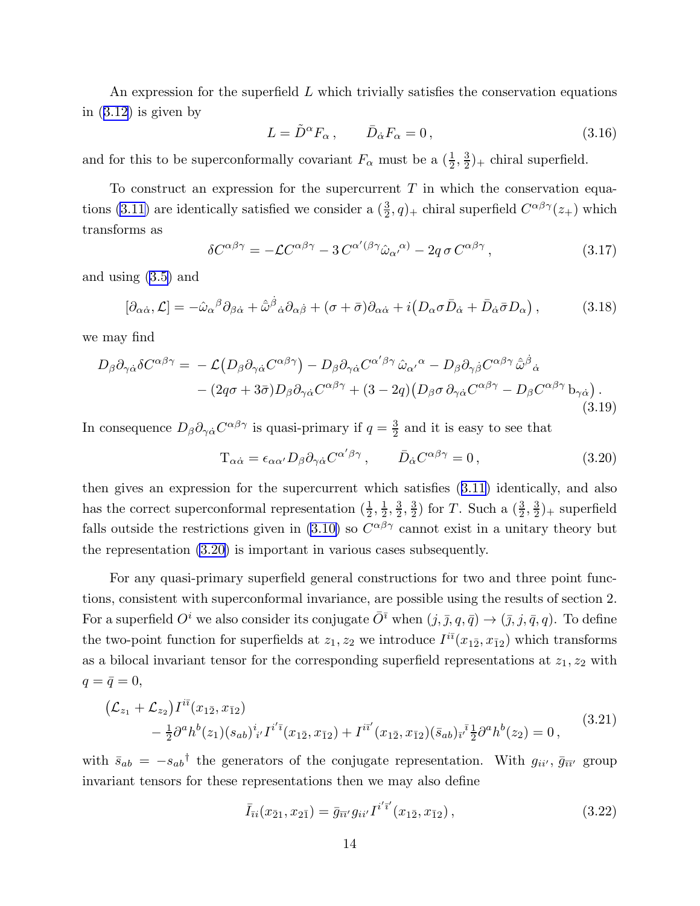An expression for the superfield $L$ which trivially satisfies the conservation equations in (3.12) is given by

$$L = \tilde{D}^{\alpha} F_{\alpha} \,, \qquad \bar{D}_{\dot\alpha} F_{\alpha} = 0 \,, \tag{3.16}$$

and for this to be superconformally covariant $F_\alpha$ must be a $(\frac{1}{2}, \frac{3}{2})_+$ chiral superfield.

To construct an expression for the supercurrent $T$ in which the conservation equations (3.11) are identically satisfied we consider a $(\frac{3}{2}, q)_+$ chiral superfield $C^{\alpha\beta\gamma}(z_+)$ which transforms as

$$\delta C^{\alpha\beta\gamma} = -\mathcal{L} C^{\alpha\beta\gamma} - 3\, C^{\alpha'(\beta\gamma} \hat{\omega}_{\alpha'}{}^{\alpha)} - 2q\, \sigma\, C^{\alpha\beta\gamma} \,, \tag{3.17}$$

and using (3.5) and

$$[\partial_{\alpha\dot\alpha}, \mathcal{L}] = -\hat{\omega}_{\alpha}{}^{\beta} \partial_{\beta\dot\alpha} + \hat{\bar{\omega}}^{\dot\beta}{}_{\dot\alpha} \partial_{\alpha\dot\beta} + (\sigma + \bar\sigma) \partial_{\alpha\dot\alpha} + i\big(D_\alpha \sigma \bar{D}_{\dot\alpha} + \bar{D}_{\dot\alpha} \bar\sigma D_\alpha\big) \,, \tag{3.18}$$

we may find

$$\begin{aligned} D_\beta \partial_{\gamma\dot\alpha} \delta C^{\alpha\beta\gamma} = &\; -\mathcal{L}\big(D_\beta \partial_{\gamma\dot\alpha} C^{\alpha\beta\gamma}\big) - D_\beta \partial_{\gamma\dot\alpha} C^{\alpha'\beta\gamma}\, \hat{\omega}_{\alpha'}{}^{\alpha} - D_\beta \partial_{\gamma\dot\beta} C^{\alpha\beta\gamma}\, \hat{\bar{\omega}}^{\dot\beta}{}_{\dot\alpha} \\ &- (2q\sigma + 3\bar\sigma) D_\beta \partial_{\gamma\dot\alpha} C^{\alpha\beta\gamma} + (3-2q)\big(D_\beta \sigma\, \partial_{\gamma\dot\alpha} C^{\alpha\beta\gamma} - D_\beta C^{\alpha\beta\gamma}\, \mathrm{b}_{\gamma\dot\alpha}\big) \,. \end{aligned} \tag{3.19}$$

In consequence $D_\beta \partial_{\gamma\dot\alpha} C^{\alpha\beta\gamma}$ is quasi-primary if $q = \frac{3}{2}$ and it is easy to see that

$$\mathrm{T}_{\alpha\dot\alpha} = \epsilon_{\alpha\alpha'} D_\beta \partial_{\gamma\dot\alpha} C^{\alpha'\beta\gamma} \,, \qquad \bar{D}_{\dot\alpha} C^{\alpha\beta\gamma} = 0 \,, \tag{3.20}$$

then gives an expression for the supercurrent which satisfies (3.11) identically, and also has the correct superconformal representation $(\frac{1}{2}, \frac{1}{2}, \frac{3}{2}, \frac{3}{2})$ for $T$. Such a $(\frac{3}{2}, \frac{3}{2})_+$ superfield falls outside the restrictions given in (3.10) so $C^{\alpha\beta\gamma}$ cannot exist in a unitary theory but the representation (3.20) is important in various cases subsequently.

For any quasi-primary superfield general constructions for two and three point functions, consistent with superconformal invariance, are possible using the results of section 2. For a superfield $O^i$ we also consider its conjugate $\bar{O}^{\bar\imath}$ when $(j, \bar{\jmath}, q, \bar{q}) \to (\bar{\jmath}, j, \bar{q}, q)$. To define the two-point function for superfields at $z_1, z_2$ we introduce $I^{i\bar\imath}(x_{1\bar2}, x_{\bar12})$ which transforms as a bilocal invariant tensor for the corresponding superfield representations at $z_1, z_2$ with $q = \bar{q} = 0$,

$$\begin{aligned} &\big(\mathcal{L}_{z_1} + \mathcal{L}_{z_2}\big) I^{i\bar\imath}(x_{1\bar2}, x_{\bar12}) \\ &\qquad - \tfrac{1}{2}\partial^a h^b(z_1) (s_{ab})^i{}_{i'} I^{i'\bar\imath}(x_{1\bar2}, x_{\bar12}) + I^{i\bar\imath'}(x_{1\bar2}, x_{\bar12}) (\bar{s}_{ab})_{\bar\imath'}{}^{\bar\imath} \tfrac{1}{2}\partial^a h^b(z_2) = 0 \,, \end{aligned} \tag{3.21}$$

with $\bar{s}_{ab} = -s_{ab}{}^\dagger$ the generators of the conjugate representation. With $g_{ii'}, \bar{g}_{\bar\imath\bar\imath'}$ group invariant tensors for these representations then we may also define

$$\bar{I}_{\bar\imath i}(x_{\bar21}, x_{2\bar1}) = \bar{g}_{\bar\imath\bar\imath'} g_{ii'} I^{i'\bar\imath'}(x_{1\bar2}, x_{\bar12}) \,, \tag{3.22}$$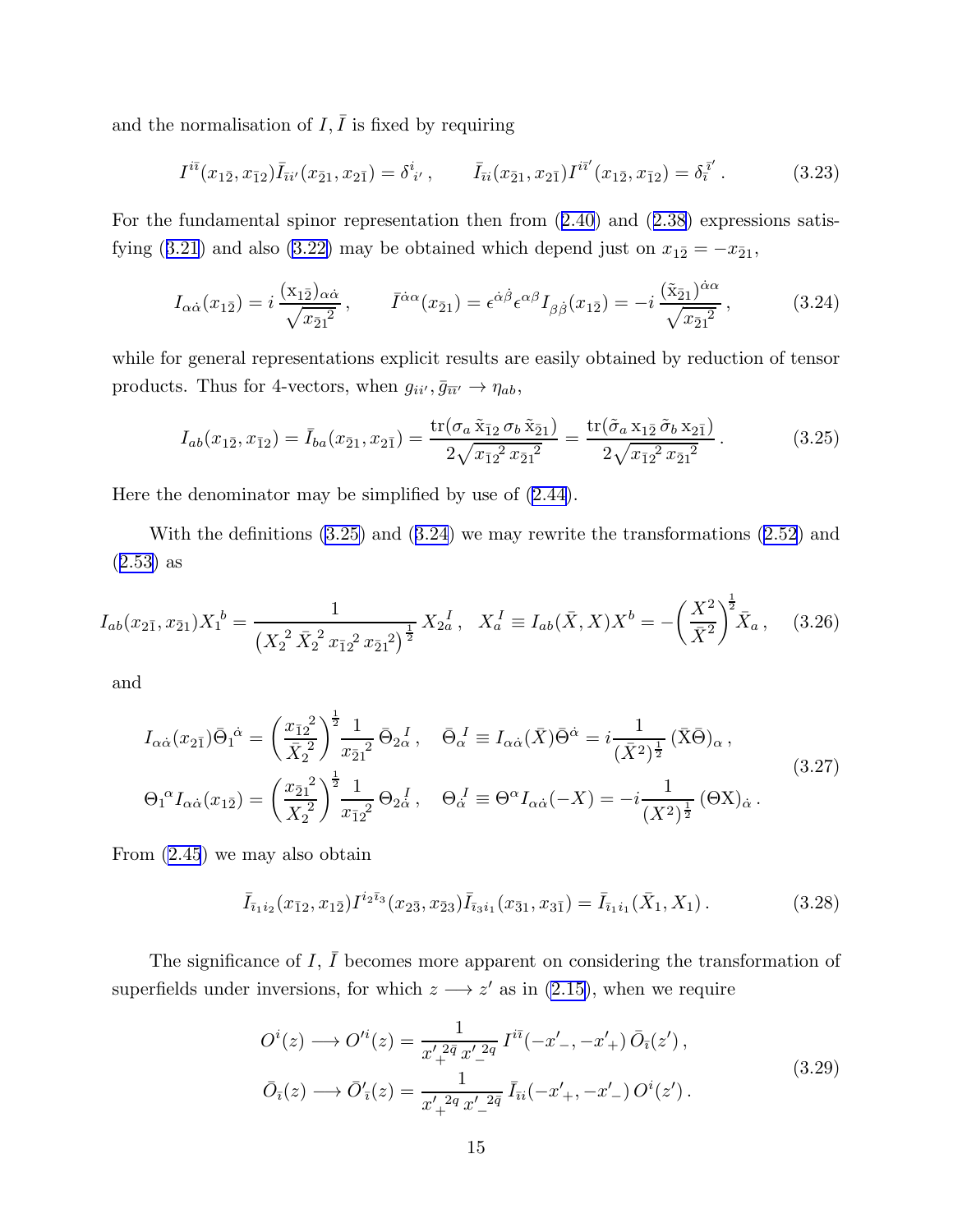and the normalisation of $I, \bar{I}$ is fixed by requiring

$$
I^{i\bar{\imath}}(x_{1\bar{2}}, x_{\bar{1}2})\bar{I}_{\bar{\imath}i'}(x_{\bar{2}1}, x_{2\bar{1}}) = \delta^{i}{}_{i'}\,, \qquad \bar{I}_{\bar{\imath}i}(x_{\bar{2}1}, x_{2\bar{1}})I^{i\bar{\imath}'}(x_{1\bar{2}}, x_{\bar{1}2}) = \delta_{\bar{\imath}}{}^{\bar{\imath}'}\,. \tag{3.23}
$$

For the fundamental spinor representation then from (2.40) and (2.38) expressions satisfying (3.21) and also (3.22) may be obtained which depend just on $x_{1\bar{2}} = -x_{\bar{2}1}$,

$$
I_{\alpha\dot{\alpha}}(x_{1\bar{2}}) = i\,\frac{(\mathrm{x}_{1\bar{2}})_{\alpha\dot{\alpha}}}{\sqrt{x_{\bar{2}1}{}^{2}}}\,, \qquad \bar{I}^{\dot{\alpha}\alpha}(x_{\bar{2}1}) = \epsilon^{\dot{\alpha}\dot{\beta}}\epsilon^{\alpha\beta}I_{\beta\dot{\beta}}(x_{1\bar{2}}) = -i\,\frac{(\tilde{\mathrm{x}}_{\bar{2}1})^{\dot{\alpha}\alpha}}{\sqrt{x_{\bar{2}1}{}^{2}}}\,, \tag{3.24}
$$

while for general representations explicit results are easily obtained by reduction of tensor products. Thus for 4-vectors, when $g_{ii'}, \bar{g}_{\bar{\imath}\bar{\imath}'} \to \eta_{ab}$,

$$
I_{ab}(x_{1\bar{2}}, x_{\bar{1}2}) = \bar{I}_{ba}(x_{\bar{2}1}, x_{2\bar{1}}) = \frac{\mathrm{tr}(\sigma_a\,\tilde{\mathrm{x}}_{\bar{1}2}\,\sigma_b\,\tilde{\mathrm{x}}_{\bar{2}1})}{2\sqrt{x_{\bar{1}2}{}^{2}\,x_{\bar{2}1}{}^{2}}} = \frac{\mathrm{tr}(\tilde{\sigma}_a\,\mathrm{x}_{1\bar{2}}\,\tilde{\sigma}_b\,\mathrm{x}_{2\bar{1}})}{2\sqrt{x_{\bar{1}2}{}^{2}\,x_{\bar{2}1}{}^{2}}}\,. \tag{3.25}
$$

Here the denominator may be simplified by use of (2.44).

With the definitions (3.25) and (3.24) we may rewrite the transformations (2.52) and (2.53) as

$$
I_{ab}(x_{2\bar{1}}, x_{\bar{2}1})X_1{}^{b} = \frac{1}{\left(X_2{}^{2}\,\bar{X}_2{}^{2}\,x_{\bar{1}2}{}^{2}\,x_{\bar{2}1}{}^{2}\right)^{\frac{1}{2}}}\,X_{2a}^{\ I}\,, \quad X_a^{\ I} \equiv I_{ab}(\bar{X}, X)X^{b} = -\bigg(\frac{X^{2}}{\bar{X}^{2}}\bigg)^{\frac{1}{2}}\bar{X}_a\,, \tag{3.26}
$$

and

$$
\begin{aligned}
I_{\alpha\dot{\alpha}}(x_{2\bar{1}})\bar{\Theta}_1{}^{\dot{\alpha}} &= \bigg(\frac{x_{\bar{1}2}{}^{2}}{\bar{X}_2{}^{2}}\bigg)^{\frac{1}{2}}\frac{1}{x_{\bar{2}1}{}^{2}}\,\bar{\Theta}_{2\alpha}^{\ I}\,, \quad \bar{\Theta}_\alpha^{\ I} \equiv I_{\alpha\dot{\alpha}}(\bar{X})\bar{\Theta}^{\dot{\alpha}} = i\frac{1}{(\bar{X}^{2})^{\frac{1}{2}}}\,(\bar{\mathrm{X}}\bar{\Theta})_\alpha\,,\\
\Theta_1{}^{\alpha}I_{\alpha\dot{\alpha}}(x_{1\bar{2}}) &= \bigg(\frac{x_{\bar{2}1}{}^{2}}{X_2{}^{2}}\bigg)^{\frac{1}{2}}\frac{1}{x_{\bar{1}2}{}^{2}}\,\Theta_{2\dot{\alpha}}^{\ I}\,, \quad \Theta_{\dot{\alpha}}^{\ I} \equiv \Theta^{\alpha}I_{\alpha\dot{\alpha}}(-X) = -i\frac{1}{(X^{2})^{\frac{1}{2}}}\,(\Theta\mathrm{X})_{\dot{\alpha}}\,.
\end{aligned} \tag{3.27}
$$

From (2.45) we may also obtain

$$
\bar{I}_{\bar{\imath}_1 i_2}(x_{\bar{1}2}, x_{1\bar{2}})I^{i_2\bar{\imath}_3}(x_{2\bar{3}}, x_{\bar{2}3})\bar{I}_{\bar{\imath}_3 i_1}(x_{\bar{3}1}, x_{3\bar{1}}) = \bar{I}_{\bar{\imath}_1 i_1}(\bar{X}_1, X_1)\,. \tag{3.28}
$$

The significance of $I, \bar{I}$ becomes more apparent on considering the transformation of superfields under inversions, for which $z \longrightarrow z'$ as in (2.15), when we require

$$
\begin{aligned}
O^{i}(z) &\longrightarrow O'^{i}(z) = \frac{1}{x'_+{}^{2\bar{q}}\,x'_-{}^{2q}}\;I^{i\bar{\imath}}(-x'_-, -x'_+)\,\bar{O}_{\bar{\imath}}(z')\,,\\
\bar{O}_{\bar{\imath}}(z) &\longrightarrow \bar{O}'_{\bar{\imath}}(z) = \frac{1}{x'_+{}^{2q}\,x'_-{}^{2\bar{q}}}\;\bar{I}_{\bar{\imath}i}(-x'_+, -x'_-)\,O^{i}(z')\,.
\end{aligned} \tag{3.29}
$$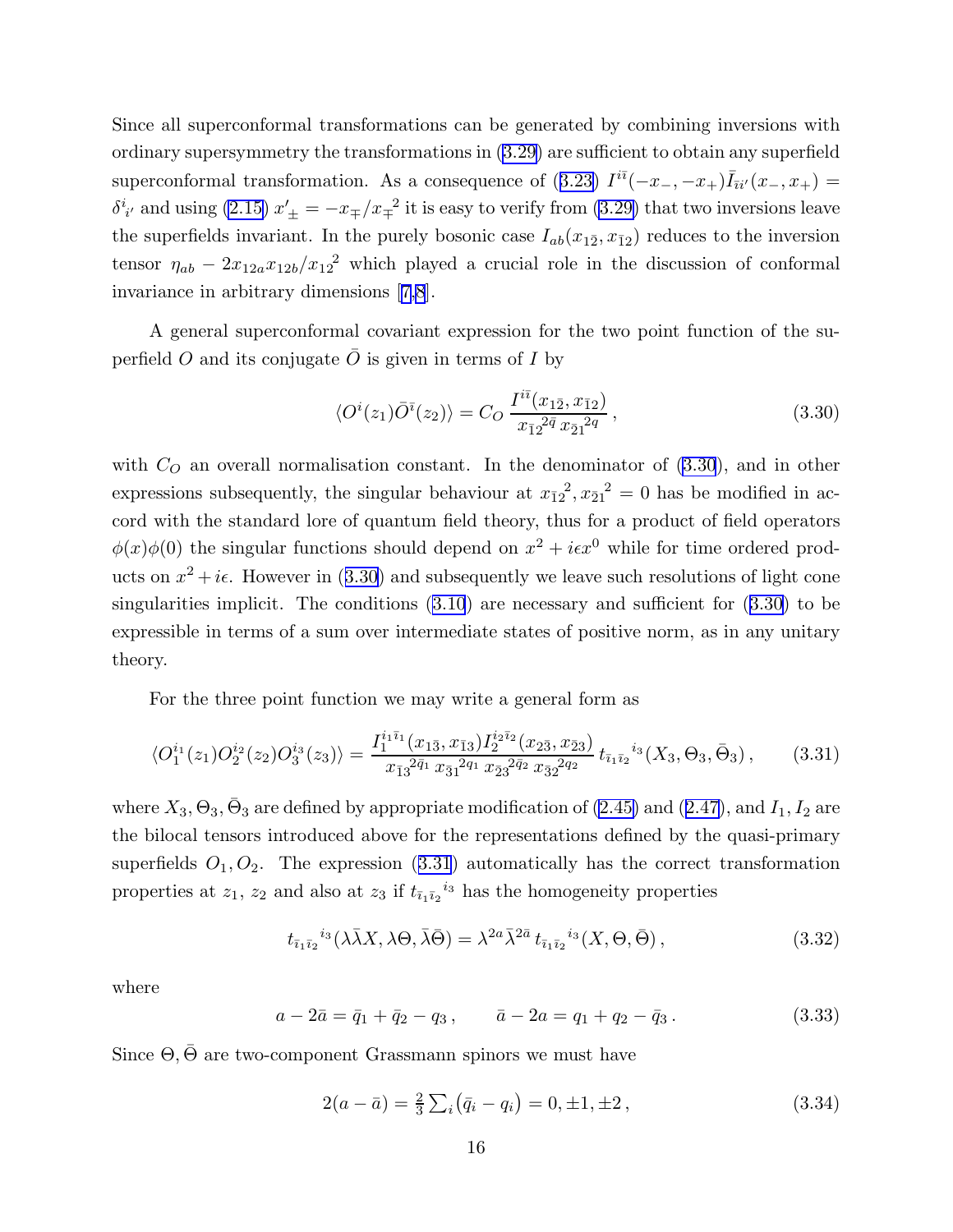Since all superconformal transformations can be generated by combining inversions with ordinary supersymmetry the transformations in (3.29) are sufficient to obtain any superfield superconformal transformation. As a consequence of (3.23) $I^{i\bar\imath}(-x_-,-x_+)\bar I_{\bar\imath i'}(x_-,x_+) = \delta^i{}_{i'}$ and using (2.15) $x'_\pm = -x_\mp/x_\mp{}^2$ it is easy to verify from (3.29) that two inversions leave the superfields invariant. In the purely bosonic case $I_{ab}(x_{1\bar 2},x_{\bar 1 2})$ reduces to the inversion tensor $\eta_{ab} - 2x_{12a}x_{12b}/x_{12}{}^2$ which played a crucial role in the discussion of conformal invariance in arbitrary dimensions [7,8].

A general superconformal covariant expression for the two point function of the superfield $O$ and its conjugate $\bar O$ is given in terms of $I$ by

$$
\langle O^i(z_1)\bar O^{\bar\imath}(z_2)\rangle = C_O\, \frac{I^{i\bar\imath}(x_{1\bar 2},x_{\bar 1 2})}{x_{\bar 1 2}{}^{2\bar q}\, x_{\bar 2 1}{}^{2q}}\,, \tag{3.30}
$$

with $C_O$ an overall normalisation constant. In the denominator of (3.30), and in other expressions subsequently, the singular behaviour at $x_{\bar 1 2}{}^2, x_{\bar 2 1}{}^2 = 0$ has be modified in accord with the standard lore of quantum field theory, thus for a product of field operators $\phi(x)\phi(0)$ the singular functions should depend on $x^2 + i\epsilon x^0$ while for time ordered products on $x^2 + i\epsilon$. However in (3.30) and subsequently we leave such resolutions of light cone singularities implicit. The conditions (3.10) are necessary and sufficient for (3.30) to be expressible in terms of a sum over intermediate states of positive norm, as in any unitary theory.

For the three point function we may write a general form as

$$
\langle O_1^{i_1}(z_1)O_2^{i_2}(z_2)O_3^{i_3}(z_3)\rangle = \frac{I_1^{i_1\bar\imath_1}(x_{1\bar 3},x_{\bar 1 3})I_2^{i_2\bar\imath_2}(x_{2\bar 3},x_{\bar 2 3})}{x_{\bar 1 3}{}^{2\bar q_1}\, x_{\bar 3 1}{}^{2q_1}\, x_{\bar 2 3}{}^{2\bar q_2}\, x_{\bar 3 2}{}^{2q_2}}\, t_{\bar\imath_1\bar\imath_2}{}^{i_3}(X_3,\Theta_3,\bar\Theta_3)\,, \tag{3.31}
$$

where $X_3, \Theta_3, \bar\Theta_3$ are defined by appropriate modification of (2.45) and (2.47), and $I_1, I_2$ are the bilocal tensors introduced above for the representations defined by the quasi-primary superfields $O_1, O_2$. The expression (3.31) automatically has the correct transformation properties at $z_1$, $z_2$ and also at $z_3$ if $t_{\bar\imath_1\bar\imath_2}{}^{i_3}$ has the homogeneity properties

$$
t_{\bar\imath_1\bar\imath_2}{}^{i_3}(\lambda\bar\lambda X, \lambda\Theta, \bar\lambda\bar\Theta) = \lambda^{2a}\bar\lambda^{2\bar a}\, t_{\bar\imath_1\bar\imath_2}{}^{i_3}(X,\Theta,\bar\Theta)\,, \tag{3.32}
$$

where

$$
a - 2\bar a = \bar q_1 + \bar q_2 - q_3\,, \qquad \bar a - 2a = q_1 + q_2 - \bar q_3\,. \tag{3.33}
$$

Since $\Theta, \bar\Theta$ are two-component Grassmann spinors we must have

$$
2(a-\bar a) = \tfrac{2}{3}\textstyle\sum_i(\bar q_i - q_i) = 0, \pm 1, \pm 2\,, \tag{3.34}
$$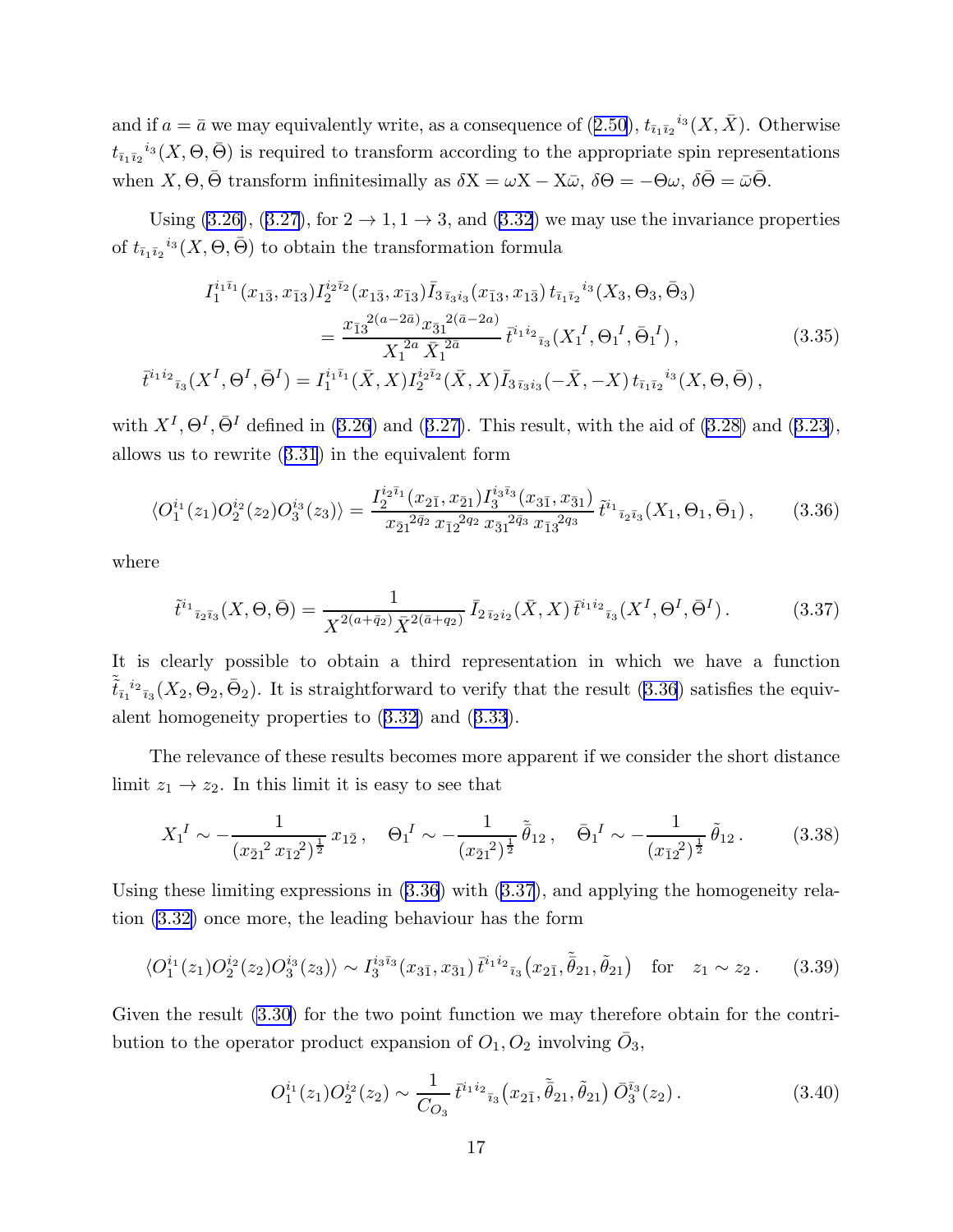and if $a = \bar{a}$ we may equivalently write, as a consequence of (2.50), $t_{\bar{\imath}_1 \bar{\imath}_2}{}^{i_3}(X, \bar{X})$. Otherwise $t_{\bar{\imath}_1 \bar{\imath}_2}{}^{i_3}(X, \Theta, \bar{\Theta})$ is required to transform according to the appropriate spin representations when $X, \Theta, \bar{\Theta}$ transform infinitesimally as $\delta \mathrm{X} = \omega \mathrm{X} - \mathrm{X}\bar{\omega}$, $\delta\Theta = -\Theta\omega$, $\delta\bar{\Theta} = \bar{\omega}\bar{\Theta}$.

Using (3.26), (3.27), for $2 \to 1, 1 \to 3$, and (3.32) we may use the invariance properties of $t_{\bar{\imath}_1 \bar{\imath}_2}{}^{i_3}(X, \Theta, \bar{\Theta})$ to obtain the transformation formula

$$
\begin{aligned}
I_1^{i_1 \bar{\imath}_1}(x_{1\bar{3}}, x_{\bar{1}3}) I_2^{i_2 \bar{\imath}_2}(x_{1\bar{3}}, x_{\bar{1}3}) \bar{I}_{3\,\bar{\imath}_3 i_3}(x_{\bar{1}3}, x_{1\bar{3}})\, & t_{\bar{\imath}_1 \bar{\imath}_2}{}^{i_3}(X_3, \Theta_3, \bar{\Theta}_3) \\
&= \frac{x_{\bar{1}3}{}^{2(a-2\bar{a})} x_{\bar{3}1}{}^{2(\bar{a}-2a)}}{X_1{}^{2a}\, \bar{X}_1{}^{2\bar{a}}}\, \bar{t}^{i_1 i_2}{}_{\bar{\imath}_3}(X_1{}^I, \Theta_1{}^I, \bar{\Theta}_1{}^I)\,, \qquad (3.35)\\
\bar{t}^{i_1 i_2}{}_{\bar{\imath}_3}(X^I, \Theta^I, \bar{\Theta}^I) = I_1^{i_1 \bar{\imath}_1}(\bar{X}, X) I_2^{i_2 \bar{\imath}_2}(\bar{X}, X) & \bar{I}_{3\,\bar{\imath}_3 i_3}(-\bar{X}, -X)\, t_{\bar{\imath}_1 \bar{\imath}_2}{}^{i_3}(X, \Theta, \bar{\Theta})\,,
\end{aligned}
$$

with $X^I, \Theta^I, \bar{\Theta}^I$ defined in (3.26) and (3.27). This result, with the aid of (3.28) and (3.23), allows us to rewrite (3.31) in the equivalent form

$$
\langle O_1^{i_1}(z_1) O_2^{i_2}(z_2) O_3^{i_3}(z_3) \rangle = \frac{I_2^{i_2 \bar{\imath}_1}(x_{2\bar{1}}, x_{\bar{2}1}) I_3^{i_3 \bar{\imath}_3}(x_{3\bar{1}}, x_{\bar{3}1})}{x_{\bar{2}1}{}^{2\bar{q}_2}\, x_{\bar{1}2}{}^{2q_2}\, x_{\bar{3}1}{}^{2\bar{q}_3}\, x_{\bar{1}3}{}^{2q_3}}\, \tilde{t}^{i_1}{}_{\bar{\imath}_2 \bar{\imath}_3}(X_1, \Theta_1, \bar{\Theta}_1)\,, \qquad (3.36)
$$

where

$$
\tilde{t}^{i_1}{}_{\bar{\imath}_2 \bar{\imath}_3}(X, \Theta, \bar{\Theta}) = \frac{1}{X^{2(a+\bar{q}_2)}\, \bar{X}^{2(\bar{a}+q_2)}}\, \bar{I}_{2\,\bar{\imath}_2 i_2}(\bar{X}, X)\, \bar{t}^{i_1 i_2}{}_{\bar{\imath}_3}(X^I, \Theta^I, \bar{\Theta}^I)\,. \qquad (3.37)
$$

It is clearly possible to obtain a third representation in which we have a function $\tilde{\tilde{t}}_{\bar{\imath}_1}{}^{i_2}{}_{\bar{\imath}_3}(X_2, \Theta_2, \bar{\Theta}_2)$. It is straightforward to verify that the result (3.36) satisfies the equivalent homogeneity properties to (3.32) and (3.33).

The relevance of these results becomes more apparent if we consider the short distance limit $z_1 \to z_2$. In this limit it is easy to see that

$$
X_1{}^I \sim -\frac{1}{(x_{\bar{2}1}{}^2\, x_{\bar{1}2}{}^2)^{\frac{1}{2}}}\, x_{1\bar{2}}\,, \quad \Theta_1{}^I \sim -\frac{1}{(x_{\bar{2}1}{}^2)^{\frac{1}{2}}}\, \tilde{\bar{\theta}}_{12}\,, \quad \bar{\Theta}_1{}^I \sim -\frac{1}{(x_{\bar{1}2}{}^2)^{\frac{1}{2}}}\, \tilde{\theta}_{12}\,. \qquad (3.38)
$$

Using these limiting expressions in (3.36) with (3.37), and applying the homogeneity relation (3.32) once more, the leading behaviour has the form

$$
\langle O_1^{i_1}(z_1) O_2^{i_2}(z_2) O_3^{i_3}(z_3) \rangle \sim I_3^{i_3 \bar{\imath}_3}(x_{3\bar{1}}, x_{\bar{3}1})\, \bar{t}^{i_1 i_2}{}_{\bar{\imath}_3}\big(x_{2\bar{1}}, \tilde{\bar{\theta}}_{21}, \tilde{\theta}_{21}\big) \quad \text{for} \quad z_1 \sim z_2\,. \qquad (3.39)
$$

Given the result (3.30) for the two point function we may therefore obtain for the contribution to the operator product expansion of $O_1, O_2$ involving $\bar{O}_3$,

$$
O_1^{i_1}(z_1) O_2^{i_2}(z_2) \sim \frac{1}{C_{O_3}}\, \bar{t}^{i_1 i_2}{}_{\bar{\imath}_3}\big(x_{2\bar{1}}, \tilde{\bar{\theta}}_{21}, \tilde{\theta}_{21}\big)\, \bar{O}_3^{\bar{\imath}_3}(z_2)\,. \qquad (3.40)
$$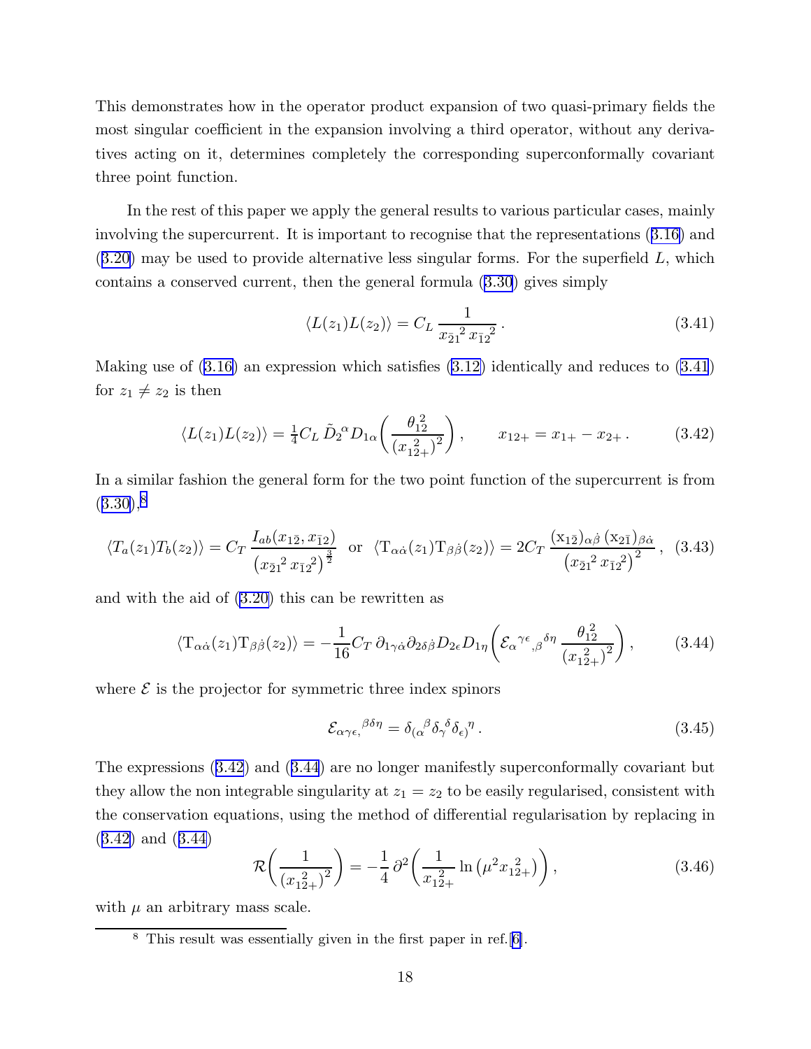This demonstrates how in the operator product expansion of two quasi-primary fields the most singular coefficient in the expansion involving a third operator, without any derivatives acting on it, determines completely the corresponding superconformally covariant three point function.

In the rest of this paper we apply the general results to various particular cases, mainly involving the supercurrent. It is important to recognise that the representations (3.16) and (3.20) may be used to provide alternative less singular forms. For the superfield $L$, which contains a conserved current, then the general formula (3.30) gives simply

$$\langle L(z_1) L(z_2)\rangle = C_L \, \frac{1}{{x_{\bar{2}1}}^2 \, {x_{\bar{1}2}}^2} \, . \tag{3.41}$$

Making use of (3.16) an expression which satisfies (3.12) identically and reduces to (3.41) for $z_1 \neq z_2$ is then

$$\langle L(z_1) L(z_2)\rangle = \tfrac{1}{4} C_L \, \tilde{D}_2{}^{\alpha} D_{1\alpha} \bigg( \frac{\theta_{12}^{\,2}}{\big(x_{12+}^{\,2}\big)^2} \bigg) \, , \qquad x_{12+} = x_{1+} - x_{2+} \, . \tag{3.42}$$

In a similar fashion the general form for the two point function of the supercurrent is from (3.30),[8]

$$\langle T_a(z_1) T_b(z_2)\rangle = C_T \, \frac{I_{ab}(x_{1\bar{2}}, x_{\bar{1}2})}{\big({x_{\bar{2}1}}^2 \, {x_{\bar{1}2}}^2\big)^{\frac{3}{2}}} \;\; \text{or} \;\; \langle \mathrm{T}_{\alpha\dot{\alpha}}(z_1) \mathrm{T}_{\beta\dot{\beta}}(z_2)\rangle = 2 C_T \, \frac{(\mathrm{x}_{1\bar{2}})_{\alpha\dot{\beta}} \, (\mathrm{x}_{2\bar{1}})_{\beta\dot{\alpha}}}{\big({x_{\bar{2}1}}^2 \, {x_{\bar{1}2}}^2\big)^2} \, , \tag{3.43}$$

and with the aid of (3.20) this can be rewritten as

$$\langle \mathrm{T}_{\alpha\dot{\alpha}}(z_1) \mathrm{T}_{\beta\dot{\beta}}(z_2)\rangle = -\frac{1}{16} C_T \, \partial_{1\gamma\dot{\alpha}} \partial_{2\delta\dot{\beta}} D_{2\epsilon} D_{1\eta} \bigg( \mathcal{E}_{\alpha}{}^{\gamma\epsilon}{}_{,\beta}{}^{\delta\eta} \, \frac{\theta_{12}^{\,2}}{\big(x_{12+}^{\,2}\big)^2} \bigg) \, , \tag{3.44}$$

where $\mathcal{E}$ is the projector for symmetric three index spinors

$$\mathcal{E}_{\alpha\gamma\epsilon,}{}^{\beta\delta\eta} = \delta_{(\alpha}{}^{\beta} \delta_{\gamma}{}^{\delta} \delta_{\epsilon)}{}^{\eta} \, . \tag{3.45}$$

The expressions (3.42) and (3.44) are no longer manifestly superconformally covariant but they allow the non integrable singularity at $z_1 = z_2$ to be easily regularised, consistent with the conservation equations, using the method of differential regularisation by replacing in (3.42) and (3.44)

$$\mathcal{R} \bigg( \frac{1}{\big(x_{12+}^{\,2}\big)^2} \bigg) = -\frac{1}{4} \, \partial^2 \bigg( \frac{1}{x_{12+}^{\,2}} \ln \big(\mu^2 x_{12+}^{\,2}\big) \bigg) \, , \tag{3.46}$$

with $\mu$ an arbitrary mass scale.

---

[8] This result was essentially given in the first paper in ref.[6].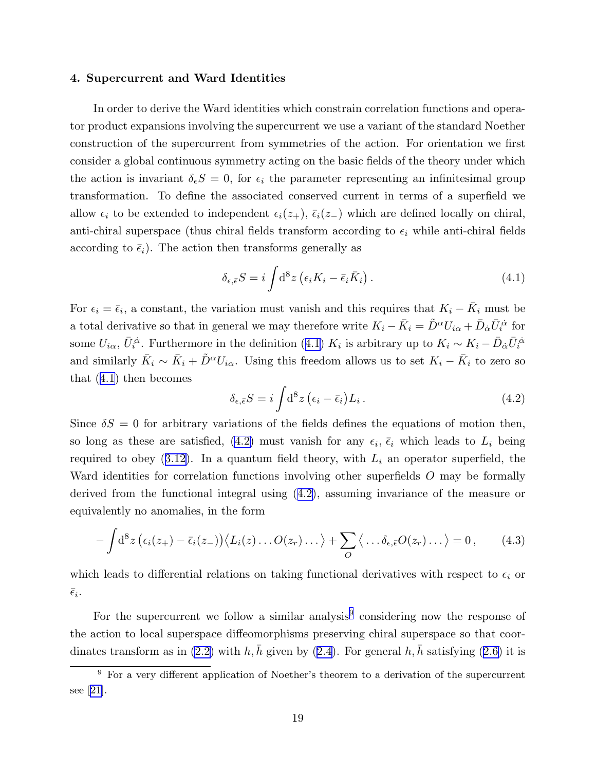### 4. Supercurrent and Ward Identities

In order to derive the Ward identities which constrain correlation functions and operator product expansions involving the supercurrent we use a variant of the standard Noether construction of the supercurrent from symmetries of the action. For orientation we first consider a global continuous symmetry acting on the basic fields of the theory under which the action is invariant $\delta_\epsilon S = 0$, for $\epsilon_i$ the parameter representing an infinitesimal group transformation. To define the associated conserved current in terms of a superfield we allow $\epsilon_i$ to be extended to independent $\epsilon_i(z_+)$, $\bar\epsilon_i(z_-)$ which are defined locally on chiral, anti-chiral superspace (thus chiral fields transform according to $\epsilon_i$ while anti-chiral fields according to $\bar\epsilon_i$). The action then transforms generally as

$$
\delta_{\epsilon,\bar\epsilon} S = i \int \mathrm{d}^8 z \left( \epsilon_i K_i - \bar\epsilon_i \bar K_i \right). \tag{4.1}
$$

For $\epsilon_i = \bar\epsilon_i$, a constant, the variation must vanish and this requires that $K_i - \bar K_i$ must be a total derivative so that in general we may therefore write $K_i - \bar K_i = \tilde D^\alpha U_{i\alpha} + \bar D_{\dot\alpha} \bar U_i^{\dot\alpha}$ for some $U_{i\alpha}$, $\bar U_i^{\dot\alpha}$. Furthermore in the definition (4.1) $K_i$ is arbitrary up to $K_i \sim K_i - \bar D_{\dot\alpha} \bar U_i^{\dot\alpha}$ and similarly $\bar K_i \sim \bar K_i + \tilde D^\alpha U_{i\alpha}$. Using this freedom allows us to set $K_i - \bar K_i$ to zero so that (4.1) then becomes

$$
\delta_{\epsilon,\bar\epsilon} S = i \int \mathrm{d}^8 z \left( \epsilon_i - \bar\epsilon_i \right) L_i \,. \tag{4.2}
$$

Since $\delta S = 0$ for arbitrary variations of the fields defines the equations of motion then, so long as these are satisfied, (4.2) must vanish for any $\epsilon_i$, $\bar\epsilon_i$ which leads to $L_i$ being required to obey (3.12). In a quantum field theory, with $L_i$ an operator superfield, the Ward identities for correlation functions involving other superfields $O$ may be formally derived from the functional integral using (4.2), assuming invariance of the measure or equivalently no anomalies, in the form

$$
-\int \mathrm{d}^8 z \left( \epsilon_i(z_+) - \bar\epsilon_i(z_-) \right) \big\langle L_i(z) \dots O(z_r) \dots \big\rangle + \sum_O \big\langle \dots \delta_{\epsilon,\bar\epsilon} O(z_r) \dots \big\rangle = 0 \,, \tag{4.3}
$$

which leads to differential relations on taking functional derivatives with respect to $\epsilon_i$ or $\bar\epsilon_i$.

For the supercurrent we follow a similar analysis[9] considering now the response of the action to local superspace diffeomorphisms preserving chiral superspace so that coordinates transform as in (2.2) with $h, \bar h$ given by (2.4). For general $h, \bar h$ satisfying (2.6) it is

[9] For a very different application of Noether's theorem to a derivation of the supercurrent see [21].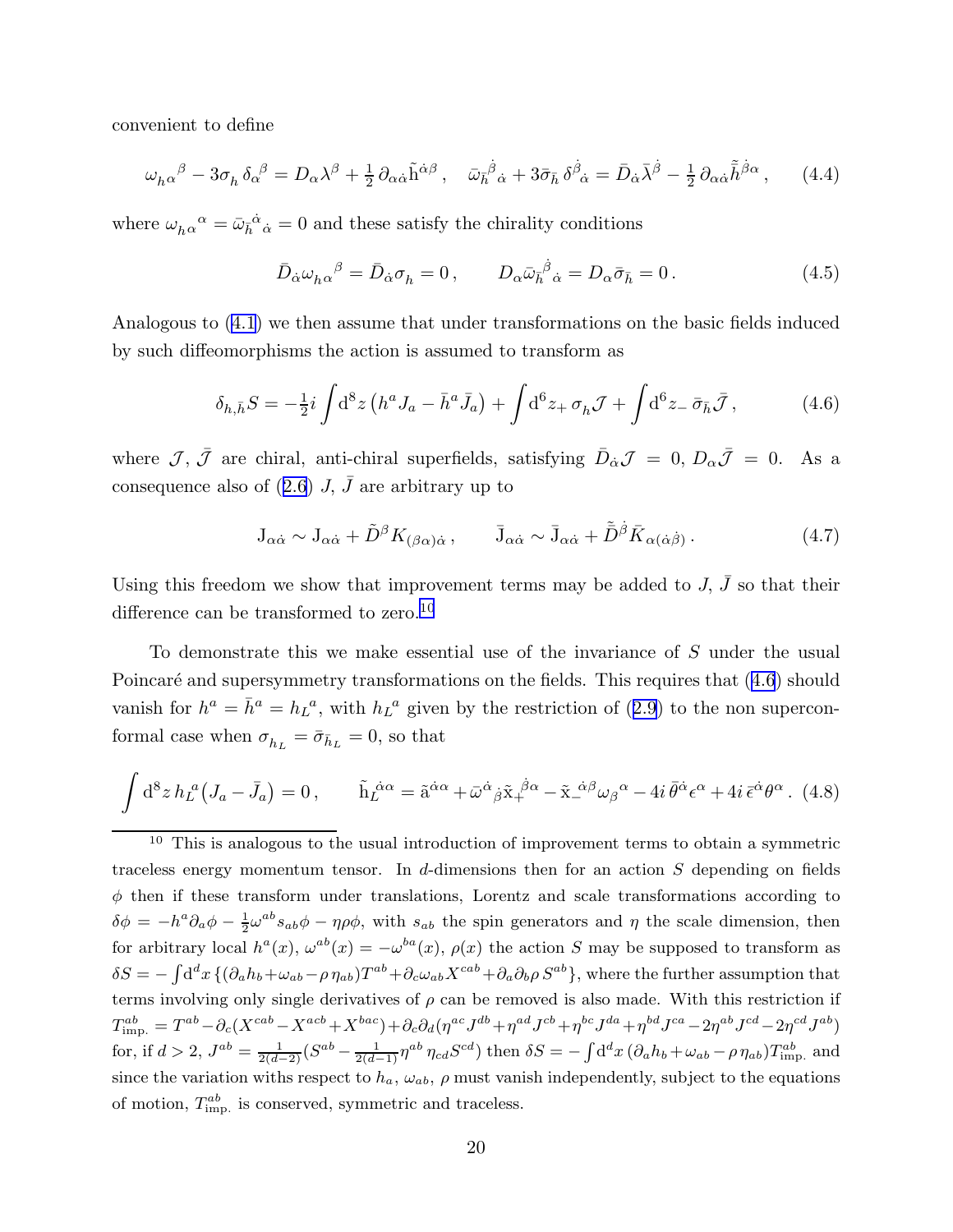convenient to define

$$\omega_{h\alpha}{}^{\beta} - 3\sigma_h\,\delta_\alpha{}^\beta = D_\alpha\lambda^\beta + \tfrac{1}{2}\,\partial_{\alpha\dot\alpha}\tilde{\mathrm{h}}^{\dot\alpha\beta}\,, \quad \bar\omega_{\bar h}{}^{\dot\beta}{}_{\dot\alpha} + 3\bar\sigma_{\bar h}\,\delta^{\dot\beta}{}_{\dot\alpha} = \bar D_{\dot\alpha}\bar\lambda^{\dot\beta} - \tfrac{1}{2}\,\partial_{\alpha\dot\alpha}\tilde{\bar{h}}^{\dot\beta\alpha}\,, \qquad (4.4)$$

where $\omega_{h\alpha}{}^{\alpha} = \bar\omega_{\bar h}{}^{\dot\alpha}{}_{\dot\alpha} = 0$ and these satisfy the chirality conditions

$$\bar D_{\dot\alpha}\omega_{h\alpha}{}^{\beta} = \bar D_{\dot\alpha}\sigma_h = 0\,, \qquad D_\alpha\bar\omega_{\bar h}{}^{\dot\beta}{}_{\dot\alpha} = D_\alpha\bar\sigma_{\bar h} = 0\,. \qquad (4.5)$$

Analogous to (4.1) we then assume that under transformations on the basic fields induced by such diffeomorphisms the action is assumed to transform as

$$\delta_{h,\bar h}S = -\tfrac{1}{2}i\int \mathrm{d}^8 z\,\big(h^a J_a - \bar h^a \bar J_a\big) + \int \mathrm{d}^6 z_+\,\sigma_h\mathcal{J} + \int \mathrm{d}^6 z_-\,\bar\sigma_{\bar h}\bar{\mathcal{J}}\,, \qquad (4.6)$$

where $\mathcal{J}$, $\bar{\mathcal{J}}$ are chiral, anti-chiral superfields, satisfying $\bar D_{\dot\alpha}\mathcal{J} = 0$, $D_\alpha\bar{\mathcal{J}} = 0$. As a consequence also of (2.6) $J$, $\bar J$ are arbitrary up to

$$\mathrm{J}_{\alpha\dot\alpha} \sim \mathrm{J}_{\alpha\dot\alpha} + \tilde D^\beta K_{(\beta\alpha)\dot\alpha}\,, \qquad \bar{\mathrm{J}}_{\alpha\dot\alpha} \sim \bar{\mathrm{J}}_{\alpha\dot\alpha} + \tilde{\bar D}^{\dot\beta}\bar K_{\alpha(\dot\alpha\dot\beta)}\,. \qquad (4.7)$$

Using this freedom we show that improvement terms may be added to $J$, $\bar J$ so that their difference can be transformed to zero.[10]

To demonstrate this we make essential use of the invariance of $S$ under the usual Poincaré and supersymmetry transformations on the fields. This requires that (4.6) should vanish for $h^a = \bar h^a = h_L{}^a$, with $h_L{}^a$ given by the restriction of (2.9) to the non superconformal case when $\sigma_{h_L} = \bar\sigma_{\bar h_L} = 0$, so that

$$\int \mathrm{d}^8 z\, h_L{}^a\big(J_a - \bar J_a\big) = 0\,, \qquad \tilde{\mathrm{h}}_L{}^{\dot\alpha\alpha} = \tilde{\mathrm{a}}^{\dot\alpha\alpha} + \bar\omega^{\dot\alpha}{}_{\dot\beta}\tilde{\mathrm{x}}_+{}^{\dot\beta\alpha} - \tilde{\mathrm{x}}_-{}^{\dot\alpha\beta}\omega_\beta{}^\alpha - 4i\,\bar\theta^{\dot\alpha}\epsilon^\alpha + 4i\,\bar\epsilon^{\dot\alpha}\theta^\alpha\,. \ (4.8)$$

---

[10] This is analogous to the usual introduction of improvement terms to obtain a symmetric traceless energy momentum tensor. In $d$-dimensions then for an action $S$ depending on fields $\phi$ then if these transform under translations, Lorentz and scale transformations according to $\delta\phi = -h^a\partial_a\phi - \frac{1}{2}\omega^{ab}s_{ab}\phi - \eta\rho\phi$, with $s_{ab}$ the spin generators and $\eta$ the scale dimension, then for arbitrary local $h^a(x)$, $\omega^{ab}(x) = -\omega^{ba}(x)$, $\rho(x)$ the action $S$ may be supposed to transform as $\delta S = -\int \mathrm{d}^d x\,\{(\partial_a h_b + \omega_{ab} - \rho\,\eta_{ab})T^{ab} + \partial_c\omega_{ab}X^{cab} + \partial_a\partial_b\rho\, S^{ab}\}$, where the further assumption that terms involving only single derivatives of $\rho$ can be removed is also made. With this restriction if $T^{ab}_{\text{imp.}} = T^{ab} - \partial_c(X^{cab} - X^{acb} + X^{bac}) + \partial_c\partial_d(\eta^{ac}J^{db} + \eta^{ad}J^{cb} + \eta^{bc}J^{da} + \eta^{bd}J^{ca} - 2\eta^{ab}J^{cd} - 2\eta^{cd}J^{ab})$ for, if $d > 2$, $J^{ab} = \frac{1}{2(d-2)}(S^{ab} - \frac{1}{2(d-1)}\eta^{ab}\,\eta_{cd}S^{cd})$ then $\delta S = -\int \mathrm{d}^d x\,(\partial_a h_b + \omega_{ab} - \rho\,\eta_{ab})T^{ab}_{\text{imp.}}$ and since the variation withs respect to $h_a$, $\omega_{ab}$, $\rho$ must vanish independently, subject to the equations of motion, $T^{ab}_{\text{imp.}}$ is conserved, symmetric and traceless.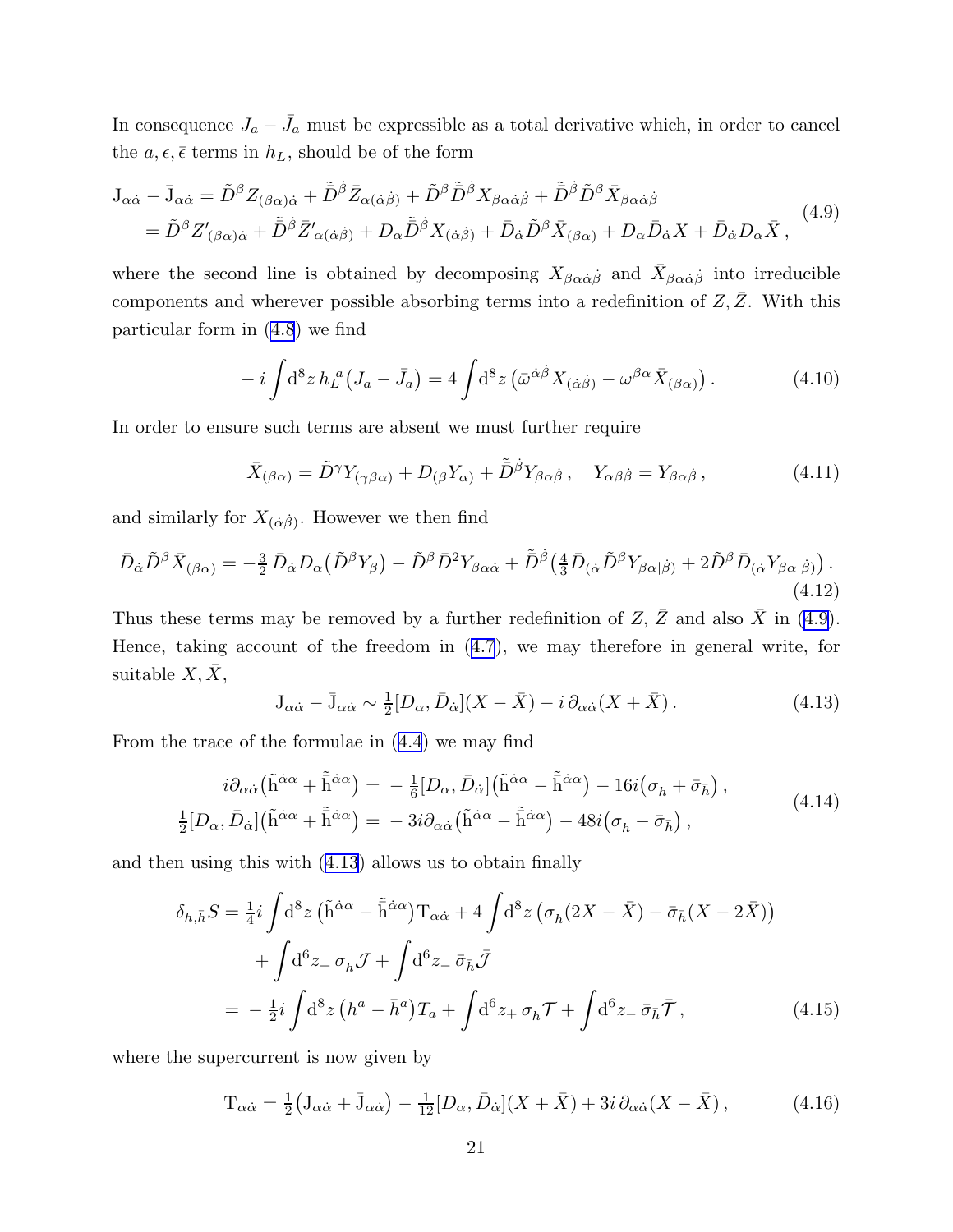In consequence $J_a - \bar{J}_a$ must be expressible as a total derivative which, in order to cancel the $a, \epsilon, \bar{\epsilon}$ terms in $h_L$, should be of the form

$$
\begin{aligned}
\mathrm{J}_{\alpha\dot\alpha} - \bar{\mathrm{J}}_{\alpha\dot\alpha} &= \tilde{D}^\beta Z_{(\beta\alpha)\dot\alpha} + \tilde{\bar{D}}^{\dot\beta} \bar{Z}_{\alpha(\dot\alpha\dot\beta)} + \tilde{D}^\beta \tilde{\bar{D}}^{\dot\beta} X_{\beta\alpha\dot\alpha\dot\beta} + \tilde{\bar{D}}^{\dot\beta} \tilde{D}^\beta \bar{X}_{\beta\alpha\dot\alpha\dot\beta} \\
&= \tilde{D}^\beta Z'_{(\beta\alpha)\dot\alpha} + \tilde{\bar{D}}^{\dot\beta} \bar{Z}'_{\alpha(\dot\alpha\dot\beta)} + D_\alpha \tilde{\bar{D}}^{\dot\beta} X_{(\dot\alpha\dot\beta)} + \bar{D}_{\dot\alpha} \tilde{D}^\beta \bar{X}_{(\beta\alpha)} + D_\alpha \bar{D}_{\dot\alpha} X + \bar{D}_{\dot\alpha} D_\alpha \bar{X}\,,
\end{aligned}
\tag{4.9}
$$

where the second line is obtained by decomposing $X_{\beta\alpha\dot\alpha\dot\beta}$ and $\bar{X}_{\beta\alpha\dot\alpha\dot\beta}$ into irreducible components and wherever possible absorbing terms into a redefinition of $Z, \bar{Z}$. With this particular form in (4.8) we find

$$
-\,i \int \mathrm{d}^8 z\, h_L{}^a \big(J_a - \bar{J}_a\big) = 4 \int \mathrm{d}^8 z \,\big(\bar{\omega}^{\dot\alpha\dot\beta} X_{(\dot\alpha\dot\beta)} - \omega^{\beta\alpha} \bar{X}_{(\beta\alpha)}\big)\,. \tag{4.10}
$$

In order to ensure such terms are absent we must further require

$$
\bar{X}_{(\beta\alpha)} = \tilde{D}^\gamma Y_{(\gamma\beta\alpha)} + D_{(\beta} Y_{\alpha)} + \tilde{\bar{D}}^{\dot\beta} Y_{\beta\alpha\dot\beta}\,, \quad Y_{\alpha\beta\dot\beta} = Y_{\beta\alpha\dot\beta}\,, \tag{4.11}
$$

and similarly for $X_{(\dot\alpha\dot\beta)}$. However we then find

$$
\bar{D}_{\dot\alpha} \tilde{D}^\beta \bar{X}_{(\beta\alpha)} = -\tfrac{3}{2}\, \bar{D}_{\dot\alpha} D_\alpha \big(\tilde{D}^\beta Y_\beta\big) - \tilde{D}^\beta \bar{D}^2 Y_{\beta\alpha\dot\alpha} + \tilde{\bar{D}}^{\dot\beta} \big(\tfrac{4}{3} \bar{D}_{(\dot\alpha} \tilde{D}^\beta Y_{\beta\alpha|\dot\beta)} + 2 \tilde{D}^\beta \bar{D}_{(\dot\alpha} Y_{\beta\alpha|\dot\beta)}\big)\,. \tag{4.12}
$$

Thus these terms may be removed by a further redefinition of $Z$, $\bar{Z}$ and also $\bar{X}$ in (4.9). Hence, taking account of the freedom in (4.7), we may therefore in general write, for suitable $X, \bar{X}$,

$$
\mathrm{J}_{\alpha\dot\alpha} - \bar{\mathrm{J}}_{\alpha\dot\alpha} \sim \tfrac{1}{2} [D_\alpha, \bar{D}_{\dot\alpha}] (X - \bar{X}) - i\, \partial_{\alpha\dot\alpha} (X + \bar{X})\,. \tag{4.13}
$$

From the trace of the formulae in (4.4) we may find

$$
\begin{aligned}
i\partial_{\alpha\dot\alpha} \big(\tilde{\mathrm{h}}^{\dot\alpha\alpha} + \tilde{\bar{\mathrm{h}}}^{\dot\alpha\alpha}\big) &= -\,\tfrac{1}{6} [D_\alpha, \bar{D}_{\dot\alpha}] \big(\tilde{\mathrm{h}}^{\dot\alpha\alpha} - \tilde{\bar{\mathrm{h}}}^{\dot\alpha\alpha}\big) - 16 i \big(\sigma_h + \bar{\sigma}_{\bar h}\big)\,, \\
\tfrac{1}{2} [D_\alpha, \bar{D}_{\dot\alpha}] \big(\tilde{\mathrm{h}}^{\dot\alpha\alpha} + \tilde{\bar{\mathrm{h}}}^{\dot\alpha\alpha}\big) &= -\,3 i \partial_{\alpha\dot\alpha} \big(\tilde{\mathrm{h}}^{\dot\alpha\alpha} - \tilde{\bar{\mathrm{h}}}^{\dot\alpha\alpha}\big) - 48 i \big(\sigma_h - \bar{\sigma}_{\bar h}\big)\,,
\end{aligned}
\tag{4.14}
$$

and then using this with (4.13) allows us to obtain finally

$$
\begin{aligned}
\delta_{h,\bar h} S &= \tfrac{1}{4} i \int \mathrm{d}^8 z\, \big(\tilde{\mathrm{h}}^{\dot\alpha\alpha} - \tilde{\bar{\mathrm{h}}}^{\dot\alpha\alpha}\big) \mathrm{T}_{\alpha\dot\alpha} + 4 \int \mathrm{d}^8 z\, \big(\sigma_h (2X - \bar{X}) - \bar{\sigma}_{\bar h} (X - 2\bar{X})\big) \\
&\qquad + \int \mathrm{d}^6 z_+\, \sigma_h \mathcal{J} + \int \mathrm{d}^6 z_-\, \bar{\sigma}_{\bar h} \bar{\mathcal{J}} \\
&= -\,\tfrac{1}{2} i \int \mathrm{d}^8 z\, \big(h^a - \bar{h}^a\big) T_a + \int \mathrm{d}^6 z_+\, \sigma_h \mathcal{T} + \int \mathrm{d}^6 z_-\, \bar{\sigma}_{\bar h} \bar{\mathcal{T}}\,,
\end{aligned}
\tag{4.15}
$$

where the supercurrent is now given by

$$
\mathrm{T}_{\alpha\dot\alpha} = \tfrac{1}{2} \big(\mathrm{J}_{\alpha\dot\alpha} + \bar{\mathrm{J}}_{\alpha\dot\alpha}\big) - \tfrac{1}{12} [D_\alpha, \bar{D}_{\dot\alpha}] (X + \bar{X}) + 3 i\, \partial_{\alpha\dot\alpha} (X - \bar{X})\,, \tag{4.16}
$$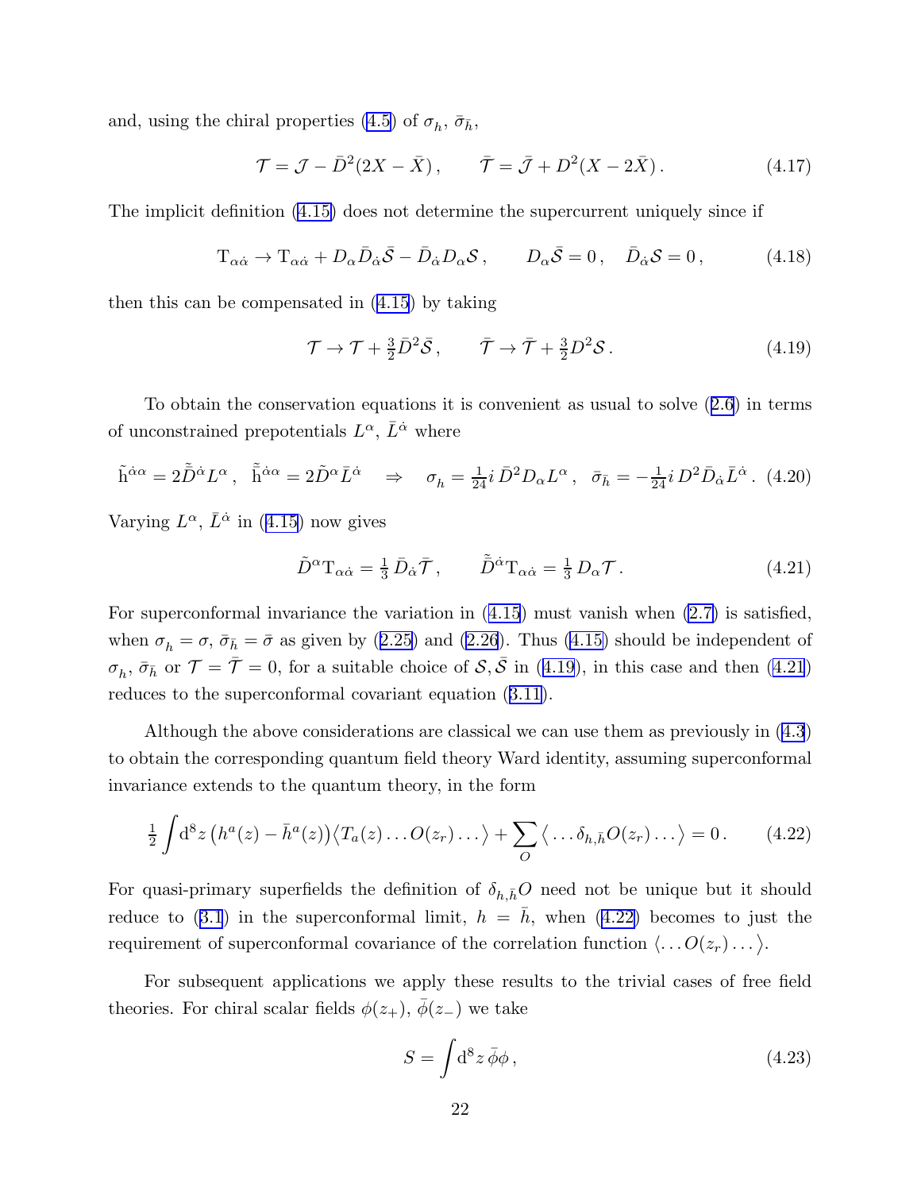and, using the chiral properties (4.5) of $\sigma_h$, $\bar\sigma_{\bar h}$,

$$\mathcal{T} = \mathcal{J} - \bar D^2 (2X - \bar X)\,, \qquad \bar{\mathcal{T}} = \bar{\mathcal{J}} + D^2(X - 2\bar X)\,. \tag{4.17}$$

The implicit definition (4.15) does not determine the supercurrent uniquely since if

$$\mathrm{T}_{\alpha\dot\alpha} \to \mathrm{T}_{\alpha\dot\alpha} + D_\alpha \bar D_{\dot\alpha} \bar{\mathcal{S}} - \bar D_{\dot\alpha} D_\alpha \mathcal{S}\,, \qquad D_\alpha \bar{\mathcal{S}} = 0\,, \quad \bar D_{\dot\alpha} \mathcal{S} = 0\,, \tag{4.18}$$

then this can be compensated in (4.15) by taking

$$\mathcal{T} \to \mathcal{T} + \tfrac{3}{2} \bar D^2 \bar{\mathcal{S}}\,, \qquad \bar{\mathcal{T}} \to \bar{\mathcal{T}} + \tfrac{3}{2} D^2 \mathcal{S}\,. \tag{4.19}$$

To obtain the conservation equations it is convenient as usual to solve (2.6) in terms of unconstrained prepotentials $L^\alpha$, $\bar L^{\dot\alpha}$ where

$$\tilde{\mathrm{h}}^{\dot\alpha\alpha} = 2\tilde{\bar D}^{\dot\alpha} L^\alpha\,, \;\; \tilde{\bar{\mathrm{h}}}^{\dot\alpha\alpha} = 2\tilde D^\alpha \bar L^{\dot\alpha} \quad \Rightarrow \quad \sigma_h = \tfrac{1}{24} i\, \bar D^2 D_\alpha L^\alpha\,, \;\; \bar\sigma_{\bar h} = -\tfrac{1}{24} i\, D^2 \bar D_{\dot\alpha} \bar L^{\dot\alpha}\,. \tag{4.20}$$

Varying $L^\alpha$, $\bar L^{\dot\alpha}$ in (4.15) now gives

$$\tilde D^\alpha \mathrm{T}_{\alpha\dot\alpha} = \tfrac{1}{3}\, \bar D_{\dot\alpha} \bar{\mathcal{T}}\,, \qquad \tilde{\bar D}^{\dot\alpha} \mathrm{T}_{\alpha\dot\alpha} = \tfrac{1}{3}\, D_\alpha \mathcal{T}\,. \tag{4.21}$$

For superconformal invariance the variation in (4.15) must vanish when (2.7) is satisfied, when $\sigma_h = \sigma$, $\bar\sigma_{\bar h} = \bar\sigma$ as given by (2.25) and (2.26). Thus (4.15) should be independent of $\sigma_h$, $\bar\sigma_{\bar h}$ or $\mathcal{T} = \bar{\mathcal{T}} = 0$, for a suitable choice of $\mathcal{S}, \bar{\mathcal{S}}$ in (4.19), in this case and then (4.21) reduces to the superconformal covariant equation (3.11).

Although the above considerations are classical we can use them as previously in (4.3) to obtain the corresponding quantum field theory Ward identity, assuming superconformal invariance extends to the quantum theory, in the form

$$\tfrac{1}{2} \int \mathrm{d}^8 z \, \big(h^a(z) - \bar h^a(z)\big) \big\langle T_a(z) \dots O(z_r) \dots \big\rangle + \sum_O \big\langle \dots \delta_{h,\bar h} O(z_r) \dots \big\rangle = 0\,. \tag{4.22}$$

For quasi-primary superfields the definition of $\delta_{h,\bar h} O$ need not be unique but it should reduce to (3.1) in the superconformal limit, $h = \bar h$, when (4.22) becomes to just the requirement of superconformal covariance of the correlation function $\langle \dots O(z_r) \dots \rangle$.

For subsequent applications we apply these results to the trivial cases of free field theories. For chiral scalar fields $\phi(z_+)$, $\bar\phi(z_-)$ we take

$$S = \int \mathrm{d}^8 z \, \bar\phi \phi\,, \tag{4.23}$$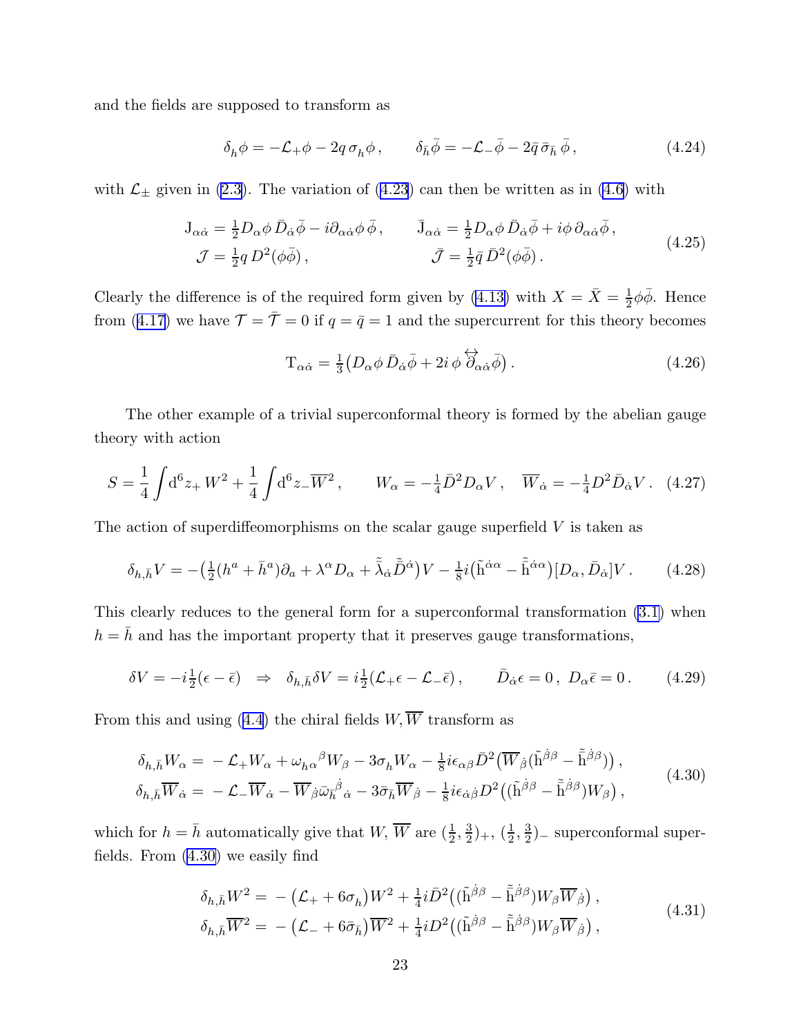and the fields are supposed to transform as

$$\delta_h \phi = -\mathcal{L}_+ \phi - 2q\,\sigma_h \phi\,, \qquad \delta_{\bar h} \bar\phi = -\mathcal{L}_- \bar\phi - 2\bar q\,\bar\sigma_{\bar h}\,\bar\phi\,, \tag{4.24}$$

with $\mathcal{L}_\pm$ given in (2.3). The variation of (4.23) can then be written as in (4.6) with

$$\begin{aligned} \mathrm{J}_{\alpha\dot\alpha} &= \tfrac{1}{2} D_\alpha \phi\, \bar D_{\dot\alpha} \bar\phi - i\partial_{\alpha\dot\alpha}\phi\,\bar\phi\,, \qquad & \bar{\mathrm{J}}_{\alpha\dot\alpha} &= \tfrac{1}{2} D_\alpha \phi\, \bar D_{\dot\alpha}\bar\phi + i\phi\,\partial_{\alpha\dot\alpha}\bar\phi\,, \\ \mathcal{J} &= \tfrac{1}{2} q\, D^2(\phi\bar\phi)\,, & \bar{\mathcal{J}} &= \tfrac{1}{2}\bar q\, \bar D^2(\phi\bar\phi)\,. \end{aligned} \tag{4.25}$$

Clearly the difference is of the required form given by (4.13) with $X = \bar X = \frac{1}{2}\phi\bar\phi$. Hence from (4.17) we have $\mathcal{T} = \bar{\mathcal{T}} = 0$ if $q = \bar q = 1$ and the supercurrent for this theory becomes

$$\mathrm{T}_{\alpha\dot\alpha} = \tfrac{1}{3}\big(D_\alpha\phi\,\bar D_{\dot\alpha}\bar\phi + 2i\,\phi\,\overleftrightarrow{\partial}_{\alpha\dot\alpha}\bar\phi\big)\,. \tag{4.26}$$

The other example of a trivial superconformal theory is formed by the abelian gauge theory with action

$$S = \frac{1}{4}\int \mathrm{d}^6 z_+\, W^2 + \frac{1}{4}\int \mathrm{d}^6 z_-\, \overline{W}{}^2\,, \qquad W_\alpha = -\tfrac{1}{4}\bar D^2 D_\alpha V\,, \quad \overline{W}_{\dot\alpha} = -\tfrac{1}{4} D^2 \bar D_{\dot\alpha} V\,. \tag{4.27}$$

The action of superdiffeomorphisms on the scalar gauge superfield $V$ is taken as

$$\delta_{h,\bar h} V = -\big(\tfrac{1}{2}(h^a + \bar h^a)\partial_a + \lambda^\alpha D_\alpha + \tilde{\bar\lambda}_{\dot\alpha}\tilde{\bar D}{}^{\dot\alpha}\big)V - \tfrac{1}{8} i\big(\tilde{\mathrm{h}}^{\dot\alpha\alpha} - \tilde{\bar{\mathrm{h}}}{}^{\dot\alpha\alpha}\big)[D_\alpha, \bar D_{\dot\alpha}]V\,. \tag{4.28}$$

This clearly reduces to the general form for a superconformal transformation (3.1) when $h = \bar h$ and has the important property that it preserves gauge transformations,

$$\delta V = -i\tfrac{1}{2}(\epsilon - \bar\epsilon) \quad \Rightarrow \quad \delta_{h,\bar h}\delta V = i\tfrac{1}{2}(\mathcal{L}_+\epsilon - \mathcal{L}_-\bar\epsilon)\,, \qquad \bar D_{\dot\alpha}\epsilon = 0\,,\ D_\alpha\bar\epsilon = 0\,. \tag{4.29}$$

From this and using (4.4) the chiral fields $W, \overline{W}$ transform as

$$\begin{aligned} \delta_{h,\bar h} W_\alpha &= -\mathcal{L}_+ W_\alpha + \omega_{h\alpha}{}^\beta W_\beta - 3\sigma_h W_\alpha - \tfrac{1}{8} i\epsilon_{\alpha\beta}\bar D^2\big(\overline{W}_{\dot\beta}(\tilde{\mathrm{h}}^{\dot\beta\beta} - \tilde{\bar{\mathrm{h}}}{}^{\dot\beta\beta})\big)\,, \\ \delta_{h,\bar h}\overline{W}_{\dot\alpha} &= -\mathcal{L}_-\overline{W}_{\dot\alpha} - \overline{W}_{\dot\beta}\bar\omega_{\bar h}{}^{\dot\beta}{}_{\dot\alpha} - 3\bar\sigma_{\bar h}\overline{W}_{\dot\beta} - \tfrac{1}{8} i\epsilon_{\dot\alpha\dot\beta} D^2\big((\tilde{\mathrm{h}}^{\dot\beta\beta} - \tilde{\bar{\mathrm{h}}}{}^{\dot\beta\beta})W_\beta\big)\,, \end{aligned} \tag{4.30}$$

which for $h = \bar h$ automatically give that $W$, $\overline{W}$ are $(\frac{1}{2},\frac{3}{2})_+$, $(\frac{1}{2},\frac{3}{2})_-$ superconformal superfields. From (4.30) we easily find

$$\begin{aligned} \delta_{h,\bar h} W^2 &= -\big(\mathcal{L}_+ + 6\sigma_h\big)W^2 + \tfrac{1}{4} i\bar D^2\big((\tilde{\mathrm{h}}^{\dot\beta\beta} - \tilde{\bar{\mathrm{h}}}{}^{\dot\beta\beta})W_\beta\overline{W}_{\dot\beta}\big)\,, \\ \delta_{h,\bar h}\overline{W}{}^2 &= -\big(\mathcal{L}_- + 6\bar\sigma_{\bar h}\big)\overline{W}{}^2 + \tfrac{1}{4} i D^2\big((\tilde{\mathrm{h}}^{\dot\beta\beta} - \tilde{\bar{\mathrm{h}}}{}^{\dot\beta\beta})W_\beta\overline{W}_{\dot\beta}\big)\,, \end{aligned} \tag{4.31}$$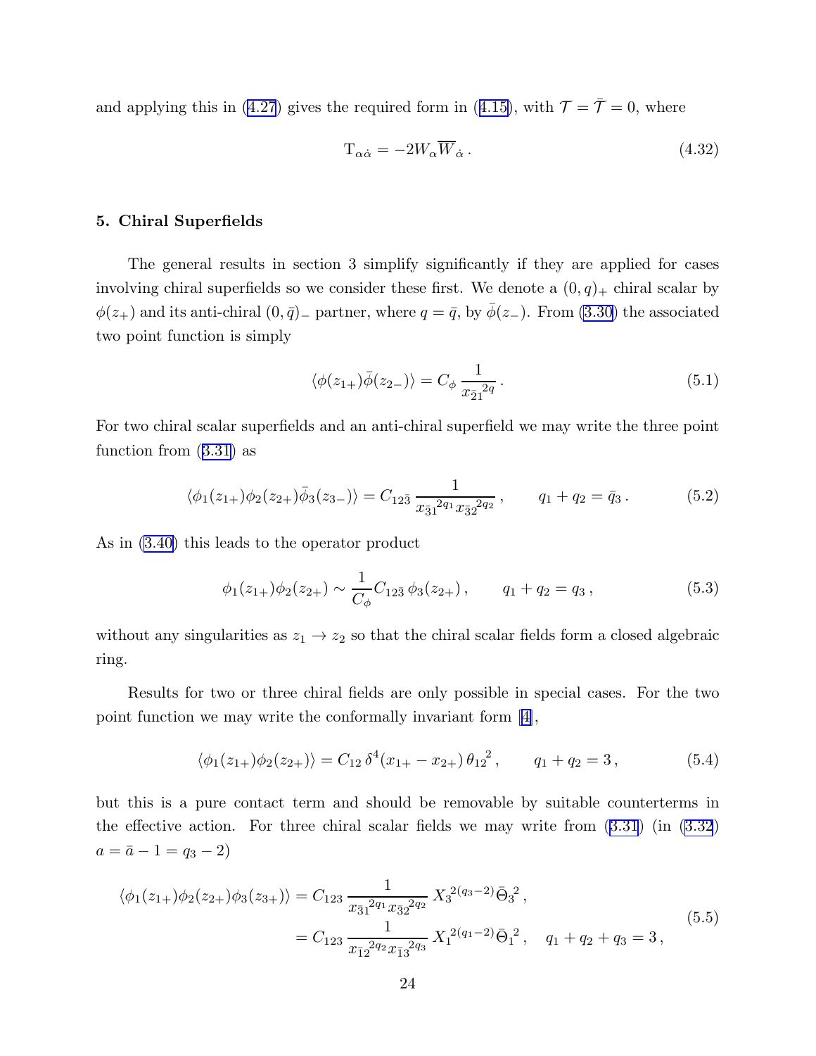and applying this in (4.27) gives the required form in (4.15), with $\mathcal{T} = \bar{\mathcal{T}} = 0$, where

$$
\mathrm{T}_{\alpha\dot\alpha} = -2W_\alpha \overline{W}_{\dot\alpha} \, . \tag{4.32}
$$

## 5. Chiral Superfields

The general results in section 3 simplify significantly if they are applied for cases involving chiral superfields so we consider these first. We denote a $(0,q)_+$ chiral scalar by $\phi(z_+)$ and its anti-chiral $(0,\bar q)_-$ partner, where $q = \bar q$, by $\bar\phi(z_-)$. From (3.30) the associated two point function is simply

$$
\langle \phi(z_{1+}) \bar\phi(z_{2-}) \rangle = C_\phi \, \frac{1}{x_{\bar 2 1}{}^{2q}} \, . \tag{5.1}
$$

For two chiral scalar superfields and an anti-chiral superfield we may write the three point function from (3.31) as

$$
\langle \phi_1(z_{1+}) \phi_2(z_{2+}) \bar\phi_3(z_{3-}) \rangle = C_{12\bar 3} \, \frac{1}{x_{\bar 3 1}{}^{2q_1} x_{\bar 3 2}{}^{2q_2}} \, , \qquad q_1 + q_2 = \bar q_3 \, . \tag{5.2}
$$

As in (3.40) this leads to the operator product

$$
\phi_1(z_{1+}) \phi_2(z_{2+}) \sim \frac{1}{C_\phi} C_{12\bar 3} \, \phi_3(z_{2+}) \, , \qquad q_1 + q_2 = q_3 \, , \tag{5.3}
$$

without any singularities as $z_1 \to z_2$ so that the chiral scalar fields form a closed algebraic ring.

Results for two or three chiral fields are only possible in special cases. For the two point function we may write the conformally invariant form [4],

$$
\langle \phi_1(z_{1+}) \phi_2(z_{2+}) \rangle = C_{12} \, \delta^4(x_{1+} - x_{2+}) \, \theta_{12}{}^2 \, , \qquad q_1 + q_2 = 3 \, , \tag{5.4}
$$

but this is a pure contact term and should be removable by suitable counterterms in the effective action. For three chiral scalar fields we may write from (3.31) (in (3.32) $a = \bar a - 1 = q_3 - 2$)

$$
\begin{aligned}
\langle \phi_1(z_{1+}) \phi_2(z_{2+}) \phi_3(z_{3+}) \rangle &= C_{123} \, \frac{1}{x_{\bar 3 1}{}^{2q_1} x_{\bar 3 2}{}^{2q_2}} \, X_3{}^{2(q_3-2)} \bar\Theta_3{}^2 \, , \\
&= C_{123} \, \frac{1}{x_{\bar 1 2}{}^{2q_2} x_{\bar 1 3}{}^{2q_3}} \, X_1{}^{2(q_1-2)} \bar\Theta_1{}^2 \, , \quad q_1 + q_2 + q_3 = 3 \, ,
\end{aligned} \tag{5.5}
$$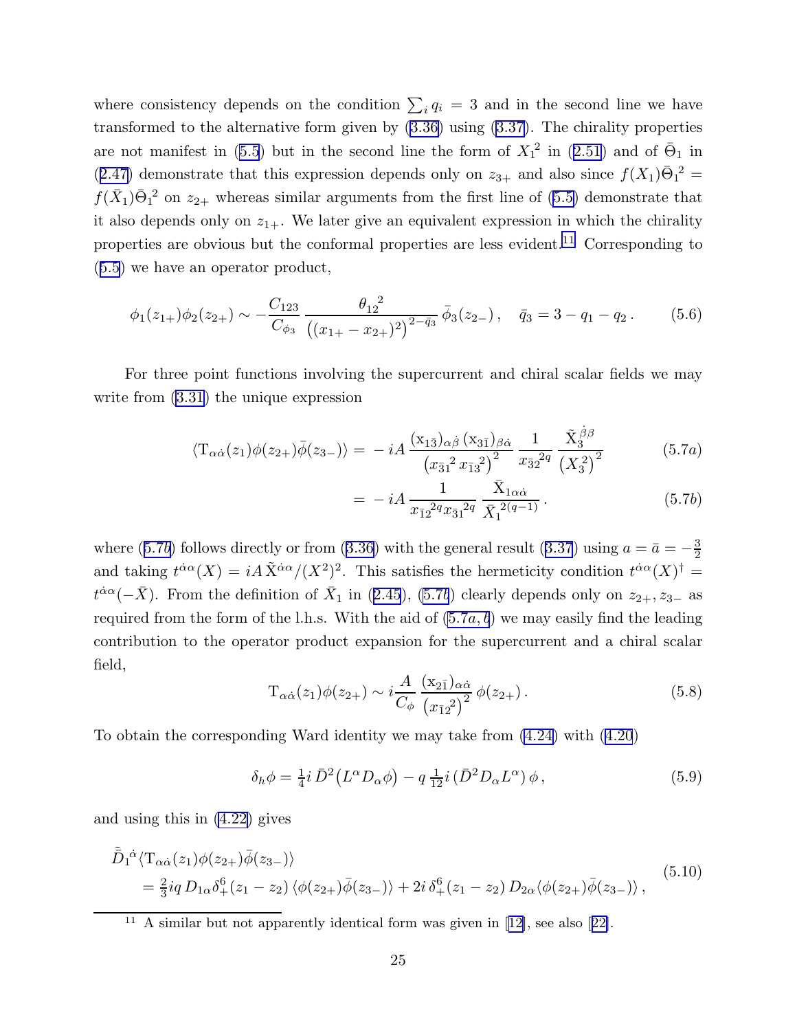where consistency depends on the condition $\sum_i q_i = 3$ and in the second line we have transformed to the alternative form given by (3.36) using (3.37). The chirality properties are not manifest in (5.5) but in the second line the form of ${X_1}^2$ in (2.51) and of $\bar\Theta_1$ in (2.47) demonstrate that this expression depends only on $z_{3+}$ and also since $f(X_1){\bar\Theta_1}^2 = f(\bar X_1){\bar\Theta_1}^2$ on $z_{2+}$ whereas similar arguments from the first line of (5.5) demonstrate that it also depends only on $z_{1+}$. We later give an equivalent expression in which the chirality properties are obvious but the conformal properties are less evident.[11] Corresponding to (5.5) we have an operator product,

$$
\phi_1(z_{1+})\phi_2(z_{2+}) \sim -\frac{C_{123}}{C_{\phi_3}}\,\frac{{\theta_{12}}^2}{\big((x_{1+}-x_{2+})^2\big)^{2-\bar q_3}}\,\bar\phi_3(z_{2-})\,, \quad \bar q_3 = 3 - q_1 - q_2\,. \tag{5.6}
$$

For three point functions involving the supercurrent and chiral scalar fields we may write from (3.31) the unique expression

$$
\langle \mathrm{T}_{\alpha\dot\alpha}(z_1)\phi(z_{2+})\bar\phi(z_{3-})\rangle = -\,iA\,\frac{(\mathrm{x}_{1\bar3})_{\alpha\dot\beta}\,(\mathrm{x}_{3\bar1})_{\beta\dot\alpha}}{\big({x_{\bar31}}^2\,{x_{\bar13}}^2\big)^2}\,\frac{1}{{x_{\bar32}}^{2q}}\,\frac{\tilde{\mathrm{X}}_3^{\dot\beta\beta}}{\big({X_3}^2\big)^2} \tag{5.7a}
$$

$$
= -\,iA\,\frac{1}{{x_{\bar12}}^{2q}{x_{\bar31}}^{2q}}\,\frac{\bar{\mathrm{X}}_{1\alpha\dot\alpha}}{{\bar X_1}^{\,2(q-1)}}\,. \tag{5.7b}
$$

where (5.7*b*) follows directly or from (3.36) with the general result (3.37) using $a = \bar a = -\frac{3}{2}$ and taking $t^{\dot\alpha\alpha}(X) = iA\,\tilde{\mathrm{X}}^{\dot\alpha\alpha}/(X^2)^2$. This satisfies the hermeticity condition $t^{\dot\alpha\alpha}(X)^\dagger = t^{\dot\alpha\alpha}(-\bar X)$. From the definition of $\bar X_1$ in (2.45), (5.7*b*) clearly depends only on $z_{2+}, z_{3-}$ as required from the form of the l.h.s. With the aid of (5.7*a, b*) we may easily find the leading contribution to the operator product expansion for the supercurrent and a chiral scalar field,

$$
\mathrm{T}_{\alpha\dot\alpha}(z_1)\phi(z_{2+}) \sim i\frac{A}{C_\phi}\,\frac{(\mathrm{x}_{2\bar1})_{\alpha\dot\alpha}}{\big({x_{\bar12}}^2\big)^2}\,\phi(z_{2+})\,. \tag{5.8}
$$

To obtain the corresponding Ward identity we may take from (4.24) with (4.20)

$$
\delta_h\phi = \tfrac14 i\,\bar D^2\big(L^\alpha D_\alpha\phi\big) - q\,\tfrac{1}{12}i\,(\bar D^2 D_\alpha L^\alpha)\,\phi\,, \tag{5.9}
$$

and using this in (4.22) gives

$$
\begin{aligned}
&\tilde{\bar D}_1{}^{\dot\alpha}\langle \mathrm{T}_{\alpha\dot\alpha}(z_1)\phi(z_{2+})\bar\phi(z_{3-})\rangle \\
&\quad = \tfrac23 iq\,D_{1\alpha}\delta^6_+(z_1-z_2)\,\langle\phi(z_{2+})\bar\phi(z_{3-})\rangle + 2i\,\delta^6_+(z_1-z_2)\,D_{2\alpha}\langle\phi(z_{2+})\bar\phi(z_{3-})\rangle\,,
\end{aligned} \tag{5.10}
$$

---

[11] A similar but not apparently identical form was given in [12], see also [22].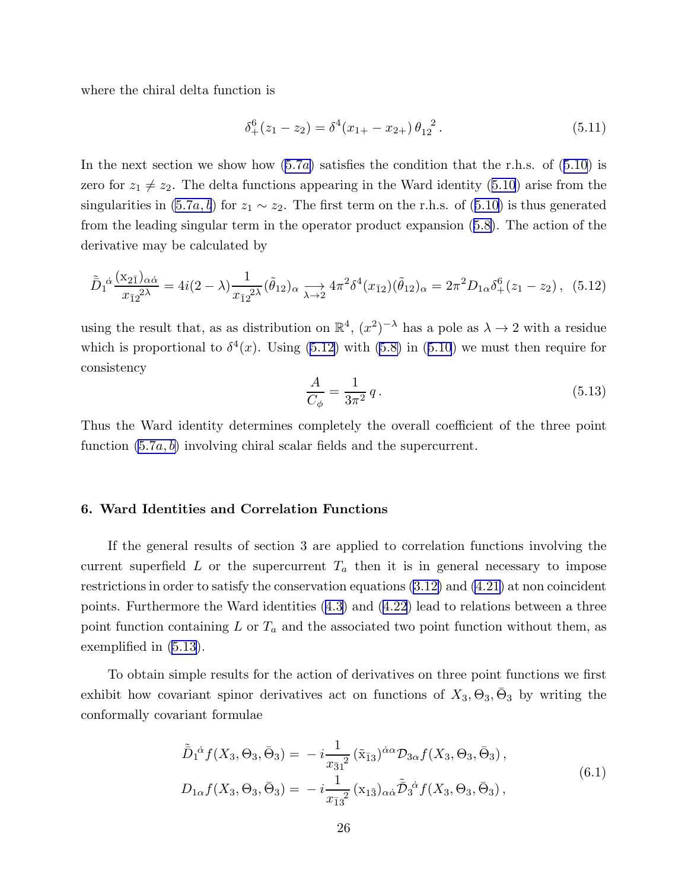where the chiral delta function is

$$\delta^6_+(z_1 - z_2) = \delta^4(x_{1+} - x_{2+})\,\theta_{12}{}^2\,. \tag{5.11}$$

In the next section we show how (5.7$a$) satisfies the condition that the r.h.s. of (5.10) is zero for $z_1 \neq z_2$. The delta functions appearing in the Ward identity (5.10) arise from the singularities in (5.7$a,b$) for $z_1 \sim z_2$. The first term on the r.h.s. of (5.10) is thus generated from the leading singular term in the operator product expansion (5.8). The action of the derivative may be calculated by

$$\tilde{\bar{D}}_1{}^{\dot\alpha}\frac{(\mathrm{x}_{2\bar{1}})_{\alpha\dot\alpha}}{x_{\bar{1}2}{}^{2\lambda}} = 4i(2-\lambda)\frac{1}{x_{\bar{1}2}{}^{2\lambda}}(\tilde\theta_{12})_\alpha \underset{\lambda\to 2}{\longrightarrow} 4\pi^2\delta^4(x_{\bar{1}2})(\tilde\theta_{12})_\alpha = 2\pi^2 D_{1\alpha}\delta^6_+(z_1 - z_2)\,, \tag{5.12}$$

using the result that, as as distribution on $\mathbb{R}^4$, $(x^2)^{-\lambda}$ has a pole as $\lambda \to 2$ with a residue which is proportional to $\delta^4(x)$. Using (5.12) with (5.8) in (5.10) we must then require for consistency

$$\frac{A}{C_\phi} = \frac{1}{3\pi^2}\,q\,. \tag{5.13}$$

Thus the Ward identity determines completely the overall coefficient of the three point function (5.7$a,b$) involving chiral scalar fields and the supercurrent.

## 6. Ward Identities and Correlation Functions

If the general results of section 3 are applied to correlation functions involving the current superfield $L$ or the supercurrent $T_a$ then it is in general necessary to impose restrictions in order to satisfy the conservation equations (3.12) and (4.21) at non coincident points. Furthermore the Ward identities (4.3) and (4.22) lead to relations between a three point function containing $L$ or $T_a$ and the associated two point function without them, as exemplified in (5.13).

To obtain simple results for the action of derivatives on three point functions we first exhibit how covariant spinor derivatives act on functions of $X_3, \Theta_3, \bar\Theta_3$ by writing the conformally covariant formulae

$$\begin{aligned}
\tilde{\bar{D}}_1{}^{\dot\alpha} f(X_3,\Theta_3,\bar\Theta_3) &= -i\frac{1}{x_{\bar{3}1}{}^2}\,(\tilde{\mathrm{x}}_{\bar{1}3})^{\dot\alpha\alpha}\mathcal{D}_{3\alpha} f(X_3,\Theta_3,\bar\Theta_3)\,, \\
D_{1\alpha} f(X_3,\Theta_3,\bar\Theta_3) &= -i\frac{1}{x_{\bar{1}3}{}^2}\,(\mathrm{x}_{1\bar{3}})_{\alpha\dot\alpha}\tilde{\bar{\mathcal{D}}}_3{}^{\dot\alpha} f(X_3,\Theta_3,\bar\Theta_3)\,,
\end{aligned} \tag{6.1}$$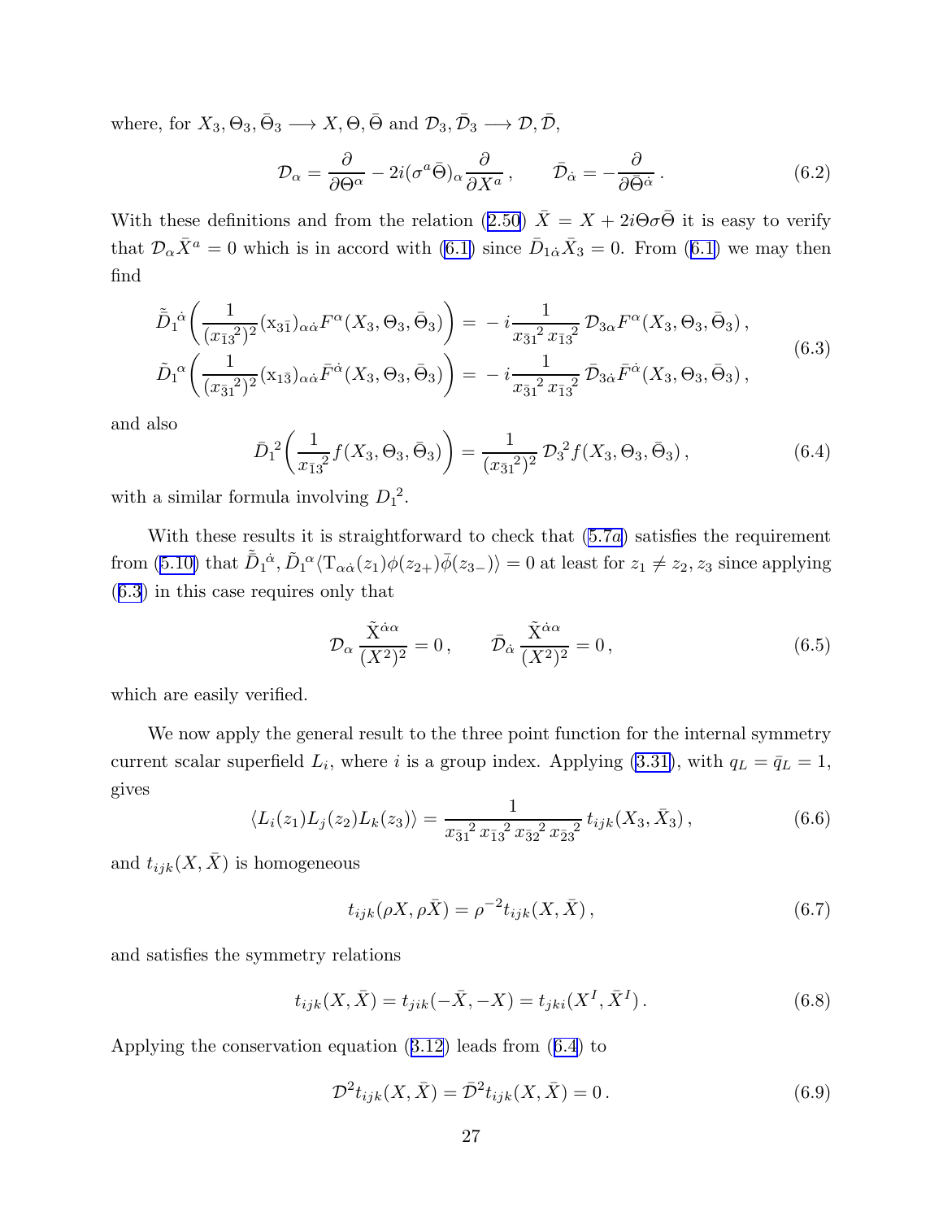where, for $X_3, \Theta_3, \bar\Theta_3 \longrightarrow X, \Theta, \bar\Theta$ and $\mathcal{D}_3, \bar{\mathcal{D}}_3 \longrightarrow \mathcal{D}, \bar{\mathcal{D}}$,

$$
\mathcal{D}_\alpha = \frac{\partial}{\partial \Theta^\alpha} - 2i(\sigma^a \bar\Theta)_\alpha \frac{\partial}{\partial X^a} \, , \qquad \bar{\mathcal{D}}_{\dot\alpha} = -\frac{\partial}{\partial \bar\Theta^{\dot\alpha}} \, . \tag{6.2}
$$

With these definitions and from the relation (2.50) $\bar X = X + 2i\Theta\sigma\bar\Theta$ it is easy to verify that $\mathcal{D}_\alpha \bar X^a = 0$ which is in accord with (6.1) since $\bar D_{1\dot\alpha} \bar X_3 = 0$. From (6.1) we may then find

$$
\begin{aligned}
\tilde{\bar D}_1{}^{\dot\alpha} \bigg( \frac{1}{(x_{\bar 1 3}{}^2)^2} (\mathrm{x}_{3\bar 1})_{\alpha\dot\alpha} F^\alpha(X_3, \Theta_3, \bar\Theta_3) \bigg) &= -\, i \frac{1}{x_{\bar 3 1}{}^2\, x_{\bar 1 3}{}^2}\, \mathcal{D}_{3\alpha} F^\alpha(X_3, \Theta_3, \bar\Theta_3) \, , \\
\tilde D_1{}^{\alpha} \bigg( \frac{1}{(x_{\bar 3 1}{}^2)^2} (\mathrm{x}_{1\bar 3})_{\alpha\dot\alpha} \bar F^{\dot\alpha}(X_3, \Theta_3, \bar\Theta_3) \bigg) &= -\, i \frac{1}{x_{\bar 3 1}{}^2\, x_{\bar 1 3}{}^2}\, \bar{\mathcal{D}}_{3\dot\alpha} \bar F^{\dot\alpha}(X_3, \Theta_3, \bar\Theta_3) \, ,
\end{aligned} \tag{6.3}
$$

and also

$$
\bar D_1{}^2 \bigg( \frac{1}{x_{\bar 1 3}{}^2} f(X_3, \Theta_3, \bar\Theta_3) \bigg) = \frac{1}{(x_{\bar 3 1}{}^2)^2}\, \mathcal{D}_3{}^2 f(X_3, \Theta_3, \bar\Theta_3) \, , \tag{6.4}
$$

with a similar formula involving $D_1{}^2$.

With these results it is straightforward to check that (5.7*a*) satisfies the requirement from (5.10) that $\tilde{\bar D}_1{}^{\dot\alpha}, \tilde D_1{}^\alpha \langle \mathrm{T}_{\alpha\dot\alpha}(z_1) \phi(z_{2+}) \bar\phi(z_{3-}) \rangle = 0$ at least for $z_1 \neq z_2, z_3$ since applying (6.3) in this case requires only that

$$
\mathcal{D}_\alpha \frac{\tilde{\mathrm{X}}^{\dot\alpha\alpha}}{(X^2)^2} = 0 \, , \qquad \bar{\mathcal{D}}_{\dot\alpha} \frac{\tilde{\mathrm{X}}^{\dot\alpha\alpha}}{(X^2)^2} = 0 \, , \tag{6.5}
$$

which are easily verified.

We now apply the general result to the three point function for the internal symmetry current scalar superfield $L_i$, where $i$ is a group index. Applying (3.31), with $q_L = \bar q_L = 1$, gives

$$
\langle L_i(z_1) L_j(z_2) L_k(z_3) \rangle = \frac{1}{x_{\bar 3 1}{}^2\, x_{\bar 1 3}{}^2\, x_{\bar 3 2}{}^2\, x_{\bar 2 3}{}^2}\, t_{ijk}(X_3, \bar X_3) \, , \tag{6.6}
$$

and $t_{ijk}(X, \bar X)$ is homogeneous

$$
t_{ijk}(\rho X, \rho \bar X) = \rho^{-2} t_{ijk}(X, \bar X) \, , \tag{6.7}
$$

and satisfies the symmetry relations

$$
t_{ijk}(X, \bar X) = t_{jik}(-\bar X, -X) = t_{jki}(X^I, \bar X^I) \, . \tag{6.8}
$$

Applying the conservation equation (3.12) leads from (6.4) to

$$
\mathcal{D}^2 t_{ijk}(X, \bar X) = \bar{\mathcal{D}}^2 t_{ijk}(X, \bar X) = 0 \, . \tag{6.9}
$$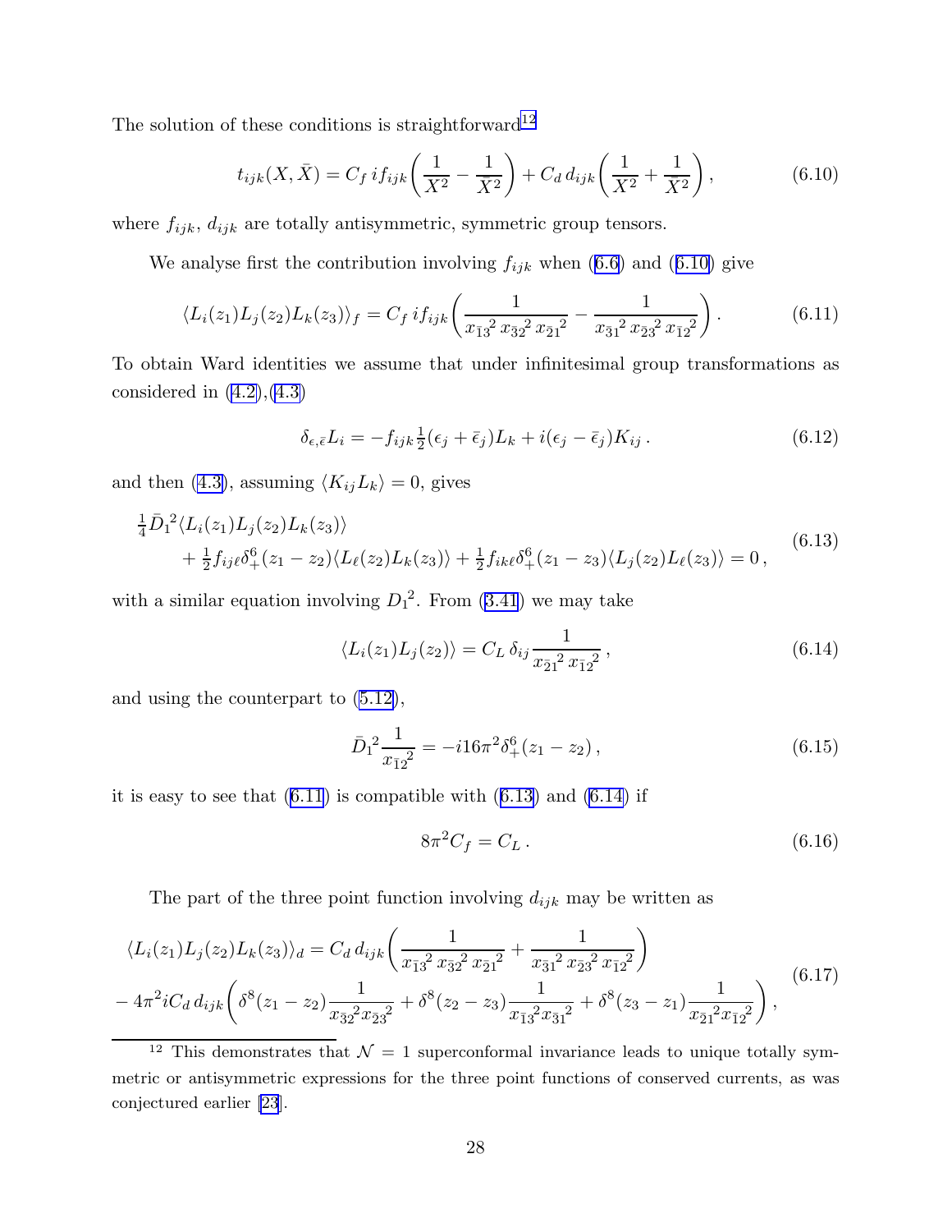The solution of these conditions is straightforward[12]

$$t_{ijk}(X,\bar X) = C_f\, if_{ijk}\bigg(\frac{1}{X^2} - \frac{1}{\bar X^2}\bigg) + C_d\, d_{ijk}\bigg(\frac{1}{X^2} + \frac{1}{\bar X^2}\bigg)\,, \tag{6.10}$$

where $f_{ijk}$, $d_{ijk}$ are totally antisymmetric, symmetric group tensors.

We analyse first the contribution involving $f_{ijk}$ when (6.6) and (6.10) give

$$\langle L_i(z_1)L_j(z_2)L_k(z_3)\rangle_f = C_f\, if_{ijk}\bigg(\frac{1}{x_{\bar 13}{}^2\, x_{\bar 32}{}^2\, x_{\bar 21}{}^2} - \frac{1}{x_{\bar 31}{}^2\, x_{\bar 23}{}^2\, x_{\bar 12}{}^2}\bigg)\,. \tag{6.11}$$

To obtain Ward identities we assume that under infinitesimal group transformations as considered in (4.2),(4.3)

$$\delta_{\epsilon,\bar\epsilon} L_i = -f_{ijk}\tfrac{1}{2}(\epsilon_j + \bar\epsilon_j)L_k + i(\epsilon_j - \bar\epsilon_j)K_{ij}\,. \tag{6.12}$$

and then (4.3), assuming $\langle K_{ij}L_k\rangle = 0$, gives

$$\begin{aligned}&\tfrac{1}{4}\bar D_1{}^2\langle L_i(z_1)L_j(z_2)L_k(z_3)\rangle \\ &\quad + \tfrac{1}{2}f_{ij\ell}\delta_+^6(z_1-z_2)\langle L_\ell(z_2)L_k(z_3)\rangle + \tfrac{1}{2}f_{ik\ell}\delta_+^6(z_1-z_3)\langle L_j(z_2)L_\ell(z_3)\rangle = 0\,,\end{aligned} \tag{6.13}$$

with a similar equation involving $D_1{}^2$. From (3.41) we may take

$$\langle L_i(z_1)L_j(z_2)\rangle = C_L\,\delta_{ij}\frac{1}{x_{\bar 21}{}^2\, x_{\bar 12}{}^2}\,, \tag{6.14}$$

and using the counterpart to (5.12),

$$\bar D_1{}^2\frac{1}{x_{\bar 12}{}^2} = -i16\pi^2\delta_+^6(z_1-z_2)\,, \tag{6.15}$$

it is easy to see that (6.11) is compatible with (6.13) and (6.14) if

$$8\pi^2 C_f = C_L\,. \tag{6.16}$$

The part of the three point function involving $d_{ijk}$ may be written as

$$\begin{aligned}&\langle L_i(z_1)L_j(z_2)L_k(z_3)\rangle_d = C_d\, d_{ijk}\bigg(\frac{1}{x_{\bar 13}{}^2\, x_{\bar 32}{}^2\, x_{\bar 21}{}^2} + \frac{1}{x_{\bar 31}{}^2\, x_{\bar 23}{}^2\, x_{\bar 12}{}^2}\bigg) \\ &- 4\pi^2 iC_d\, d_{ijk}\bigg(\delta^8(z_1-z_2)\frac{1}{x_{\bar 32}{}^2 x_{\bar 23}{}^2} + \delta^8(z_2-z_3)\frac{1}{x_{\bar 13}{}^2 x_{\bar 31}{}^2} + \delta^8(z_3-z_1)\frac{1}{x_{\bar 21}{}^2 x_{\bar 12}{}^2}\bigg)\,,\end{aligned} \tag{6.17}$$

---

[12] This demonstrates that $\mathcal{N}=1$ superconformal invariance leads to unique totally symmetric or antisymmetric expressions for the three point functions of conserved currents, as was conjectured earlier [23].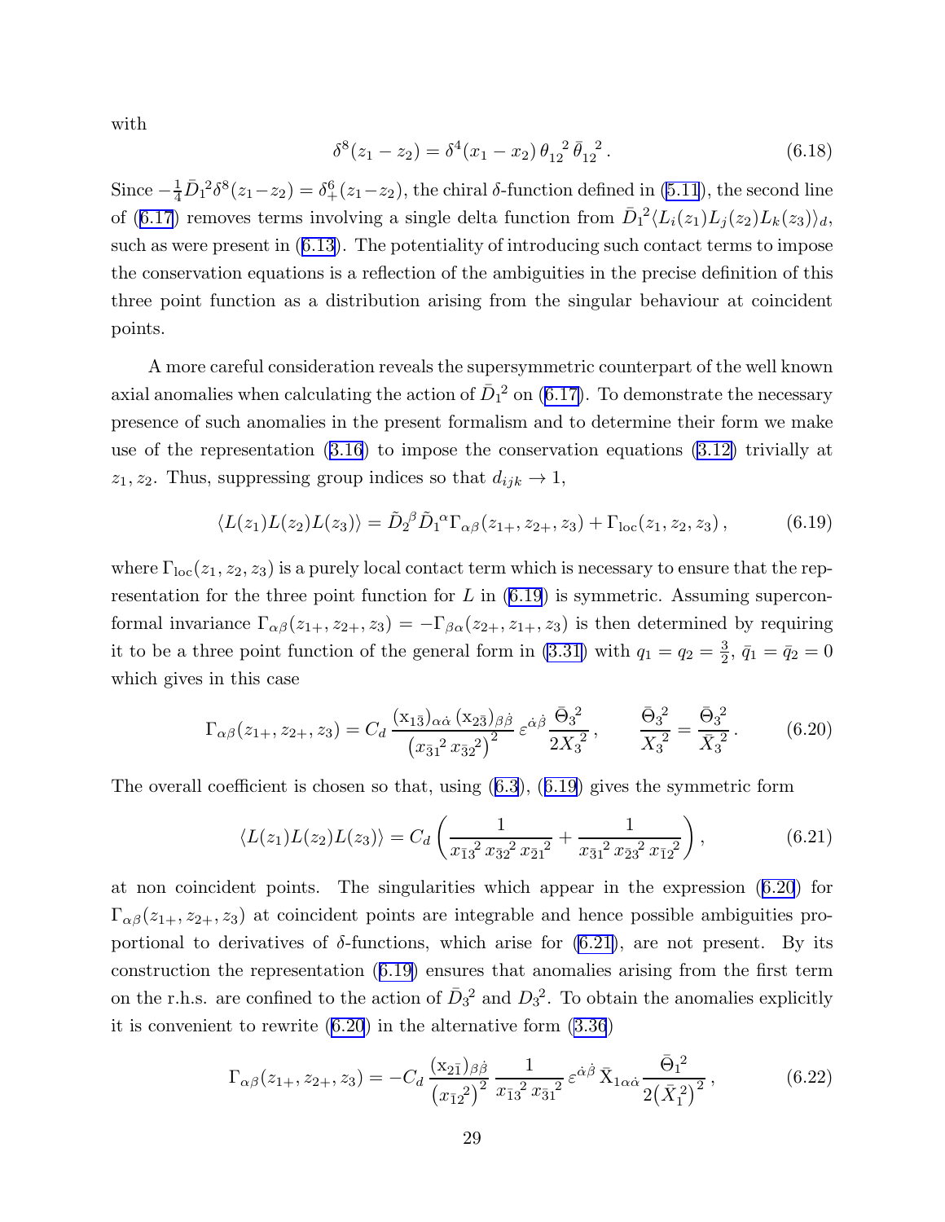with

$$\delta^8(z_1 - z_2) = \delta^4(x_1 - x_2)\,\theta_{12}{}^2\,\bar\theta_{12}{}^2\,. \tag{6.18}$$

Since $-\frac{1}{4}\bar D_1{}^2\delta^8(z_1-z_2) = \delta^6_+(z_1-z_2)$, the chiral $\delta$-function defined in (5.11), the second line of (6.17) removes terms involving a single delta function from $\bar D_1{}^2\langle L_i(z_1)L_j(z_2)L_k(z_3)\rangle_d$, such as were present in (6.13). The potentiality of introducing such contact terms to impose the conservation equations is a reflection of the ambiguities in the precise definition of this three point function as a distribution arising from the singular behaviour at coincident points.

A more careful consideration reveals the supersymmetric counterpart of the well known axial anomalies when calculating the action of $\bar D_1{}^2$ on (6.17). To demonstrate the necessary presence of such anomalies in the present formalism and to determine their form we make use of the representation (3.16) to impose the conservation equations (3.12) trivially at $z_1, z_2$. Thus, suppressing group indices so that $d_{ijk} \to 1$,

$$\langle L(z_1)L(z_2)L(z_3)\rangle = \tilde D_2{}^\beta \tilde D_1{}^\alpha \Gamma_{\alpha\beta}(z_{1+}, z_{2+}, z_3) + \Gamma_{\rm loc}(z_1, z_2, z_3)\,, \tag{6.19}$$

where $\Gamma_{\rm loc}(z_1, z_2, z_3)$ is a purely local contact term which is necessary to ensure that the representation for the three point function for $L$ in (6.19) is symmetric. Assuming superconformal invariance $\Gamma_{\alpha\beta}(z_{1+}, z_{2+}, z_3) = -\Gamma_{\beta\alpha}(z_{2+}, z_{1+}, z_3)$ is then determined by requiring it to be a three point function of the general form in (3.31) with $q_1 = q_2 = \frac{3}{2}$, $\bar q_1 = \bar q_2 = 0$ which gives in this case

$$\Gamma_{\alpha\beta}(z_{1+}, z_{2+}, z_3) = C_d\,\frac{({\rm x}_{1\bar 3})_{\alpha\dot\alpha}\,({\rm x}_{2\bar 3})_{\beta\dot\beta}}{\left(x_{\bar 3 1}{}^2\, x_{\bar 3 2}{}^2\right)^2}\,\varepsilon^{\dot\alpha\dot\beta}\,\frac{\bar\Theta_3{}^2}{2X_3{}^2}\,, \qquad \frac{\bar\Theta_3{}^2}{X_3{}^2} = \frac{\bar\Theta_3{}^2}{\bar X_3{}^2}\,. \tag{6.20}$$

The overall coefficient is chosen so that, using (6.3), (6.19) gives the symmetric form

$$\langle L(z_1)L(z_2)L(z_3)\rangle = C_d\left(\frac{1}{x_{\bar 1 3}{}^2\, x_{\bar 3 2}{}^2\, x_{\bar 2 1}{}^2} + \frac{1}{x_{\bar 3 1}{}^2\, x_{\bar 2 3}{}^2\, x_{\bar 1 2}{}^2}\right), \tag{6.21}$$

at non coincident points. The singularities which appear in the expression (6.20) for $\Gamma_{\alpha\beta}(z_{1+}, z_{2+}, z_3)$ at coincident points are integrable and hence possible ambiguities proportional to derivatives of $\delta$-functions, which arise for (6.21), are not present. By its construction the representation (6.19) ensures that anomalies arising from the first term on the r.h.s. are confined to the action of $\bar D_3{}^2$ and $D_3{}^2$. To obtain the anomalies explicitly it is convenient to rewrite (6.20) in the alternative form (3.36)

$$\Gamma_{\alpha\beta}(z_{1+}, z_{2+}, z_3) = -C_d\,\frac{({\rm x}_{2\bar 1})_{\beta\dot\beta}}{\left(x_{\bar 1 2}{}^2\right)^2}\,\frac{1}{x_{\bar 1 3}{}^2\, x_{\bar 3 1}{}^2}\,\varepsilon^{\dot\alpha\dot\beta}\,\bar{\rm X}_{1\alpha\dot\alpha}\,\frac{\bar\Theta_1{}^2}{2\left(\bar X_1{}^2\right)^2}\,, \tag{6.22}$$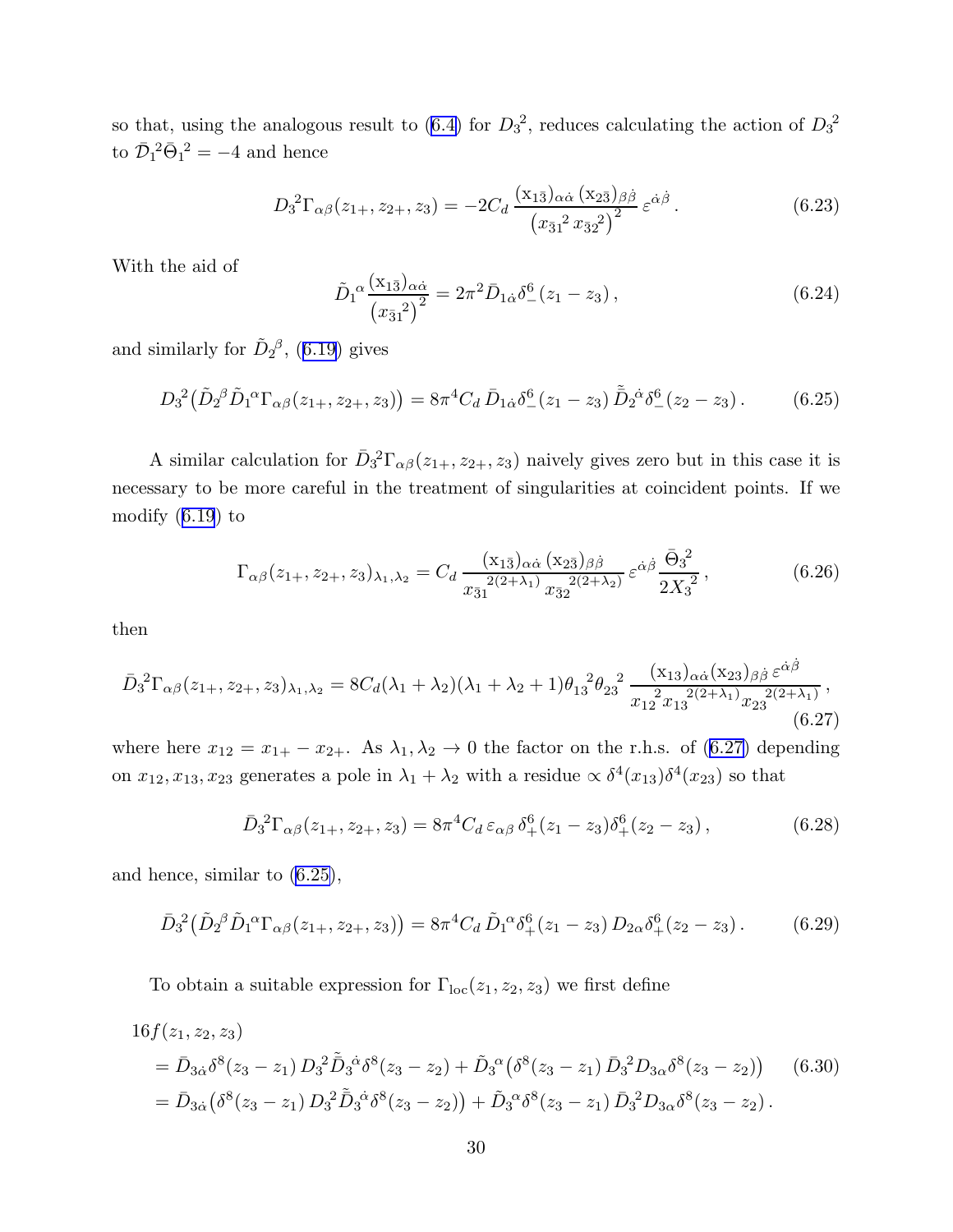so that, using the analogous result to (6.4) for ${D_3}^2$, reduces calculating the action of ${D_3}^2$ to $\bar{\mathcal{D}}_1{}^2\bar{\Theta}_1{}^2 = -4$ and hence

$$
{D_3}^2\Gamma_{\alpha\beta}(z_{1+},z_{2+},z_3) = -2C_d\,\frac{(\mathrm{x}_{1\bar 3})_{\alpha\dot\alpha}\,(\mathrm{x}_{2\bar 3})_{\beta\dot\beta}}{\big({x_{\bar 3 1}}^2\,{x_{\bar 3 2}}^2\big)^2}\,\varepsilon^{\dot\alpha\dot\beta}\,. \tag{6.23}
$$

With the aid of

$$
\tilde{D}_1{}^\alpha\,\frac{(\mathrm{x}_{1\bar 3})_{\alpha\dot\alpha}}{\big({x_{\bar 3 1}}^2\big)^2} = 2\pi^2\,\bar{D}_{1\dot\alpha}\delta^6_-(z_1-z_3)\,, \tag{6.24}
$$

and similarly for $\tilde{D}_2{}^\beta$, (6.19) gives

$$
{D_3}^2\big(\tilde{D}_2{}^\beta\tilde{D}_1{}^\alpha\Gamma_{\alpha\beta}(z_{1+},z_{2+},z_3)\big) = 8\pi^4C_d\,\bar{D}_{1\dot\alpha}\delta^6_-(z_1-z_3)\,\tilde{\bar{D}}_2{}^{\dot\alpha}\delta^6_-(z_2-z_3)\,. \tag{6.25}
$$

A similar calculation for ${\bar{D}_3}{}^2\Gamma_{\alpha\beta}(z_{1+},z_{2+},z_3)$ naively gives zero but in this case it is necessary to be more careful in the treatment of singularities at coincident points. If we modify (6.19) to

$$
\Gamma_{\alpha\beta}(z_{1+},z_{2+},z_3)_{\lambda_1,\lambda_2} = C_d\,\frac{(\mathrm{x}_{1\bar 3})_{\alpha\dot\alpha}\,(\mathrm{x}_{2\bar 3})_{\beta\dot\beta}}{{x_{\bar 3 1}}^{2(2+\lambda_1)}\,{x_{\bar 3 2}}^{2(2+\lambda_2)}}\,\varepsilon^{\dot\alpha\dot\beta}\,\frac{{\bar{\Theta}_3}{}^2}{2{X_3}^2}\,, \tag{6.26}
$$

then

$$
{\bar{D}_3}{}^2\Gamma_{\alpha\beta}(z_{1+},z_{2+},z_3)_{\lambda_1,\lambda_2} = 8C_d(\lambda_1+\lambda_2)(\lambda_1+\lambda_2+1)\,{\theta_{13}}^2{\theta_{23}}^2\,\frac{(\mathrm{x}_{13})_{\alpha\dot\alpha}(\mathrm{x}_{23})_{\beta\dot\beta}\,\varepsilon^{\dot\alpha\dot\beta}}{{x_{12}}^2{x_{13}}^{2(2+\lambda_1)}{x_{23}}^{2(2+\lambda_1)}}\,, \tag{6.27}
$$

where here $x_{12} = x_{1+}-x_{2+}$. As $\lambda_1,\lambda_2\to 0$ the factor on the r.h.s. of (6.27) depending on $x_{12},x_{13},x_{23}$ generates a pole in $\lambda_1+\lambda_2$ with a residue $\propto \delta^4(x_{13})\delta^4(x_{23})$ so that

$$
{\bar{D}_3}{}^2\Gamma_{\alpha\beta}(z_{1+},z_{2+},z_3) = 8\pi^4C_d\,\varepsilon_{\alpha\beta}\,\delta^6_+(z_1-z_3)\delta^6_+(z_2-z_3)\,, \tag{6.28}
$$

and hence, similar to (6.25),

$$
{\bar{D}_3}{}^2\big(\tilde{D}_2{}^\beta\tilde{D}_1{}^\alpha\Gamma_{\alpha\beta}(z_{1+},z_{2+},z_3)\big) = 8\pi^4C_d\,\tilde{D}_1{}^\alpha\delta^6_+(z_1-z_3)\,D_{2\alpha}\delta^6_+(z_2-z_3)\,. \tag{6.29}
$$

To obtain a suitable expression for $\Gamma_{\rm loc}(z_1,z_2,z_3)$ we first define

$$
\begin{aligned}
&16f(z_1,z_2,z_3)\\
&= \bar{D}_{3\dot\alpha}\delta^8(z_3-z_1)\,{D_3}^2\tilde{\bar{D}}_3{}^{\dot\alpha}\delta^8(z_3-z_2) + \tilde{D}_3{}^\alpha\big(\delta^8(z_3-z_1)\,{\bar{D}_3}{}^2D_{3\alpha}\delta^8(z_3-z_2)\big)\\
&= \bar{D}_{3\dot\alpha}\big(\delta^8(z_3-z_1)\,{D_3}^2\tilde{\bar{D}}_3{}^{\dot\alpha}\delta^8(z_3-z_2)\big) + \tilde{D}_3{}^\alpha\delta^8(z_3-z_1)\,{\bar{D}_3}{}^2D_{3\alpha}\delta^8(z_3-z_2)\,.
\end{aligned} \tag{6.30}
$$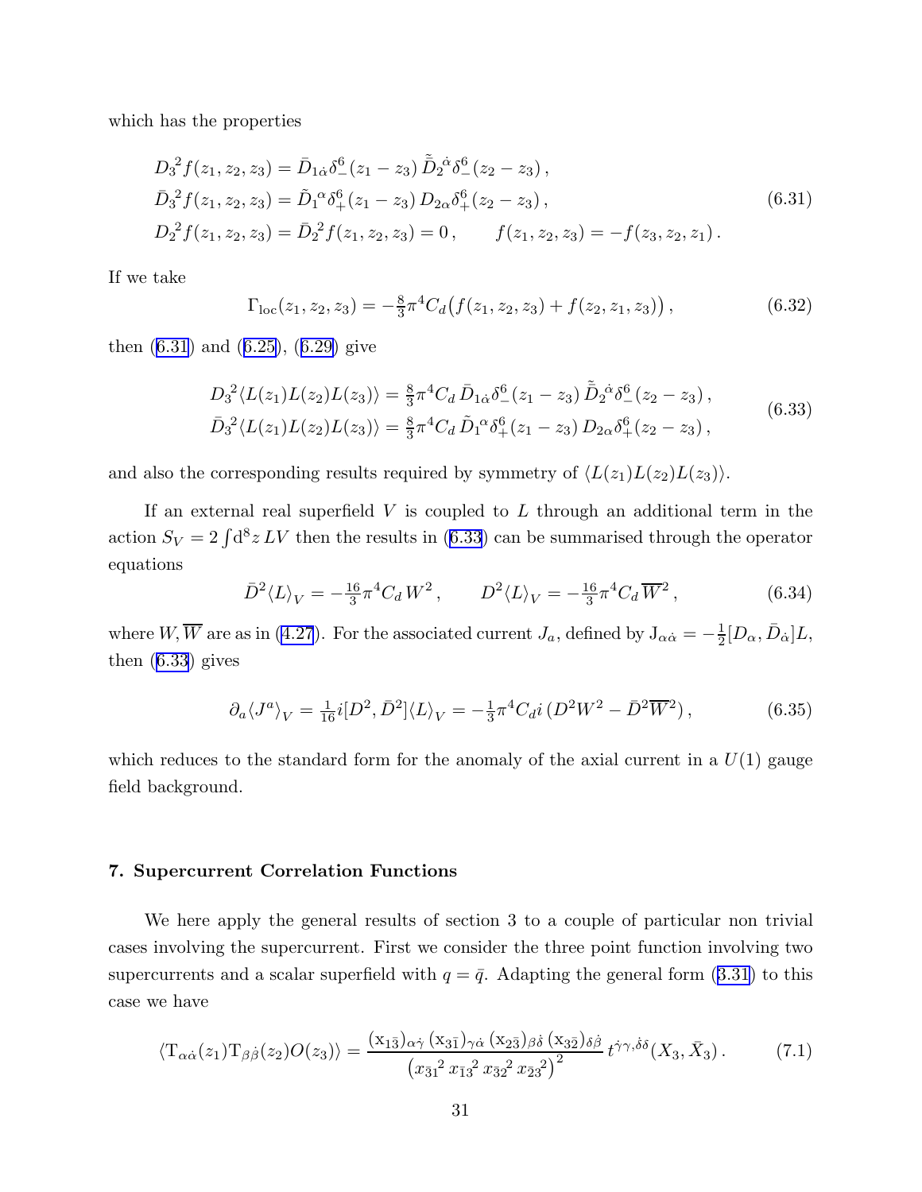which has the properties

$$
\begin{aligned}
&{D_3}^2 f(z_1,z_2,z_3) = \bar D_{1\dot\alpha}\delta^6_-(z_1-z_3)\,\tilde{\bar D}_2{}^{\dot\alpha}\delta^6_-(z_2-z_3)\,,\\
&{\bar D_3}{}^2 f(z_1,z_2,z_3) = \tilde D_1{}^{\alpha}\delta^6_+(z_1-z_3)\,D_{2\alpha}\delta^6_+(z_2-z_3)\,,\\
&{D_2}^2 f(z_1,z_2,z_3) = {\bar D_2}{}^2 f(z_1,z_2,z_3) = 0\,,\qquad f(z_1,z_2,z_3) = -f(z_3,z_2,z_1)\,.
\end{aligned}
\tag{6.31}
$$

If we take

$$
\Gamma_{\rm loc}(z_1,z_2,z_3) = -\tfrac{8}{3}\pi^4 C_d\big(f(z_1,z_2,z_3)+f(z_2,z_1,z_3)\big)\,,
\tag{6.32}
$$

then (6.31) and (6.25), (6.29) give

$$
\begin{aligned}
&{D_3}^2\langle L(z_1)L(z_2)L(z_3)\rangle = \tfrac{8}{3}\pi^4 C_d\,\bar D_{1\dot\alpha}\delta^6_-(z_1-z_3)\,\tilde{\bar D}_2{}^{\dot\alpha}\delta^6_-(z_2-z_3)\,,\\
&{\bar D_3}{}^2\langle L(z_1)L(z_2)L(z_3)\rangle = \tfrac{8}{3}\pi^4 C_d\,\tilde D_1{}^{\alpha}\delta^6_+(z_1-z_3)\,D_{2\alpha}\delta^6_+(z_2-z_3)\,,
\end{aligned}
\tag{6.33}
$$

and also the corresponding results required by symmetry of $\langle L(z_1)L(z_2)L(z_3)\rangle$.

If an external real superfield $V$ is coupled to $L$ through an additional term in the action $S_V = 2\int \mathrm{d}^8 z\, LV$ then the results in (6.33) can be summarised through the operator equations

$$
\bar D^2\langle L\rangle_V = -\tfrac{16}{3}\pi^4 C_d\, W^2\,,\qquad D^2\langle L\rangle_V = -\tfrac{16}{3}\pi^4 C_d\,\overline{W}^2\,,
\tag{6.34}
$$

where $W,\overline{W}$ are as in (4.27). For the associated current $J_a$, defined by $\mathrm{J}_{\alpha\dot\alpha} = -\tfrac12[D_\alpha,\bar D_{\dot\alpha}]L$, then (6.33) gives

$$
\partial_a\langle J^a\rangle_V = \tfrac{1}{16}i[D^2,\bar D^2]\langle L\rangle_V = -\tfrac13\pi^4 C_d i\,(D^2W^2-\bar D^2\overline{W}^2)\,,
\tag{6.35}
$$

which reduces to the standard form for the anomaly of the axial current in a $U(1)$ gauge field background.

## 7. Supercurrent Correlation Functions

We here apply the general results of section 3 to a couple of particular non trivial cases involving the supercurrent. First we consider the three point function involving two supercurrents and a scalar superfield with $q=\bar q$. Adapting the general form (3.31) to this case we have

$$
\langle \mathrm{T}_{\alpha\dot\alpha}(z_1)\mathrm{T}_{\beta\dot\beta}(z_2)O(z_3)\rangle = \frac{(\mathrm{x}_{1\bar3})_{\alpha\dot\gamma}\,(\mathrm{x}_{3\bar1})_{\gamma\dot\alpha}\,(\mathrm{x}_{2\bar3})_{\beta\dot\delta}\,(\mathrm{x}_{3\bar2})_{\delta\dot\beta}}{\big({x_{\bar31}}^2\,{x_{\bar13}}^2\,{x_{\bar32}}^2\,{x_{\bar23}}^2\big)^2}\,t^{\dot\gamma\gamma,\dot\delta\delta}(X_3,\bar X_3)\,.
\tag{7.1}
$$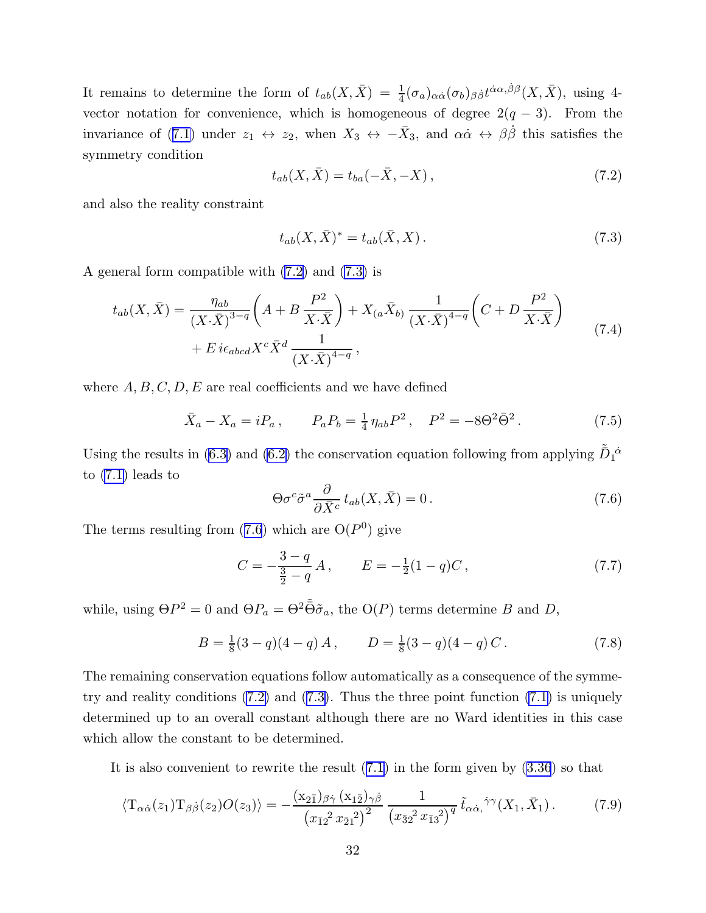It remains to determine the form of $t_{ab}(X,\bar X) = \frac{1}{4}(\sigma_a)_{\alpha\dot\alpha}(\sigma_b)_{\beta\dot\beta} t^{\dot\alpha\alpha,\dot\beta\beta}(X,\bar X)$, using 4-vector notation for convenience, which is homogeneous of degree $2(q-3)$. From the invariance of (7.1) under $z_1 \leftrightarrow z_2$, when $X_3 \leftrightarrow -\bar X_3$, and $\alpha\dot\alpha \leftrightarrow \beta\dot\beta$ this satisfies the symmetry condition

$$
t_{ab}(X,\bar X) = t_{ba}(-\bar X, -X)\,, \tag{7.2}
$$

and also the reality constraint

$$
t_{ab}(X,\bar X)^* = t_{ab}(\bar X, X)\,. \tag{7.3}
$$

A general form compatible with (7.2) and (7.3) is

$$
\begin{aligned}
t_{ab}(X,\bar X) = {} & \frac{\eta_{ab}}{(X{\cdot}\bar X)^{3-q}}\bigg(A + B\,\frac{P^2}{X{\cdot}\bar X}\bigg) + X_{(a}\bar X_{b)}\,\frac{1}{(X{\cdot}\bar X)^{4-q}}\bigg(C + D\,\frac{P^2}{X{\cdot}\bar X}\bigg) \\
& + E\, i\epsilon_{abcd} X^c \bar X^d\,\frac{1}{(X{\cdot}\bar X)^{4-q}}\,,
\end{aligned} \tag{7.4}
$$

where $A, B, C, D, E$ are real coefficients and we have defined

$$
\bar X_a - X_a = iP_a\,, \qquad P_a P_b = \tfrac{1}{4}\,\eta_{ab} P^2\,, \quad P^2 = -8\Theta^2\bar\Theta^2\,. \tag{7.5}
$$

Using the results in (6.3) and (6.2) the conservation equation following from applying $\tilde{\bar D}_1{}^{\dot\alpha}$ to (7.1) leads to

$$
\Theta\sigma^c\tilde\sigma^a \frac{\partial}{\partial \bar X^c}\, t_{ab}(X,\bar X) = 0\,. \tag{7.6}
$$

The terms resulting from (7.6) which are $\mathrm{O}(P^0)$ give

$$
C = -\frac{3-q}{\frac{3}{2}-q}\,A\,, \qquad E = -\tfrac{1}{2}(1-q)C\,, \tag{7.7}
$$

while, using $\Theta P^2 = 0$ and $\Theta P_a = \Theta^2\tilde{\bar\Theta}\tilde\sigma_a$, the $\mathrm{O}(P)$ terms determine $B$ and $D$,

$$
B = \tfrac{1}{8}(3-q)(4-q)\,A\,, \qquad D = \tfrac{1}{8}(3-q)(4-q)\,C\,. \tag{7.8}
$$

The remaining conservation equations follow automatically as a consequence of the symmetry and reality conditions (7.2) and (7.3). Thus the three point function (7.1) is uniquely determined up to an overall constant although there are no Ward identities in this case which allow the constant to be determined.

It is also convenient to rewrite the result (7.1) in the form given by (3.36) so that

$$
\langle \mathrm{T}_{\alpha\dot\alpha}(z_1)\mathrm{T}_{\beta\dot\beta}(z_2)O(z_3)\rangle = -\frac{(\mathrm{x}_{2\bar 1})_{\beta\dot\gamma}\,(\mathrm{x}_{1\bar 2})_{\gamma\dot\beta}}{\big(x_{\bar 12}{}^2\, x_{\bar 21}{}^2\big)^2}\,\frac{1}{\big(x_{\bar 32}{}^2\, x_{\bar 13}{}^2\big)^q}\,\tilde t_{\alpha\dot\alpha,}{}^{\dot\gamma\gamma}(X_1,\bar X_1)\,. \tag{7.9}
$$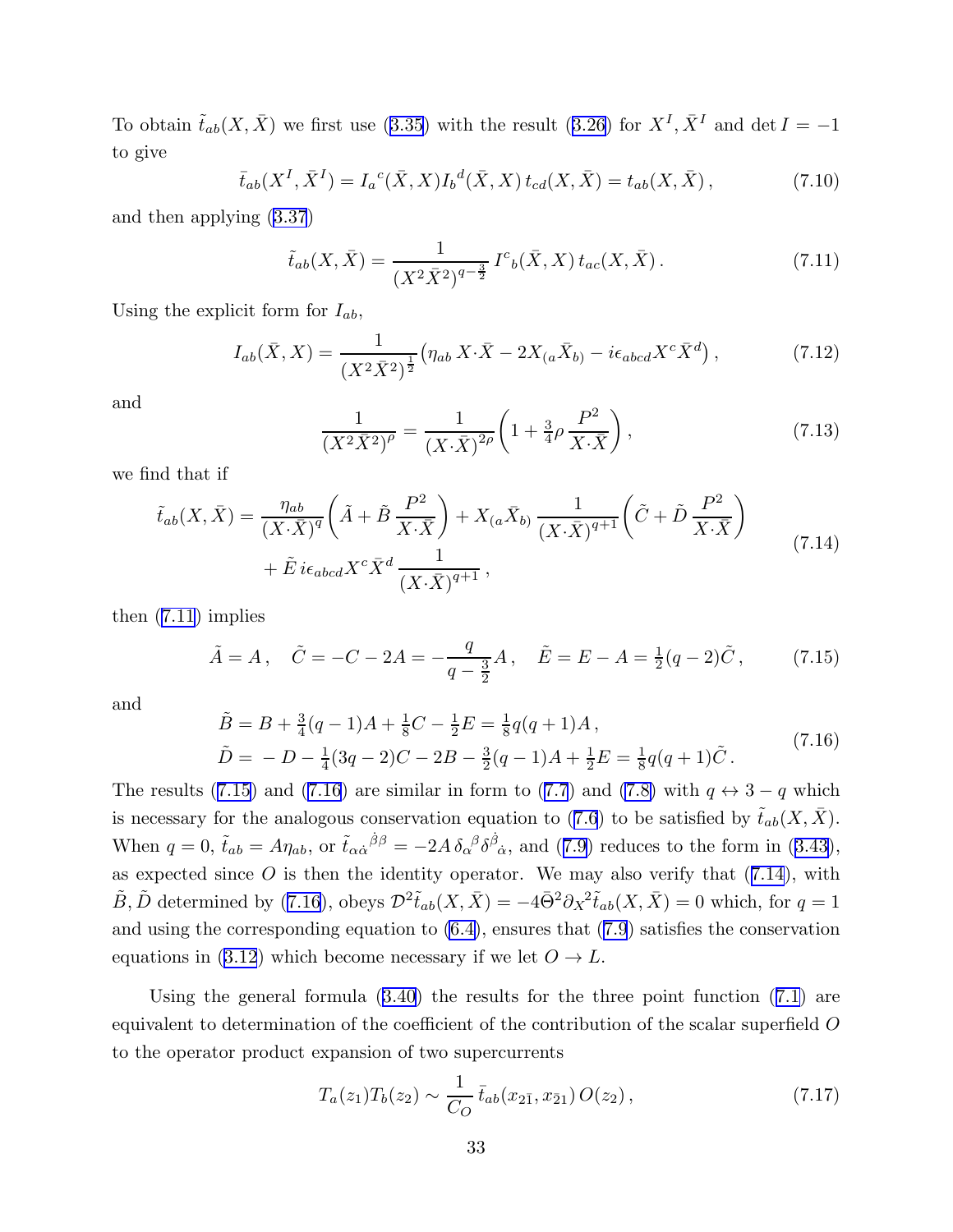To obtain $\tilde{t}_{ab}(X,\bar{X})$ we first use (3.35) with the result (3.26) for $X^I, \bar{X}^I$ and $\det I = -1$ to give

$$\bar{t}_{ab}(X^I,\bar{X}^I) = I_a{}^c(\bar{X},X) I_b{}^d(\bar{X},X)\, t_{cd}(X,\bar{X}) = t_{ab}(X,\bar{X})\,, \tag{7.10}$$

and then applying (3.37)

$$\tilde{t}_{ab}(X,\bar{X}) = \frac{1}{(X^2\bar{X}^2)^{q-\frac{3}{2}}}\, I^c{}_b(\bar{X},X)\, t_{ac}(X,\bar{X})\,. \tag{7.11}$$

Using the explicit form for $I_{ab}$,

$$I_{ab}(\bar{X},X) = \frac{1}{(X^2\bar{X}^2)^{\frac{1}{2}}}\big(\eta_{ab}\, X{\cdot}\bar{X} - 2X_{(a}\bar{X}_{b)} - i\epsilon_{abcd}X^c\bar{X}^d\big)\,, \tag{7.12}$$

and

$$\frac{1}{(X^2\bar{X}^2)^{\rho}} = \frac{1}{(X{\cdot}\bar{X})^{2\rho}}\bigg(1 + \tfrac{3}{4}\rho\,\frac{P^2}{X{\cdot}\bar{X}}\bigg)\,, \tag{7.13}$$

we find that if

$$\begin{aligned}\tilde{t}_{ab}(X,\bar{X}) = {}& \frac{\eta_{ab}}{(X{\cdot}\bar{X})^q}\bigg(\tilde{A} + \tilde{B}\,\frac{P^2}{X{\cdot}\bar{X}}\bigg) + X_{(a}\bar{X}_{b)}\,\frac{1}{(X{\cdot}\bar{X})^{q+1}}\bigg(\tilde{C} + \tilde{D}\,\frac{P^2}{X{\cdot}\bar{X}}\bigg)\\ & + \tilde{E}\, i\epsilon_{abcd}X^c\bar{X}^d\,\frac{1}{(X{\cdot}\bar{X})^{q+1}}\,,\end{aligned} \tag{7.14}$$

then (7.11) implies

$$\tilde{A} = A\,, \quad \tilde{C} = -C - 2A = -\frac{q}{q-\frac{3}{2}}A\,, \quad \tilde{E} = E - A = \tfrac{1}{2}(q-2)\tilde{C}\,, \tag{7.15}$$

and

$$\begin{aligned}\tilde{B} &= B + \tfrac{3}{4}(q-1)A + \tfrac{1}{8}C - \tfrac{1}{2}E = \tfrac{1}{8}q(q+1)A\,,\\ \tilde{D} &= -D - \tfrac{1}{4}(3q-2)C - 2B - \tfrac{3}{2}(q-1)A + \tfrac{1}{2}E = \tfrac{1}{8}q(q+1)\tilde{C}\,.\end{aligned} \tag{7.16}$$

The results (7.15) and (7.16) are similar in form to (7.7) and (7.8) with $q \leftrightarrow 3-q$ which is necessary for the analogous conservation equation to (7.6) to be satisfied by $\tilde{t}_{ab}(X,\bar{X})$. When $q=0$, $\tilde{t}_{ab} = A\eta_{ab}$, or $\tilde{t}_{\alpha\dot{\alpha}}{}^{\dot{\beta}\beta} = -2A\,\delta_\alpha{}^\beta\delta^{\dot{\beta}}{}_{\dot{\alpha}}$, and (7.9) reduces to the form in (3.43), as expected since $O$ is then the identity operator. We may also verify that (7.14), with $\tilde{B},\tilde{D}$ determined by (7.16), obeys $\mathcal{D}^2\tilde{t}_{ab}(X,\bar{X}) = -4\bar{\Theta}^2\partial_X{}^2\tilde{t}_{ab}(X,\bar{X}) = 0$ which, for $q=1$ and using the corresponding equation to (6.4), ensures that (7.9) satisfies the conservation equations in (3.12) which become necessary if we let $O \to L$.

Using the general formula (3.40) the results for the three point function (7.1) are equivalent to determination of the coefficient of the contribution of the scalar superfield $O$ to the operator product expansion of two supercurrents

$$T_a(z_1)T_b(z_2) \sim \frac{1}{C_O}\,\bar{t}_{ab}(x_{2\bar{1}},x_{\bar{2}1})\,O(z_2)\,, \tag{7.17}$$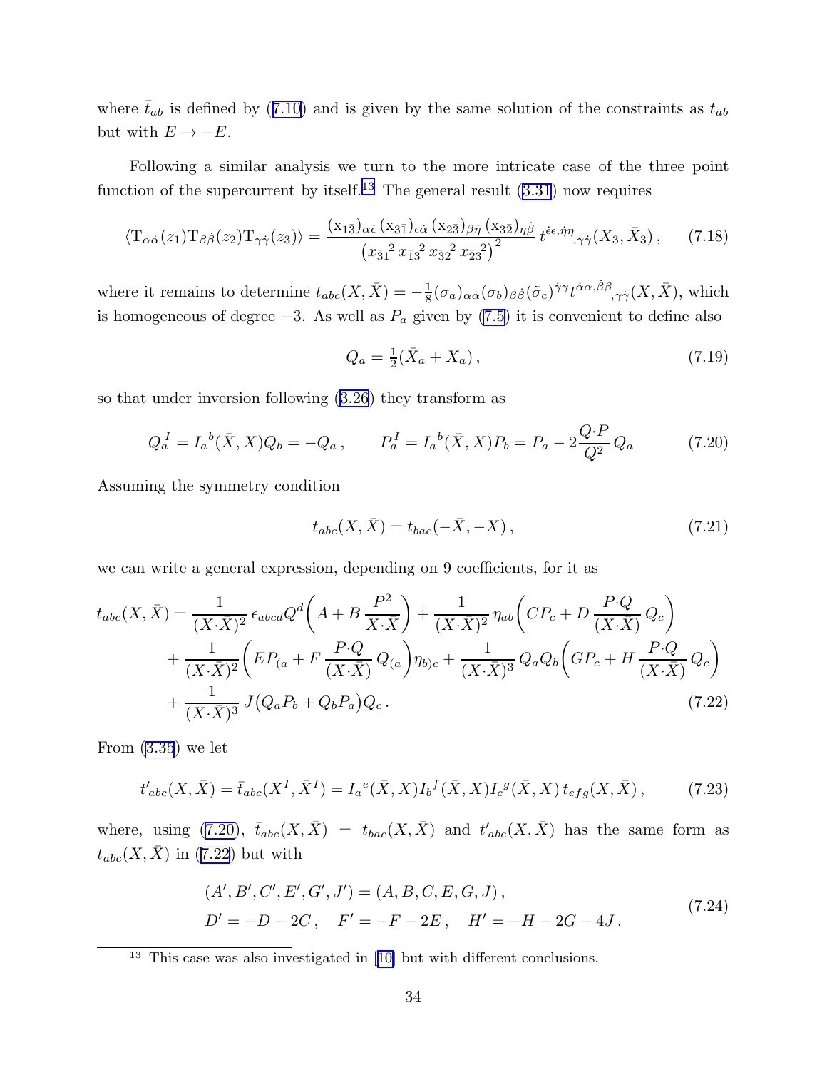where $\bar{t}_{ab}$ is defined by (7.10) and is given by the same solution of the constraints as $t_{ab}$ but with $E \to -E$.

Following a similar analysis we turn to the more intricate case of the three point function of the supercurrent by itself.[13] The general result (3.31) now requires

$$\langle \mathrm{T}_{\alpha\dot\alpha}(z_1)\mathrm{T}_{\beta\dot\beta}(z_2)\mathrm{T}_{\gamma\dot\gamma}(z_3)\rangle = \frac{(\mathrm{x}_{1\bar 3})_{\alpha\dot\epsilon}\,(\mathrm{x}_{3\bar 1})_{\epsilon\dot\alpha}\,(\mathrm{x}_{2\bar 3})_{\beta\dot\eta}\,(\mathrm{x}_{3\bar 2})_{\eta\dot\beta}}{\left(x_{\bar 3 1}{}^2\, x_{\bar 1 3}{}^2\, x_{\bar 3 2}{}^2\, x_{\bar 2 3}{}^2\right)^2}\, t^{\dot\epsilon\epsilon,\dot\eta\eta}{}_{,\gamma\dot\gamma}(X_3,\bar X_3)\,, \tag{7.18}$$

where it remains to determine $t_{abc}(X,\bar X) = -\frac{1}{8}(\sigma_a)_{\alpha\dot\alpha}(\sigma_b)_{\beta\dot\beta}(\tilde\sigma_c)^{\dot\gamma\gamma} t^{\dot\alpha\alpha,\dot\beta\beta}{}_{,\gamma\dot\gamma}(X,\bar X)$, which is homogeneous of degree $-3$. As well as $P_a$ given by (7.5) it is convenient to define also

$$Q_a = \tfrac{1}{2}(\bar X_a + X_a)\,, \tag{7.19}$$

so that under inversion following (3.26) they transform as

$$Q_a{}^I = I_a{}^b(\bar X, X) Q_b = -Q_a\,, \qquad P_a^I = I_a{}^b(\bar X, X) P_b = P_a - 2\frac{Q\cdot P}{Q^2}\, Q_a \tag{7.20}$$

Assuming the symmetry condition

$$t_{abc}(X,\bar X) = t_{bac}(-\bar X, -X)\,, \tag{7.21}$$

we can write a general expression, depending on 9 coefficients, for it as

$$\begin{aligned} t_{abc}(X,\bar X) = {}& \frac{1}{(X\cdot\bar X)^2}\,\epsilon_{abcd}Q^d\bigg(A + B\,\frac{P^2}{X\cdot\bar X}\bigg) + \frac{1}{(X\cdot\bar X)^2}\,\eta_{ab}\bigg(CP_c + D\,\frac{P\cdot Q}{(X\cdot\bar X)}\,Q_c\bigg) \\ & + \frac{1}{(X\cdot\bar X)^2}\bigg(EP_{(a} + F\,\frac{P\cdot Q}{(X\cdot\bar X)}\,Q_{(a}\bigg)\eta_{b)c} + \frac{1}{(X\cdot\bar X)^3}\,Q_aQ_b\bigg(GP_c + H\,\frac{P\cdot Q}{(X\cdot\bar X)}\,Q_c\bigg) \\ & + \frac{1}{(X\cdot\bar X)^3}\,J\big(Q_aP_b + Q_bP_a\big)Q_c\,. \end{aligned} \tag{7.22}$$

From (3.35) we let

$$t'_{abc}(X,\bar X) = \bar t_{abc}(X^I, \bar X^I) = I_a{}^e(\bar X, X) I_b{}^f(\bar X, X) I_c{}^g(\bar X, X)\, t_{efg}(X,\bar X)\,, \tag{7.23}$$

where, using (7.20), $\bar t_{abc}(X,\bar X) = t_{bac}(X,\bar X)$ and $t'_{abc}(X,\bar X)$ has the same form as $t_{abc}(X,\bar X)$ in (7.22) but with

$$\begin{aligned} &(A',B',C',E',G',J') = (A,B,C,E,G,J)\,, \\ &D' = -D-2C\,, \quad F' = -F - 2E\,, \quad H' = -H - 2G - 4J\,. \end{aligned} \tag{7.24}$$

[13] This case was also investigated in [10] but with different conclusions.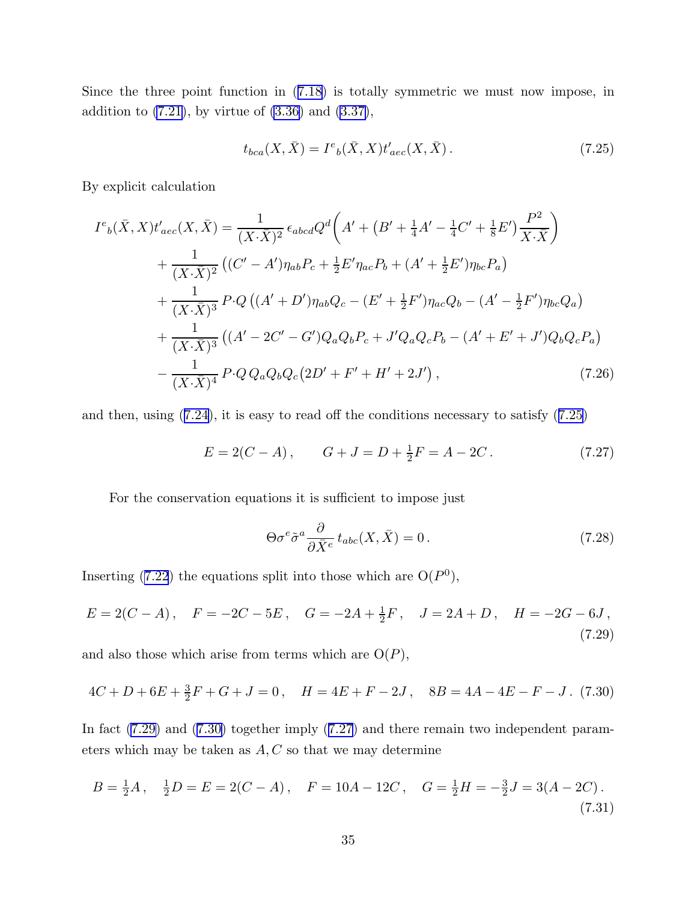Since the three point function in (7.18) is totally symmetric we must now impose, in addition to (7.21), by virtue of (3.36) and (3.37),

$$t_{bca}(X, \bar{X}) = I^e{}_b(\bar{X}, X) t'_{aec}(X, \bar{X}) \,. \tag{7.25}$$

By explicit calculation

$$\begin{aligned}
I^e{}_b(\bar{X}, X) t'_{aec}(X, \bar{X}) &= \frac{1}{(X{\cdot}\bar{X})^2} \, \epsilon_{abcd} Q^d \Big( A' + \big(B' + \tfrac{1}{4}A' - \tfrac{1}{4}C' + \tfrac{1}{8}E'\big) \frac{P^2}{X{\cdot}\bar{X}} \Big) \\
&+ \frac{1}{(X{\cdot}\bar{X})^2} \big( (C' - A')\eta_{ab} P_c + \tfrac{1}{2}E' \eta_{ac} P_b + (A' + \tfrac{1}{2}E')\eta_{bc} P_a \big) \\
&+ \frac{1}{(X{\cdot}\bar{X})^3} \, P{\cdot}Q \big( (A' + D')\eta_{ab} Q_c - (E' + \tfrac{1}{2}F')\eta_{ac} Q_b - (A' - \tfrac{1}{2}F')\eta_{bc} Q_a \big) \\
&+ \frac{1}{(X{\cdot}\bar{X})^3} \big( (A' - 2C' - G') Q_a Q_b P_c + J' Q_a Q_c P_b - (A' + E' + J') Q_b Q_c P_a \big) \\
&- \frac{1}{(X{\cdot}\bar{X})^4} \, P{\cdot}Q \, Q_a Q_b Q_c \big( 2D' + F' + H' + 2J' \big) \,,
\end{aligned} \tag{7.26}$$

and then, using (7.24), it is easy to read off the conditions necessary to satisfy (7.25)

$$E = 2(C - A) \,, \qquad G + J = D + \tfrac{1}{2}F = A - 2C \,. \tag{7.27}$$

For the conservation equations it is sufficient to impose just

$$\Theta \sigma^e \tilde{\sigma}^a \frac{\partial}{\partial \bar{X}^e} \, t_{abc}(X, \bar{X}) = 0 \,. \tag{7.28}$$

Inserting (7.22) the equations split into those which are $\mathrm{O}(P^0)$,

$$E = 2(C - A) \,, \quad F = -2C - 5E \,, \quad G = -2A + \tfrac{1}{2}F \,, \quad J = 2A + D \,, \quad H = -2G - 6J \,, \tag{7.29}$$

and also those which arise from terms which are $\mathrm{O}(P)$,

$$4C + D + 6E + \tfrac{3}{2}F + G + J = 0 \,, \quad H = 4E + F - 2J \,, \quad 8B = 4A - 4E - F - J \,. \tag{7.30}$$

In fact (7.29) and (7.30) together imply (7.27) and there remain two independent parameters which may be taken as $A, C$ so that we may determine

$$B = \tfrac{1}{2}A \,, \quad \tfrac{1}{2}D = E = 2(C - A) \,, \quad F = 10A - 12C \,, \quad G = \tfrac{1}{2}H = -\tfrac{3}{2}J = 3(A - 2C) \,. \tag{7.31}$$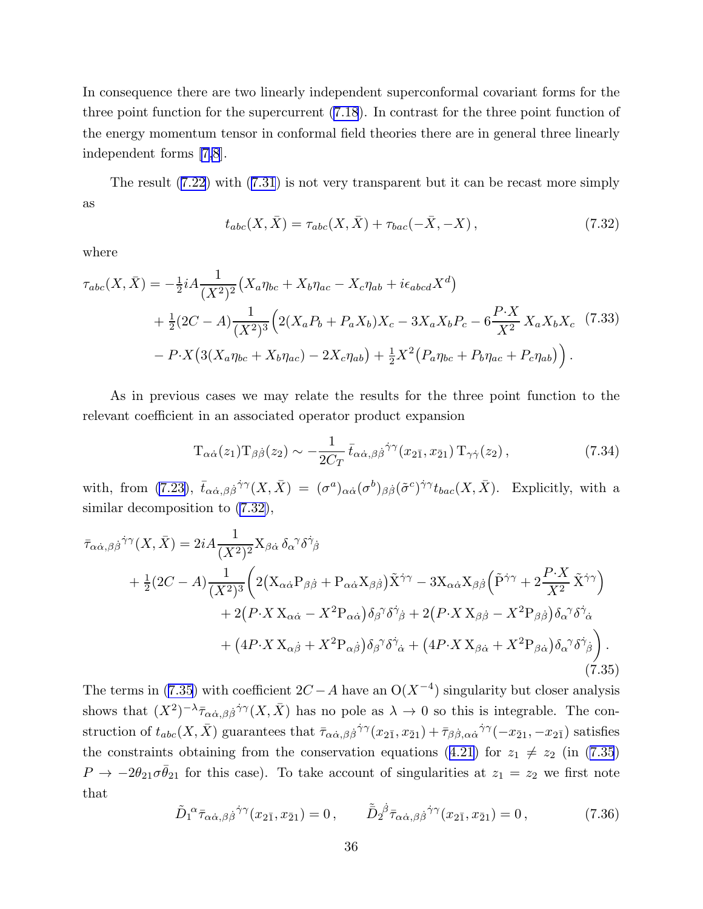In consequence there are two linearly independent superconformal covariant forms for the three point function for the supercurrent (7.18). In contrast for the three point function of the energy momentum tensor in conformal field theories there are in general three linearly independent forms [7,8].

The result (7.22) with (7.31) is not very transparent but it can be recast more simply as

$$t_{abc}(X,\bar{X}) = \tau_{abc}(X,\bar{X}) + \tau_{bac}(-\bar{X},-X)\,, \tag{7.32}$$

where

$$\begin{aligned}
\tau_{abc}(X,\bar{X}) = {} & -\tfrac{1}{2} i A \frac{1}{(X^2)^2}\big(X_a\eta_{bc} + X_b\eta_{ac} - X_c\eta_{ab} + i\epsilon_{abcd}X^d\big) \\
& + \tfrac{1}{2}(2C-A)\frac{1}{(X^2)^3}\Big(2(X_aP_b + P_aX_b)X_c - 3X_aX_bP_c - 6\frac{P\cdot X}{X^2}\,X_aX_bX_c \\
& - P\cdot X\big(3(X_a\eta_{bc}+X_b\eta_{ac}) - 2X_c\eta_{ab}\big) + \tfrac{1}{2}X^2\big(P_a\eta_{bc}+P_b\eta_{ac}+P_c\eta_{ab}\big)\Big)\,.
\end{aligned} \tag{7.33}$$

As in previous cases we may relate the results for the three point function to the relevant coefficient in an associated operator product expansion

$$\mathrm{T}_{\alpha\dot\alpha}(z_1)\mathrm{T}_{\beta\dot\beta}(z_2) \sim -\frac{1}{2C_T}\,\bar{t}_{\alpha\dot\alpha,\beta\dot\beta}{}^{\dot\gamma\gamma}(x_{2\bar 1},x_{\bar 2 1})\,\mathrm{T}_{\gamma\dot\gamma}(z_2)\,, \tag{7.34}$$

with, from (7.23), $\bar{t}_{\alpha\dot\alpha,\beta\dot\beta}{}^{\dot\gamma\gamma}(X,\bar X) = (\sigma^a)_{\alpha\dot\alpha}(\sigma^b)_{\beta\dot\beta}(\tilde\sigma^c)^{\dot\gamma\gamma}t_{bac}(X,\bar X)$. Explicitly, with a similar decomposition to (7.32),

$$\begin{aligned}
\bar\tau_{\alpha\dot\alpha,\beta\dot\beta}{}^{\dot\gamma\gamma}(X,\bar X) = {} & 2iA\frac{1}{(X^2)^2}\mathrm{X}_{\beta\dot\alpha}\,\delta_\alpha{}^\gamma\delta^{\dot\gamma}{}_{\dot\beta} \\
& + \tfrac{1}{2}(2C-A)\frac{1}{(X^2)^3}\bigg(2\big(\mathrm{X}_{\alpha\dot\alpha}\mathrm{P}_{\beta\dot\beta} + \mathrm{P}_{\alpha\dot\alpha}\mathrm{X}_{\beta\dot\beta}\big)\tilde{\mathrm{X}}^{\dot\gamma\gamma} - 3\mathrm{X}_{\alpha\dot\alpha}\mathrm{X}_{\beta\dot\beta}\Big(\tilde{\mathrm{P}}^{\dot\gamma\gamma} + 2\frac{P\cdot X}{X^2}\,\tilde{\mathrm{X}}^{\dot\gamma\gamma}\Big) \\
& \qquad + 2\big(P\cdot X\,\mathrm{X}_{\alpha\dot\alpha} - X^2\mathrm{P}_{\alpha\dot\alpha}\big)\delta_\beta{}^\gamma\delta^{\dot\gamma}{}_{\dot\beta} + 2\big(P\cdot X\,\mathrm{X}_{\beta\dot\beta} - X^2\mathrm{P}_{\beta\dot\beta}\big)\delta_\alpha{}^\gamma\delta^{\dot\gamma}{}_{\dot\alpha} \\
& \qquad + \big(4P\cdot X\,\mathrm{X}_{\alpha\dot\beta} + X^2\mathrm{P}_{\alpha\dot\beta}\big)\delta_\beta{}^\gamma\delta^{\dot\gamma}{}_{\dot\alpha} + \big(4P\cdot X\,\mathrm{X}_{\beta\dot\alpha} + X^2\mathrm{P}_{\beta\dot\alpha}\big)\delta_\alpha{}^\gamma\delta^{\dot\gamma}{}_{\dot\beta}\bigg)\,.
\end{aligned} \tag{7.35}$$

The terms in (7.35) with coefficient $2C-A$ have an $\mathrm{O}(X^{-4})$ singularity but closer analysis shows that $(X^2)^{-\lambda}\bar\tau_{\alpha\dot\alpha,\beta\dot\beta}{}^{\dot\gamma\gamma}(X,\bar X)$ has no pole as $\lambda\to 0$ so this is integrable. The construction of $t_{abc}(X,\bar X)$ guarantees that $\bar\tau_{\alpha\dot\alpha,\beta\dot\beta}{}^{\dot\gamma\gamma}(x_{2\bar 1},x_{\bar 2 1}) + \bar\tau_{\beta\dot\beta,\alpha\dot\alpha}{}^{\dot\gamma\gamma}(-x_{\bar 2 1},-x_{2\bar 1})$ satisfies the constraints obtaining from the conservation equations (4.21) for $z_1 \neq z_2$ (in (7.35) $P\to -2\theta_{21}\sigma\bar\theta_{21}$ for this case). To take account of singularities at $z_1 = z_2$ we first note that

$$\tilde D_1{}^\alpha\bar\tau_{\alpha\dot\alpha,\beta\dot\beta}{}^{\dot\gamma\gamma}(x_{2\bar 1},x_{\bar 2 1}) = 0\,, \qquad \tilde{\bar D}_2{}^{\dot\beta}\bar\tau_{\alpha\dot\alpha,\beta\dot\beta}{}^{\dot\gamma\gamma}(x_{2\bar 1},x_{\bar 2 1}) = 0\,, \tag{7.36}$$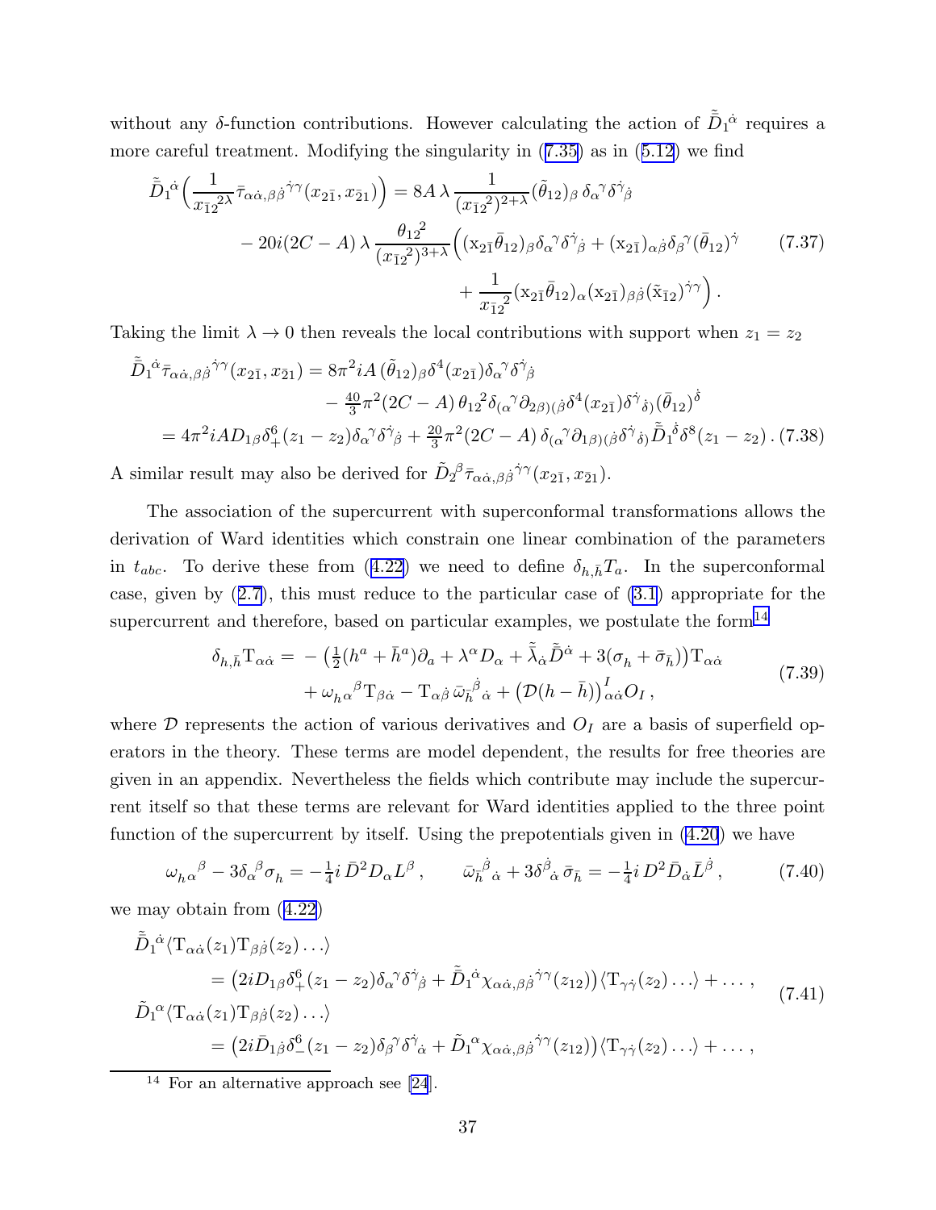without any $\delta$-function contributions. However calculating the action of $\tilde{\bar{D}}_1{}^{\dot\alpha}$ requires a more careful treatment. Modifying the singularity in (7.35) as in (5.12) we find

$$
\begin{aligned}
\tilde{\bar{D}}_1{}^{\dot\alpha}\Big(\frac{1}{x_{\bar 1 2}{}^{2\lambda}}\bar\tau_{\alpha\dot\alpha,\beta\dot\beta}{}^{\dot\gamma\gamma}(x_{2\bar 1},x_{\bar 2 1})\Big) &= 8A\,\lambda\,\frac{1}{(x_{\bar 1 2}{}^2)^{2+\lambda}}(\tilde\theta_{12})_\beta\,\delta_\alpha{}^\gamma\delta^{\dot\gamma}{}_{\dot\beta} \\
&\quad - 20i(2C-A)\,\lambda\,\frac{\theta_{12}{}^2}{(x_{\bar 1 2}{}^2)^{3+\lambda}}\Big((\mathrm{x}_{2\bar 1}\bar\theta_{12})_\beta\delta_\alpha{}^\gamma\delta^{\dot\gamma}{}_{\dot\beta} + (\mathrm{x}_{2\bar 1})_{\alpha\dot\beta}\delta_\beta{}^\gamma(\bar\theta_{12})^{\dot\gamma} \\
&\qquad\qquad + \frac{1}{x_{\bar 1 2}{}^2}(\mathrm{x}_{2\bar 1}\bar\theta_{12})_\alpha(\mathrm{x}_{2\bar 1})_{\beta\dot\beta}(\tilde{\mathrm{x}}_{\bar 1 2})^{\dot\gamma\gamma}\Big)\,.
\end{aligned}
\tag{7.37}
$$

Taking the limit $\lambda\to 0$ then reveals the local contributions with support when $z_1=z_2$

$$
\begin{aligned}
\tilde{\bar{D}}_1{}^{\dot\alpha}\bar\tau_{\alpha\dot\alpha,\beta\dot\beta}{}^{\dot\gamma\gamma}(x_{2\bar 1},x_{\bar 2 1}) &= 8\pi^2 iA\,(\tilde\theta_{12})_\beta\delta^4(x_{2\bar 1})\delta_\alpha{}^\gamma\delta^{\dot\gamma}{}_{\dot\beta} \\
&\qquad - \tfrac{40}{3}\pi^2(2C-A)\,\theta_{12}{}^2\delta_{(\alpha}{}^\gamma\partial_{2\beta)(\dot\beta}\delta^4(x_{2\bar 1})\delta^{\dot\gamma}{}_{\dot\delta)}(\bar\theta_{12})^{\dot\delta} \\
&= 4\pi^2 iA D_{1\beta}\delta_+^6(z_1-z_2)\delta_\alpha{}^\gamma\delta^{\dot\gamma}{}_{\dot\beta} + \tfrac{20}{3}\pi^2(2C-A)\,\delta_{(\alpha}{}^\gamma\partial_{1\beta)(\dot\beta}\delta^{\dot\gamma}{}_{\dot\delta)}\tilde{\bar{D}}_1{}^{\dot\delta}\delta^8(z_1-z_2)\,.
\end{aligned}
\tag{7.38}
$$

A similar result may also be derived for $\tilde D_2{}^\beta\bar\tau_{\alpha\dot\alpha,\beta\dot\beta}{}^{\dot\gamma\gamma}(x_{2\bar 1},x_{\bar 2 1})$.

The association of the supercurrent with superconformal transformations allows the derivation of Ward identities which constrain one linear combination of the parameters in $t_{abc}$. To derive these from (4.22) we need to define $\delta_{h,\bar h}T_a$. In the superconformal case, given by (2.7), this must reduce to the particular case of (3.1) appropriate for the supercurrent and therefore, based on particular examples, we postulate the form[14]

$$
\begin{aligned}
\delta_{h,\bar h}\mathrm{T}_{\alpha\dot\alpha} = &-\big(\tfrac12(h^a+\bar h^a)\partial_a + \lambda^\alpha D_\alpha + \tilde{\bar\lambda}_{\dot\alpha}\tilde{\bar D}^{\dot\alpha} + 3(\sigma_h+\bar\sigma_{\bar h})\big)\mathrm{T}_{\alpha\dot\alpha} \\
&+ \omega_h{}_\alpha{}^\beta\mathrm{T}_{\beta\dot\alpha} - \mathrm{T}_{\alpha\dot\beta}\,\bar\omega_{\bar h}{}^{\dot\beta}{}_{\dot\alpha} + \big(\mathcal{D}(h-\bar h)\big)^I_{\alpha\dot\alpha}O_I\,,
\end{aligned}
\tag{7.39}
$$

where $\mathcal{D}$ represents the action of various derivatives and $O_I$ are a basis of superfield operators in the theory. These terms are model dependent, the results for free theories are given in an appendix. Nevertheless the fields which contribute may include the supercurrent itself so that these terms are relevant for Ward identities applied to the three point function of the supercurrent by itself. Using the prepotentials given in (4.20) we have

$$
\omega_h{}_\alpha{}^\beta - 3\delta_\alpha{}^\beta\sigma_h = -\tfrac14 i\,\bar D^2 D_\alpha L^\beta\,,\qquad \bar\omega_{\bar h}{}^{\dot\beta}{}_{\dot\alpha} + 3\delta^{\dot\beta}{}_{\dot\alpha}\,\bar\sigma_{\bar h} = -\tfrac14 i\,D^2\bar D_{\dot\alpha}\bar L^{\dot\beta}\,,
\tag{7.40}
$$

we may obtain from (4.22)

$$
\begin{aligned}
&\tilde{\bar D}_1{}^{\dot\alpha}\langle\mathrm{T}_{\alpha\dot\alpha}(z_1)\mathrm{T}_{\beta\dot\beta}(z_2)\ldots\rangle \\
&\qquad = \big(2iD_{1\beta}\delta_+^6(z_1-z_2)\delta_\alpha{}^\gamma\delta^{\dot\gamma}{}_{\dot\beta} + \tilde{\bar D}_1{}^{\dot\alpha}\chi_{\alpha\dot\alpha,\beta\dot\beta}{}^{\dot\gamma\gamma}(z_{12})\big)\langle\mathrm{T}_{\gamma\dot\gamma}(z_2)\ldots\rangle + \ldots\,, \\
&\tilde D_1{}^{\alpha}\langle\mathrm{T}_{\alpha\dot\alpha}(z_1)\mathrm{T}_{\beta\dot\beta}(z_2)\ldots\rangle \\
&\qquad = \big(2i\bar D_{1\dot\beta}\delta_-^6(z_1-z_2)\delta_\beta{}^\gamma\delta^{\dot\gamma}{}_{\dot\alpha} + \tilde D_1{}^{\alpha}\chi_{\alpha\dot\alpha,\beta\dot\beta}{}^{\dot\gamma\gamma}(z_{12})\big)\langle\mathrm{T}_{\gamma\dot\gamma}(z_2)\ldots\rangle + \ldots\,,
\end{aligned}
\tag{7.41}
$$

[14] For an alternative approach see [24].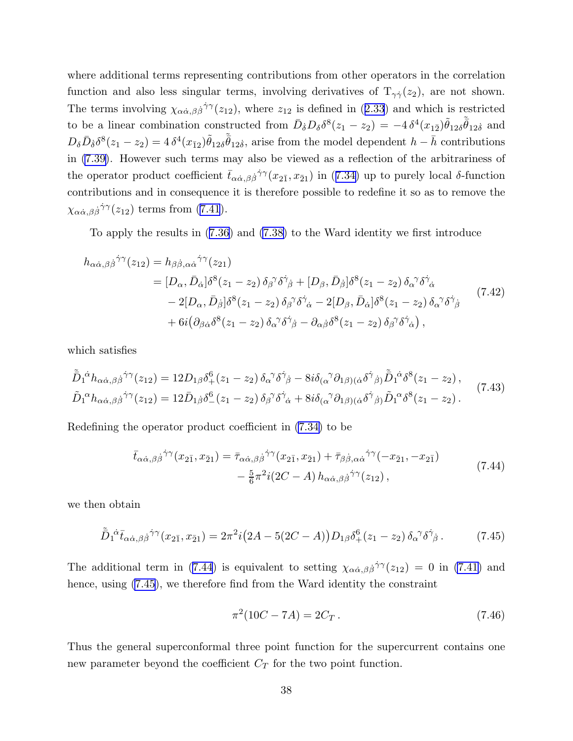where additional terms representing contributions from other operators in the correlation function and also less singular terms, involving derivatives of $\mathrm{T}_{\gamma\dot\gamma}(z_2)$, are not shown. The terms involving $\chi_{\alpha\dot\alpha,\beta\dot\beta}{}^{\dot\gamma\gamma}(z_{12})$, where $z_{12}$ is defined in (2.33) and which is restricted to be a linear combination constructed from $\bar D_{\dot\delta} D_\delta \delta^8(z_1-z_2) = -4\,\delta^4(x_{1\bar 2})\tilde\theta_{12\delta}\tilde{\bar\theta}_{12\dot\delta}$ and $D_\delta \bar D_{\dot\delta}\delta^8(z_1-z_2) = 4\,\delta^4(x_{\bar 1 2})\tilde\theta_{12\delta}\tilde{\bar\theta}_{12\dot\delta}$, arise from the model dependent $h-\bar h$ contributions in (7.39). However such terms may also be viewed as a reflection of the arbitrariness of the operator product coefficient $\bar t_{\alpha\dot\alpha,\beta\dot\beta}{}^{\dot\gamma\gamma}(x_{2\bar 1},x_{\bar 2 1})$ in (7.34) up to purely local $\delta$-function contributions and in consequence it is therefore possible to redefine it so as to remove the $\chi_{\alpha\dot\alpha,\beta\dot\beta}{}^{\dot\gamma\gamma}(z_{12})$ terms from (7.41).

To apply the results in (7.36) and (7.38) to the Ward identity we first introduce

$$
\begin{aligned}
h_{\alpha\dot\alpha,\beta\dot\beta}{}^{\dot\gamma\gamma}(z_{12}) &= h_{\beta\dot\beta,\alpha\dot\alpha}{}^{\dot\gamma\gamma}(z_{21})\\
&= [D_\alpha,\bar D_{\dot\alpha}]\delta^8(z_1-z_2)\,\delta_\beta{}^\gamma\delta^{\dot\gamma}{}_{\dot\beta} + [D_\beta,\bar D_{\dot\beta}]\delta^8(z_1-z_2)\,\delta_\alpha{}^\gamma\delta^{\dot\gamma}{}_{\dot\alpha}\\
&\quad - 2[D_\alpha,\bar D_{\dot\beta}]\delta^8(z_1-z_2)\,\delta_\beta{}^\gamma\delta^{\dot\gamma}{}_{\dot\alpha} - 2[D_\beta,\bar D_{\dot\alpha}]\delta^8(z_1-z_2)\,\delta_\alpha{}^\gamma\delta^{\dot\gamma}{}_{\dot\beta}\\
&\quad + 6i\big(\partial_{\beta\dot\alpha}\delta^8(z_1-z_2)\,\delta_\alpha{}^\gamma\delta^{\dot\gamma}{}_{\dot\beta} - \partial_{\alpha\dot\beta}\delta^8(z_1-z_2)\,\delta_\beta{}^\gamma\delta^{\dot\gamma}{}_{\dot\alpha}\big)\,,
\end{aligned}
\tag{7.42}
$$

which satisfies

$$
\begin{aligned}
\tilde{\bar D}_1{}^{\dot\alpha} h_{\alpha\dot\alpha,\beta\dot\beta}{}^{\dot\gamma\gamma}(z_{12}) &= 12 D_{1\beta}\delta^6_+(z_1-z_2)\,\delta_\alpha{}^\gamma\delta^{\dot\gamma}{}_{\dot\beta} - 8i\delta_{(\alpha}{}^\gamma\partial_{1\beta)(\dot\alpha}\delta^{\dot\gamma}{}_{\dot\beta)}\tilde{\bar D}_1{}^{\dot\alpha}\delta^8(z_1-z_2)\,,\\
\tilde D_1{}^{\alpha} h_{\alpha\dot\alpha,\beta\dot\beta}{}^{\dot\gamma\gamma}(z_{12}) &= 12 \bar D_{1\dot\beta}\delta^6_-(z_1-z_2)\,\delta_\beta{}^\gamma\delta^{\dot\gamma}{}_{\dot\alpha} + 8i\delta_{(\alpha}{}^\gamma\partial_{1\beta)(\dot\alpha}\delta^{\dot\gamma}{}_{\dot\beta)}\tilde D_1{}^{\alpha}\delta^8(z_1-z_2)\,.
\end{aligned}
\tag{7.43}
$$

Redefining the operator product coefficient in (7.34) to be

$$
\begin{aligned}
\bar t_{\alpha\dot\alpha,\beta\dot\beta}{}^{\dot\gamma\gamma}(x_{2\bar 1},x_{\bar 2 1}) = \bar\tau_{\alpha\dot\alpha,\beta\dot\beta}{}^{\dot\gamma\gamma}(x_{2\bar 1},x_{\bar 2 1}) &+ \bar\tau_{\beta\dot\beta,\alpha\dot\alpha}{}^{\dot\gamma\gamma}(-x_{\bar 2 1},-x_{2\bar 1})\\
&- \tfrac{5}{6}\pi^2 i(2C-A)\,h_{\alpha\dot\alpha,\beta\dot\beta}{}^{\dot\gamma\gamma}(z_{12})\,,
\end{aligned}
\tag{7.44}
$$

we then obtain

$$
\tilde{\bar D}_1{}^{\dot\alpha}\bar t_{\alpha\dot\alpha,\beta\dot\beta}{}^{\dot\gamma\gamma}(x_{2\bar 1},x_{\bar 2 1}) = 2\pi^2 i\big(2A - 5(2C-A)\big)D_{1\beta}\delta^6_+(z_1-z_2)\,\delta_\alpha{}^\gamma\delta^{\dot\gamma}{}_{\dot\beta}\,.
\tag{7.45}
$$

The additional term in (7.44) is equivalent to setting $\chi_{\alpha\dot\alpha,\beta\dot\beta}{}^{\dot\gamma\gamma}(z_{12})=0$ in (7.41) and hence, using (7.45), we therefore find from the Ward identity the constraint

$$
\pi^2(10C-7A) = 2C_T\,.
\tag{7.46}
$$

Thus the general superconformal three point function for the supercurrent contains one new parameter beyond the coefficient $C_T$ for the two point function.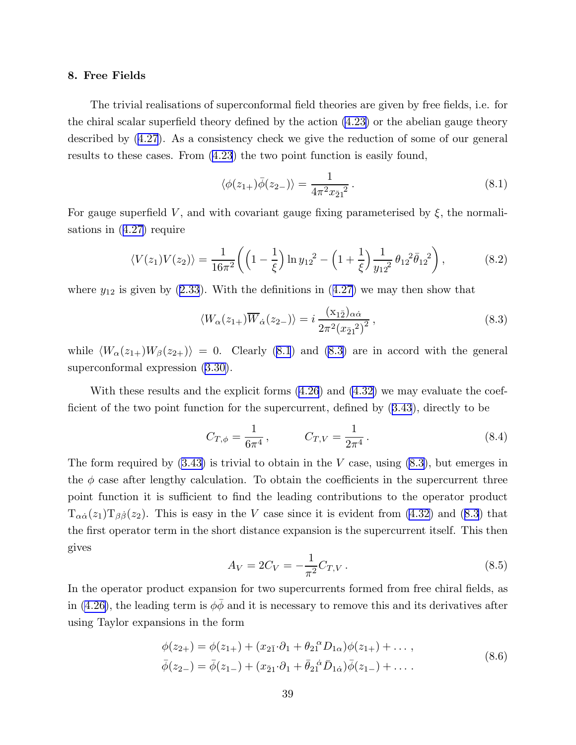## 8. Free Fields

The trivial realisations of superconformal field theories are given by free fields, i.e. for the chiral scalar superfield theory defined by the action (4.23) or the abelian gauge theory described by (4.27). As a consistency check we give the reduction of some of our general results to these cases. From (4.23) the two point function is easily found,

$$\langle \phi(z_{1+})\bar\phi(z_{2-})\rangle = \frac{1}{4\pi^2 x_{\bar 2 1}{}^2}\,. \tag{8.1}$$

For gauge superfield $V$, and with covariant gauge fixing parameterised by $\xi$, the normalisations in (4.27) require

$$\langle V(z_1)V(z_2)\rangle = \frac{1}{16\pi^2}\bigg(\Big(1-\frac{1}{\xi}\Big)\ln y_{12}{}^2 - \Big(1+\frac{1}{\xi}\Big)\frac{1}{y_{12}{}^2}\,\theta_{12}{}^2\bar\theta_{12}{}^2\bigg)\,, \tag{8.2}$$

where $y_{12}$ is given by (2.33). With the definitions in (4.27) we may then show that

$$\langle W_\alpha(z_{1+})\overline{W}_{\dot\alpha}(z_{2-})\rangle = i\,\frac{(\mathrm{x}_{1\bar 2})_{\alpha\dot\alpha}}{2\pi^2 (x_{\bar 2 1}{}^2)^2}\,, \tag{8.3}$$

while $\langle W_\alpha(z_{1+})W_\beta(z_{2+})\rangle = 0$. Clearly (8.1) and (8.3) are in accord with the general superconformal expression (3.30).

With these results and the explicit forms (4.26) and (4.32) we may evaluate the coefficient of the two point function for the supercurrent, defined by (3.43), directly to be

$$C_{T,\phi} = \frac{1}{6\pi^4}\,, \qquad C_{T,V} = \frac{1}{2\pi^4}\,. \tag{8.4}$$

The form required by (3.43) is trivial to obtain in the $V$ case, using (8.3), but emerges in the $\phi$ case after lengthy calculation. To obtain the coefficients in the supercurrent three point function it is sufficient to find the leading contributions to the operator product $\mathrm{T}_{\alpha\dot\alpha}(z_1)\mathrm{T}_{\beta\dot\beta}(z_2)$. This is easy in the $V$ case since it is evident from (4.32) and (8.3) that the first operator term in the short distance expansion is the supercurrent itself. This then gives

$$A_V = 2C_V = -\frac{1}{\pi^2}C_{T,V}\,. \tag{8.5}$$

In the operator product expansion for two supercurrents formed from free chiral fields, as in (4.26), the leading term is $\phi\bar\phi$ and it is necessary to remove this and its derivatives after using Taylor expansions in the form

$$\begin{aligned}\phi(z_{2+}) &= \phi(z_{1+}) + (x_{2\bar 1}{\cdot}\partial_1 + \theta_{21}{}^\alpha D_{1\alpha})\phi(z_{1+}) + \dots\,,\\ \bar\phi(z_{2-}) &= \bar\phi(z_{1-}) + (x_{\bar 2 1}{\cdot}\partial_1 + \bar\theta_{21}{}^{\dot\alpha}\bar D_{1\dot\alpha})\bar\phi(z_{1-}) + \dots\,.\end{aligned} \tag{8.6}$$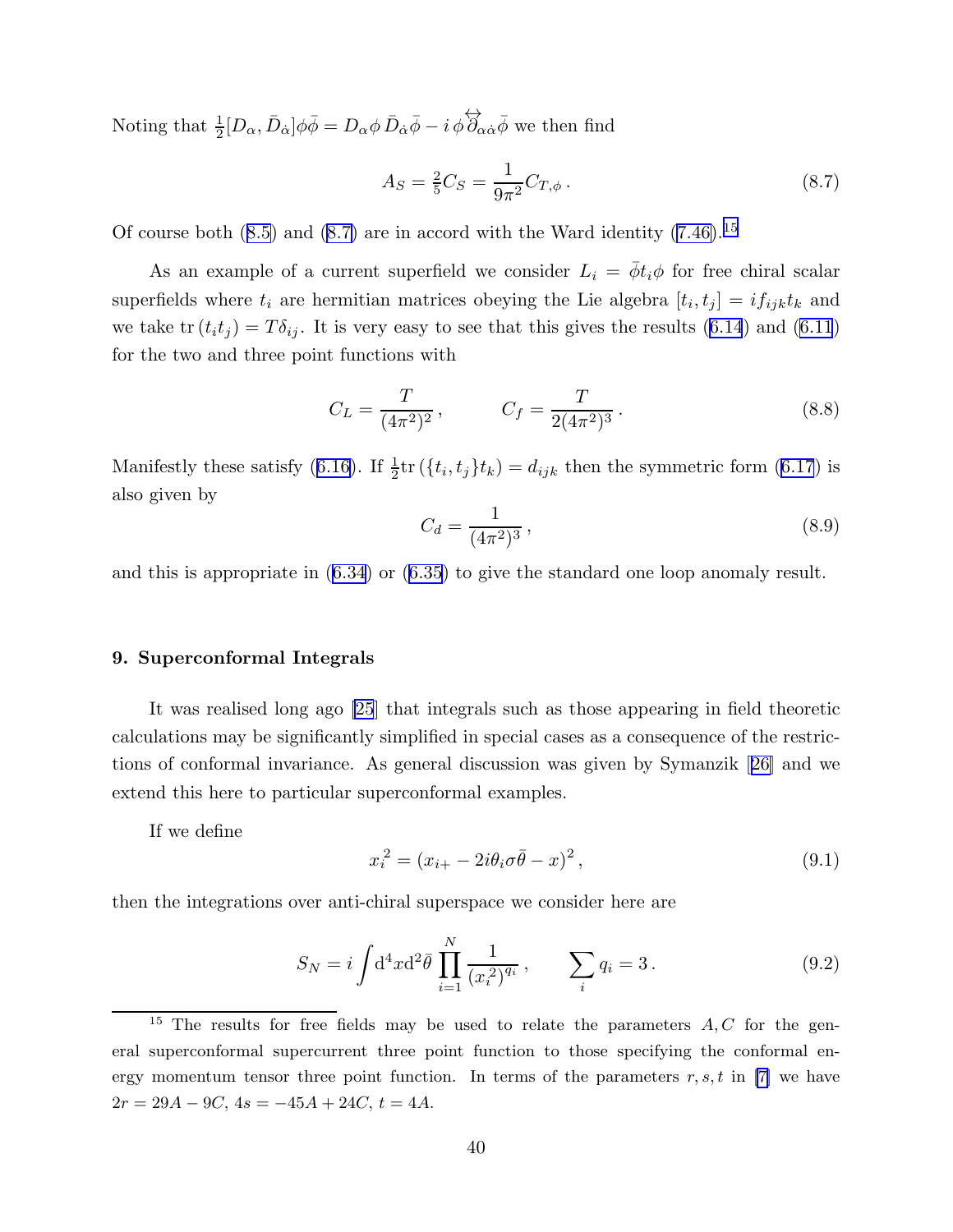Noting that $\frac{1}{2}[D_\alpha, \bar{D}_{\dot\alpha}]\phi\bar\phi = D_\alpha\phi\,\bar{D}_{\dot\alpha}\bar\phi - i\,\phi\overset{\leftrightarrow}{\partial}_{\alpha\dot\alpha}\bar\phi$ we then find

$$
A_S = \tfrac{2}{5}C_S = \frac{1}{9\pi^2}C_{T,\phi}\,. \tag{8.7}
$$

Of course both (8.5) and (8.7) are in accord with the Ward identity (7.46).[15]

As an example of a current superfield we consider $L_i = \bar\phi t_i \phi$ for free chiral scalar superfields where $t_i$ are hermitian matrices obeying the Lie algebra $[t_i, t_j] = i f_{ijk} t_k$ and we take $\mathrm{tr}\,(t_i t_j) = T\delta_{ij}$. It is very easy to see that this gives the results (6.14) and (6.11) for the two and three point functions with

$$
C_L = \frac{T}{(4\pi^2)^2}\,, \qquad C_f = \frac{T}{2(4\pi^2)^3}\,. \tag{8.8}
$$

Manifestly these satisfy (6.16). If $\frac{1}{2}\mathrm{tr}\,(\{t_i, t_j\}t_k) = d_{ijk}$ then the symmetric form (6.17) is also given by

$$
C_d = \frac{1}{(4\pi^2)^3}\,, \tag{8.9}
$$

and this is appropriate in (6.34) or (6.35) to give the standard one loop anomaly result.

## 9. Superconformal Integrals

It was realised long ago [25] that integrals such as those appearing in field theoretic calculations may be significantly simplified in special cases as a consequence of the restrictions of conformal invariance. As general discussion was given by Symanzik [26] and we extend this here to particular superconformal examples.

If we define

$$
{x_{\bar\imath}}^2 = (x_{i+} - 2i\theta_i\sigma\bar\theta - x)^2\,, \tag{9.1}
$$

then the integrations over anti-chiral superspace we consider here are

$$
S_N = i\int \mathrm{d}^4x\,\mathrm{d}^2\bar\theta\,\prod_{i=1}^{N}\frac{1}{({x_{\bar\imath}}^2)^{q_i}}\,, \qquad \sum_i q_i = 3\,. \tag{9.2}
$$

[15] The results for free fields may be used to relate the parameters $A, C$ for the general superconformal supercurrent three point function to those specifying the conformal energy momentum tensor three point function. In terms of the parameters $r, s, t$ in [7] we have $2r = 29A - 9C$, $4s = -45A + 24C$, $t = 4A$.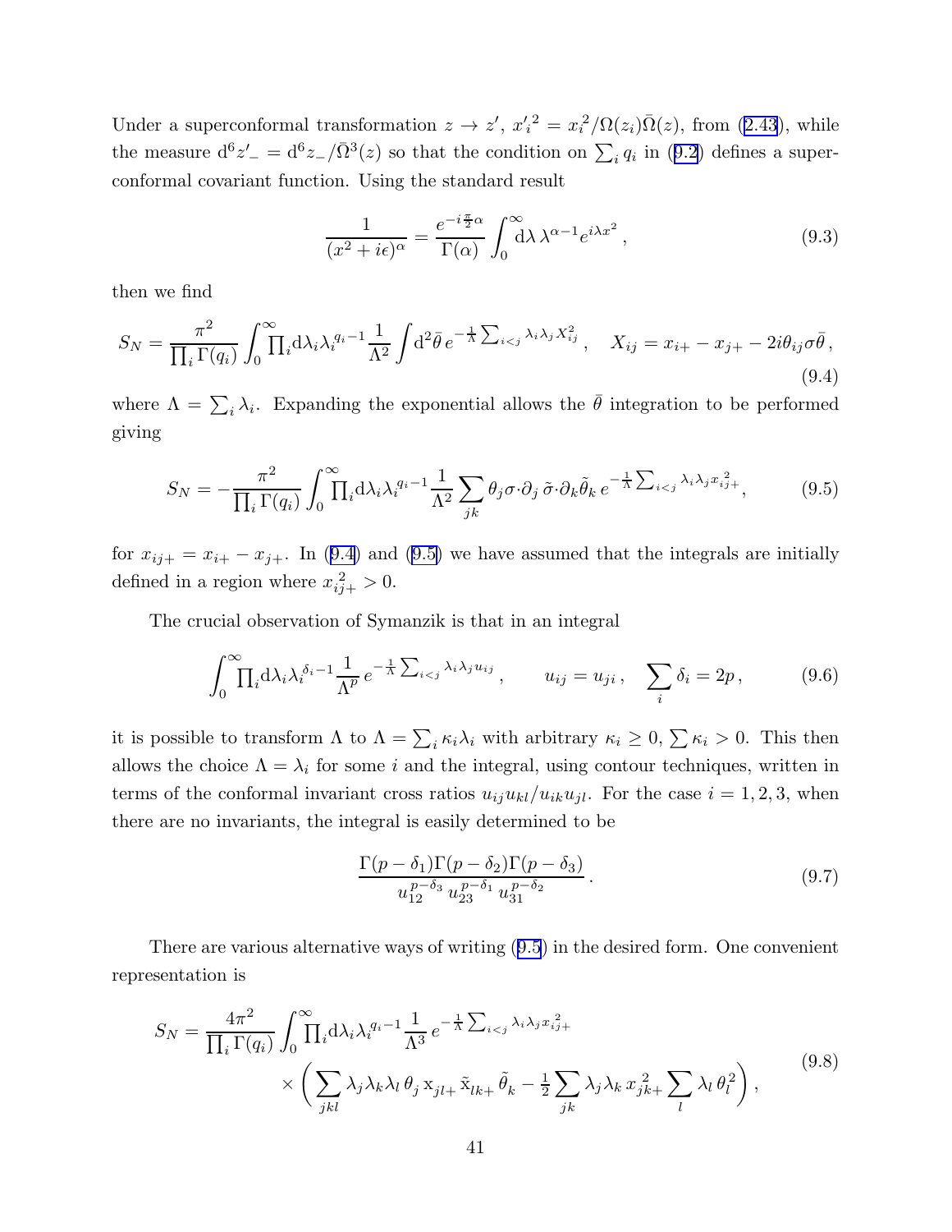Under a superconformal transformation $z \to z'$, ${x'_i}^2 = x_i^2/\Omega(z_i)\bar{\Omega}(z)$, from (2.43), while the measure $\mathrm{d}^6 z'_- = \mathrm{d}^6 z_- / \bar{\Omega}^3(z)$ so that the condition on $\sum_i q_i$ in (9.2) defines a superconformal covariant function. Using the standard result

$$\frac{1}{(x^2+i\epsilon)^\alpha} = \frac{e^{-i\frac{\pi}{2}\alpha}}{\Gamma(\alpha)} \int_0^\infty \mathrm{d}\lambda \, \lambda^{\alpha-1} e^{i\lambda x^2} \, , \tag{9.3}$$

then we find

$$S_N = \frac{\pi^2}{\prod_i \Gamma(q_i)} \int_0^\infty \textstyle\prod_i \mathrm{d}\lambda_i \lambda_i^{q_i-1} \frac{1}{\Lambda^2} \int \mathrm{d}^2\bar{\theta} \, e^{-\frac{1}{\Lambda}\sum_{i<j}\lambda_i\lambda_j X_{ij}^2} \, , \quad X_{ij} = x_{i+} - x_{j+} - 2i\theta_{ij}\sigma\bar{\theta} \, , \tag{9.4}$$

where $\Lambda = \sum_i \lambda_i$. Expanding the exponential allows the $\bar{\theta}$ integration to be performed giving

$$S_N = -\frac{\pi^2}{\prod_i \Gamma(q_i)} \int_0^\infty \textstyle\prod_i \mathrm{d}\lambda_i \lambda_i^{q_i-1} \frac{1}{\Lambda^2} \sum_{jk} \theta_j \sigma{\cdot}\partial_j \, \tilde{\sigma}{\cdot}\partial_k \tilde{\theta}_k \, e^{-\frac{1}{\Lambda}\sum_{i<j}\lambda_i\lambda_j x_{ij+}^2}, \tag{9.5}$$

for $x_{ij+} = x_{i+} - x_{j+}$. In (9.4) and (9.5) we have assumed that the integrals are initially defined in a region where $x_{ij+}^2 > 0$.

The crucial observation of Symanzik is that in an integral

$$\int_0^\infty \textstyle\prod_i \mathrm{d}\lambda_i \lambda_i^{\delta_i-1} \frac{1}{\Lambda^p} \, e^{-\frac{1}{\Lambda}\sum_{i<j}\lambda_i\lambda_j u_{ij}} \, , \qquad u_{ij} = u_{ji} \, , \quad \sum_i \delta_i = 2p \, , \tag{9.6}$$

it is possible to transform $\Lambda$ to $\Lambda = \sum_i \kappa_i \lambda_i$ with arbitrary $\kappa_i \geq 0$, $\sum \kappa_i > 0$. This then allows the choice $\Lambda = \lambda_i$ for some $i$ and the integral, using contour techniques, written in terms of the conformal invariant cross ratios $u_{ij}u_{kl}/u_{ik}u_{jl}$. For the case $i = 1, 2, 3$, when there are no invariants, the integral is easily determined to be

$$\frac{\Gamma(p-\delta_1)\Gamma(p-\delta_2)\Gamma(p-\delta_3)}{u_{12}^{\,p-\delta_3} \, u_{23}^{\,p-\delta_1} \, u_{31}^{\,p-\delta_2}} \, . \tag{9.7}$$

There are various alternative ways of writing (9.5) in the desired form. One convenient representation is

$$\begin{aligned} S_N = \frac{4\pi^2}{\prod_i \Gamma(q_i)} & \int_0^\infty \textstyle\prod_i \mathrm{d}\lambda_i \lambda_i^{q_i-1} \frac{1}{\Lambda^3} \, e^{-\frac{1}{\Lambda}\sum_{i<j}\lambda_i\lambda_j x_{ij+}^2} \\ & \times \bigg( \sum_{jkl} \lambda_j\lambda_k\lambda_l \, \theta_j \, \mathrm{x}_{jl+} \, \tilde{\mathrm{x}}_{lk+} \, \tilde{\theta}_k - \tfrac{1}{2} \sum_{jk} \lambda_j\lambda_k \, x_{jk+}^{\,2} \sum_l \lambda_l \, \theta_l^{\,2} \bigg) \, , \end{aligned} \tag{9.8}$$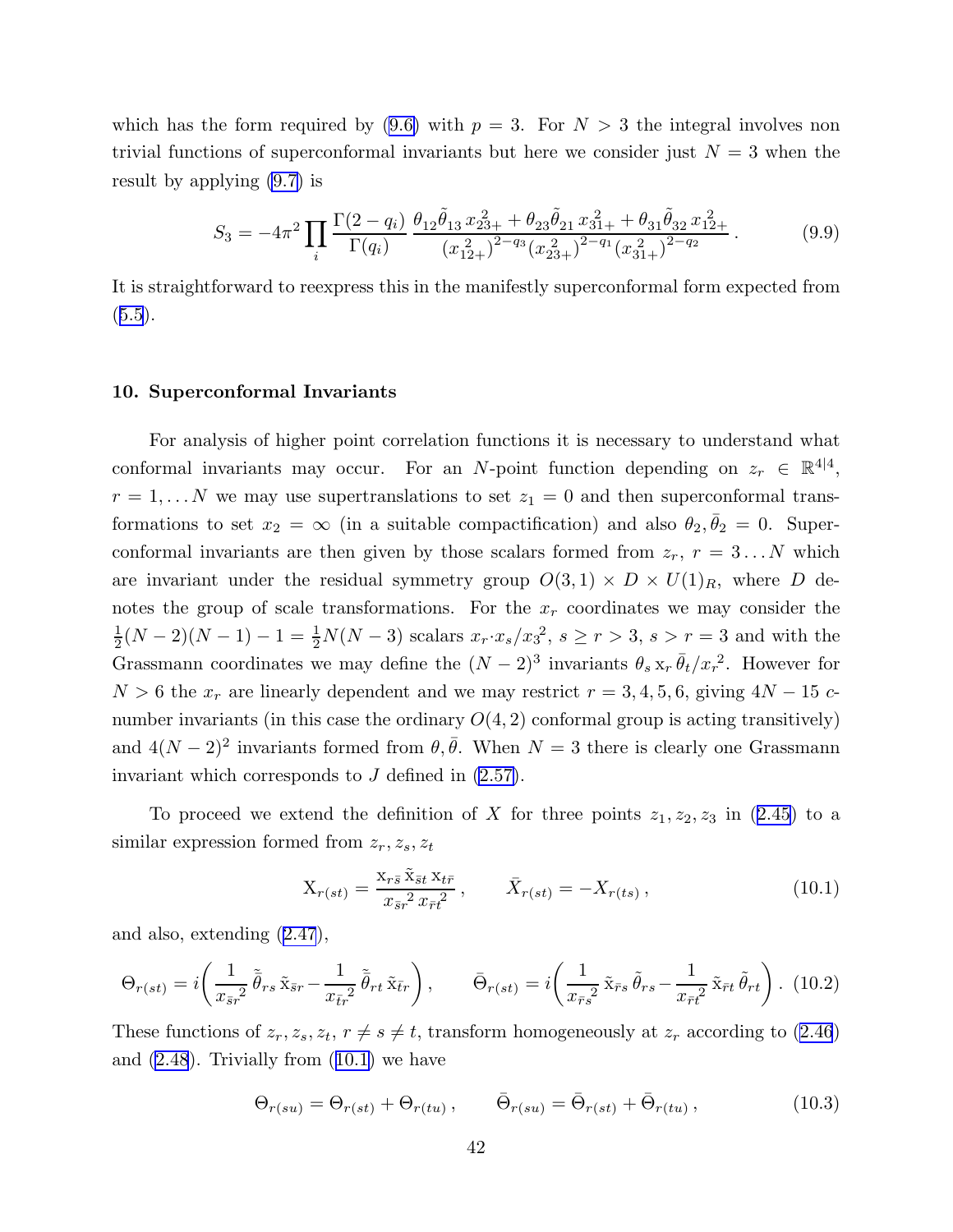which has the form required by (9.6) with $p = 3$. For $N > 3$ the integral involves non trivial functions of superconformal invariants but here we consider just $N = 3$ when the result by applying (9.7) is

$$S_3 = -4\pi^2 \prod_i \frac{\Gamma(2-q_i)}{\Gamma(q_i)} \, \frac{\theta_{12}\tilde{\bar\theta}_{13}\, x_{23+}^{\,2} + \theta_{23}\tilde{\bar\theta}_{21}\, x_{31+}^{\,2} + \theta_{31}\tilde{\bar\theta}_{32}\, x_{12+}^{\,2}}{(x_{12+}^{\,2})^{2-q_3}(x_{23+}^{\,2})^{2-q_1}(x_{31+}^{\,2})^{2-q_2}} \, . \tag{9.9}$$

It is straightforward to reexpress this in the manifestly superconformal form expected from (5.5).

## 10. Superconformal Invariants

For analysis of higher point correlation functions it is necessary to understand what conformal invariants may occur. For an $N$-point function depending on $z_r \in \mathbb{R}^{4|4}$, $r = 1, \dots N$ we may use supertranslations to set $z_1 = 0$ and then superconformal transformations to set $x_2 = \infty$ (in a suitable compactification) and also $\theta_2, \bar\theta_2 = 0$. Superconformal invariants are then given by those scalars formed from $z_r$, $r = 3 \dots N$ which are invariant under the residual symmetry group $O(3,1) \times D \times U(1)_R$, where $D$ denotes the group of scale transformations. For the $x_r$ coordinates we may consider the $\frac{1}{2}(N-2)(N-1) - 1 = \frac{1}{2}N(N-3)$ scalars $x_r{\cdot}x_s/x_3^{\,2}$, $s \ge r > 3$, $s > r = 3$ and with the Grassmann coordinates we may define the $(N-2)^3$ invariants $\theta_s\, \mathrm{x}_r\, \bar\theta_t / x_r^{\,2}$. However for $N > 6$ the $x_r$ are linearly dependent and we may restrict $r = 3, 4, 5, 6$, giving $4N - 15$ $c$-number invariants (in this case the ordinary $O(4,2)$ conformal group is acting transitively) and $4(N-2)^2$ invariants formed from $\theta, \bar\theta$. When $N = 3$ there is clearly one Grassmann invariant which corresponds to $J$ defined in (2.57).

To proceed we extend the definition of $X$ for three points $z_1, z_2, z_3$ in (2.45) to a similar expression formed from $z_r, z_s, z_t$

$$\mathrm{X}_{r(st)} = \frac{\mathrm{x}_{r\bar s}\, \tilde{\mathrm{x}}_{\bar s t}\, \mathrm{x}_{t\bar r}}{x_{\bar s r}{}^2\, x_{\bar r t}{}^2} \, , \qquad \bar X_{r(st)} = - X_{r(ts)} \, , \tag{10.1}$$

and also, extending (2.47),

$$\Theta_{r(st)} = i\bigg( \frac{1}{x_{\bar s r}{}^2}\, \tilde{\bar\theta}_{rs}\, \tilde{\mathrm{x}}_{\bar s r} - \frac{1}{x_{\bar t r}{}^2}\, \tilde{\bar\theta}_{rt}\, \tilde{\mathrm{x}}_{\bar t r} \bigg) , \qquad \bar\Theta_{r(st)} = i\bigg( \frac{1}{x_{\bar r s}{}^2}\, \tilde{\mathrm{x}}_{\bar r s}\, \tilde\theta_{rs} - \frac{1}{x_{\bar r t}{}^2}\, \tilde{\mathrm{x}}_{\bar r t}\, \tilde\theta_{rt} \bigg) . \tag{10.2}$$

These functions of $z_r, z_s, z_t$, $r \ne s \ne t$, transform homogeneously at $z_r$ according to (2.46) and (2.48). Trivially from (10.1) we have

$$\Theta_{r(su)} = \Theta_{r(st)} + \Theta_{r(tu)} \, , \qquad \bar\Theta_{r(su)} = \bar\Theta_{r(st)} + \bar\Theta_{r(tu)} \, , \tag{10.3}$$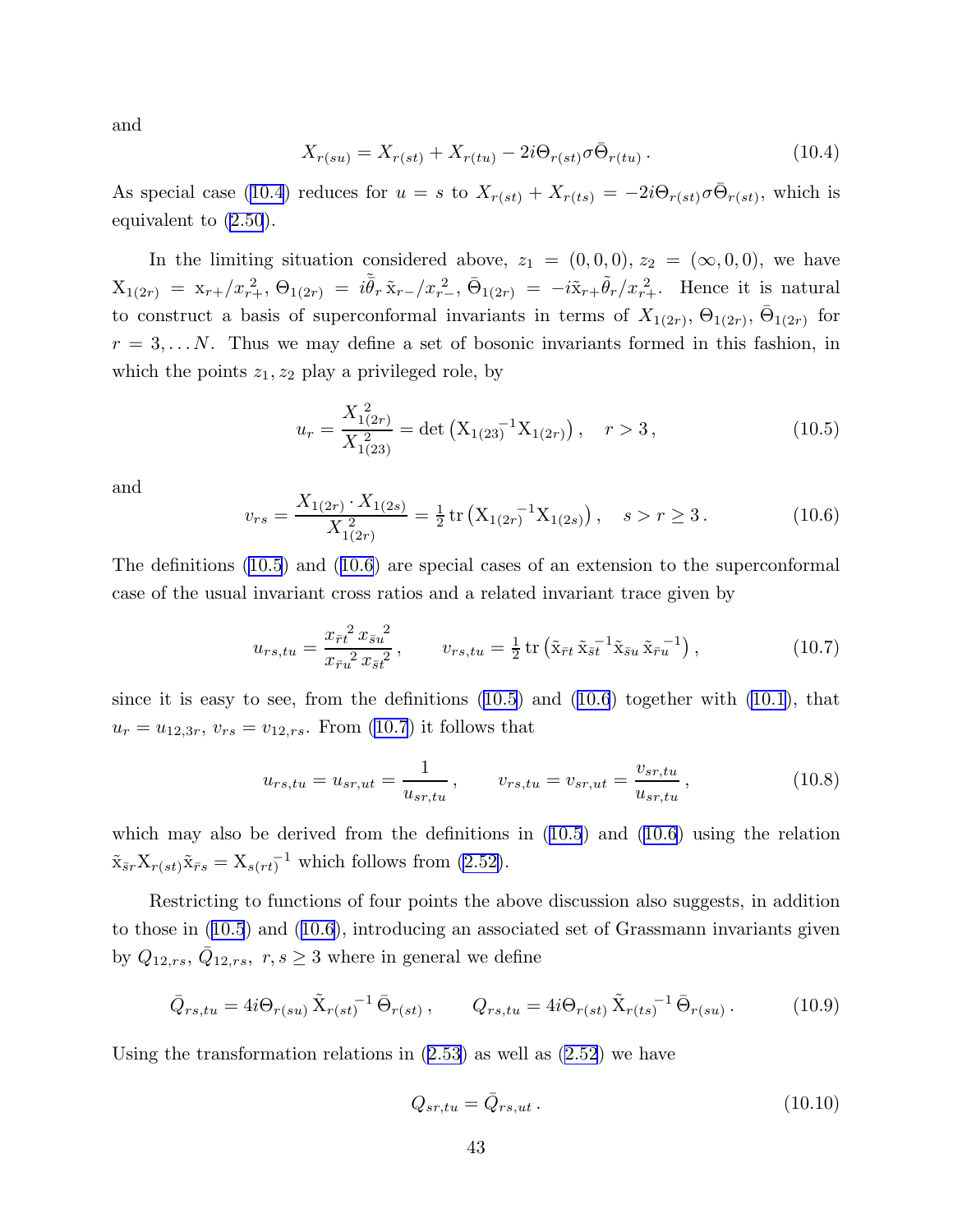and

$$X_{r(su)} = X_{r(st)} + X_{r(tu)} - 2i\Theta_{r(st)}\sigma\bar{\Theta}_{r(tu)}\,. \tag{10.4}$$

As special case (10.4) reduces for $u = s$ to $X_{r(st)} + X_{r(ts)} = -2i\Theta_{r(st)}\sigma\bar{\Theta}_{r(st)}$, which is equivalent to (2.50).

In the limiting situation considered above, $z_1 = (0,0,0)$, $z_2 = (\infty,0,0)$, we have $\mathrm{X}_{1(2r)} = \mathrm{x}_{r+}/x_{r+}^2$, $\Theta_{1(2r)} = i\tilde{\bar{\theta}}_r\,\tilde{\mathrm{x}}_{r-}/x_{r-}^2$, $\bar{\Theta}_{1(2r)} = -i\tilde{\mathrm{x}}_{r+}\tilde{\theta}_r/x_{r+}^2$. Hence it is natural to construct a basis of superconformal invariants in terms of $X_{1(2r)}, \Theta_{1(2r)}, \bar{\Theta}_{1(2r)}$ for $r = 3,\dots N$. Thus we may define a set of bosonic invariants formed in this fashion, in which the points $z_1, z_2$ play a privileged role, by

$$u_r = \frac{X_{1(2r)}^{\;2}}{X_{1(23)}^{\;2}} = \det\left(\mathrm{X}_{1(23)}{}^{-1}\mathrm{X}_{1(2r)}\right), \quad r > 3\,, \tag{10.5}$$

and

$$v_{rs} = \frac{X_{1(2r)}\cdot X_{1(2s)}}{X_{1(2r)}^{\;2}} = \tfrac{1}{2}\,\mathrm{tr}\left(\mathrm{X}_{1(2r)}{}^{-1}\mathrm{X}_{1(2s)}\right), \quad s > r \geq 3\,. \tag{10.6}$$

The definitions (10.5) and (10.6) are special cases of an extension to the superconformal case of the usual invariant cross ratios and a related invariant trace given by

$$u_{rs,tu} = \frac{x_{\bar{r}t}{}^2\, x_{\bar{s}u}{}^2}{x_{\bar{r}u}{}^2\, x_{\bar{s}t}{}^2}\,, \qquad v_{rs,tu} = \tfrac{1}{2}\,\mathrm{tr}\left(\tilde{\mathrm{x}}_{\bar{r}t}\,\tilde{\mathrm{x}}_{\bar{s}t}{}^{-1}\tilde{\mathrm{x}}_{\bar{s}u}\,\tilde{\mathrm{x}}_{\bar{r}u}{}^{-1}\right), \tag{10.7}$$

since it is easy to see, from the definitions (10.5) and (10.6) together with (10.1), that $u_r = u_{12,3r}$, $v_{rs} = v_{12,rs}$. From (10.7) it follows that

$$u_{rs,tu} = u_{sr,ut} = \frac{1}{u_{sr,tu}}\,, \qquad v_{rs,tu} = v_{sr,ut} = \frac{v_{sr,tu}}{u_{sr,tu}}\,, \tag{10.8}$$

which may also be derived from the definitions in (10.5) and (10.6) using the relation $\tilde{\mathrm{x}}_{\bar{s}r}\mathrm{X}_{r(st)}\tilde{\mathrm{x}}_{\bar{r}s} = \mathrm{X}_{s(rt)}{}^{-1}$ which follows from (2.52).

Restricting to functions of four points the above discussion also suggests, in addition to those in (10.5) and (10.6), introducing an associated set of Grassmann invariants given by $Q_{12,rs}$, $\bar{Q}_{12,rs}$, $r, s \geq 3$ where in general we define

$$\bar{Q}_{rs,tu} = 4i\Theta_{r(su)}\,\tilde{\mathrm{X}}_{r(st)}{}^{-1}\,\bar{\Theta}_{r(st)}\,, \qquad Q_{rs,tu} = 4i\Theta_{r(st)}\,\tilde{\mathrm{X}}_{r(ts)}{}^{-1}\,\bar{\Theta}_{r(su)}\,. \tag{10.9}$$

Using the transformation relations in (2.53) as well as (2.52) we have

$$Q_{sr,tu} = \bar{Q}_{rs,ut}\,. \tag{10.10}$$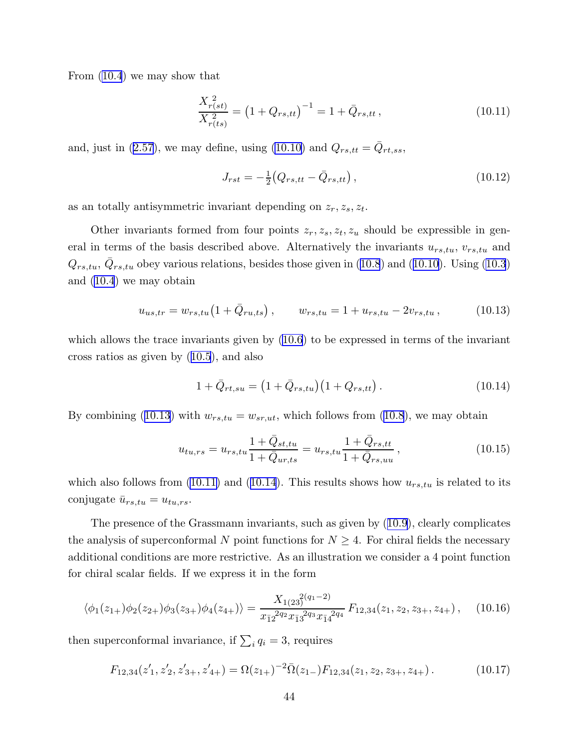From (10.4) we may show that

$$\frac{X_{r(st)}^{\ 2}}{X_{r(ts)}^{\ 2}} = \big(1 + Q_{rs,tt}\big)^{-1} = 1 + \bar{Q}_{rs,tt} \,, \tag{10.11}$$

and, just in (2.57), we may define, using (10.10) and $Q_{rs,tt} = \bar{Q}_{rt,ss}$,

$$J_{rst} = -\tfrac{1}{2}\big(Q_{rs,tt} - \bar{Q}_{rs,tt}\big) \,, \tag{10.12}$$

as an totally antisymmetric invariant depending on $z_r, z_s, z_t$.

Other invariants formed from four points $z_r, z_s, z_t, z_u$ should be expressible in general in terms of the basis described above. Alternatively the invariants $u_{rs,tu}$, $v_{rs,tu}$ and $Q_{rs,tu}$, $\bar{Q}_{rs,tu}$ obey various relations, besides those given in (10.8) and (10.10). Using (10.3) and (10.4) we may obtain

$$u_{us,tr} = w_{rs,tu}\big(1 + \bar{Q}_{ru,ts}\big) \,, \qquad w_{rs,tu} = 1 + u_{rs,tu} - 2v_{rs,tu} \,, \tag{10.13}$$

which allows the trace invariants given by (10.6) to be expressed in terms of the invariant cross ratios as given by (10.5), and also

$$1 + \bar{Q}_{rt,su} = \big(1 + \bar{Q}_{rs,tu}\big)\big(1 + Q_{rs,tt}\big) \,. \tag{10.14}$$

By combining (10.13) with $w_{rs,tu} = w_{sr,ut}$, which follows from (10.8), we may obtain

$$u_{tu,rs} = u_{rs,tu}\frac{1 + \bar{Q}_{st,tu}}{1 + \bar{Q}_{ur,ts}} = u_{rs,tu}\frac{1 + \bar{Q}_{rs,tt}}{1 + \bar{Q}_{rs,uu}} \,, \tag{10.15}$$

which also follows from (10.11) and (10.14). This results shows how $u_{rs,tu}$ is related to its conjugate $\bar{u}_{rs,tu} = u_{tu,rs}$.

The presence of the Grassmann invariants, such as given by (10.9), clearly complicates the analysis of superconformal $N$ point functions for $N \geq 4$. For chiral fields the necessary additional conditions are more restrictive. As an illustration we consider a 4 point function for chiral scalar fields. If we express it in the form

$$\langle \phi_1(z_{1+})\phi_2(z_{2+})\phi_3(z_{3+})\phi_4(z_{4+})\rangle = \frac{X_{1(23)}{}^{2(q_1-2)}}{x_{\bar{1}2}{}^{2q_2}x_{\bar{1}3}{}^{2q_3}x_{\bar{1}4}{}^{2q_4}}\, F_{12,34}(z_1, z_2, z_{3+}, z_{4+}) \,, \tag{10.16}$$

then superconformal invariance, if $\sum_i q_i = 3$, requires

$$F_{12,34}(z'_1, z'_2, z'_{3+}, z'_{4+}) = \Omega(z_{1+})^{-2}\bar{\Omega}(z_{1-})F_{12,34}(z_1, z_2, z_{3+}, z_{4+}) \,. \tag{10.17}$$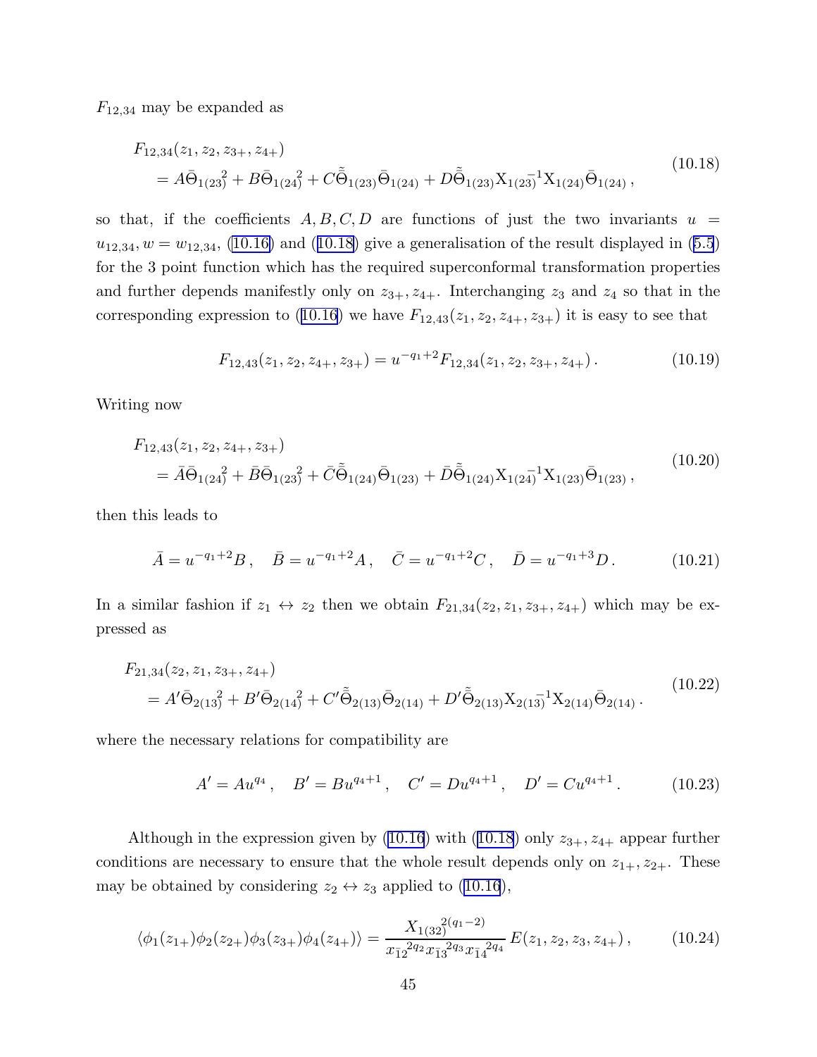$F_{12,34}$ may be expanded as

$$
\begin{aligned}
&F_{12,34}(z_1, z_2, z_{3+}, z_{4+}) \\
&\quad = A\bar{\Theta}_{1(23)}{}^2 + B\bar{\Theta}_{1(24)}{}^2 + C\tilde{\bar{\Theta}}_{1(23)}\bar{\Theta}_{1(24)} + D\tilde{\bar{\Theta}}_{1(23)}\mathrm{X}_{1(23)}{}^{-1}\mathrm{X}_{1(24)}\bar{\Theta}_{1(24)}\,,
\end{aligned}
\tag{10.18}
$$

so that, if the coefficients $A, B, C, D$ are functions of just the two invariants $u = u_{12,34}, w = w_{12,34}$, (10.16) and (10.18) give a generalisation of the result displayed in (5.5) for the 3 point function which has the required superconformal transformation properties and further depends manifestly only on $z_{3+}, z_{4+}$. Interchanging $z_3$ and $z_4$ so that in the corresponding expression to (10.16) we have $F_{12,43}(z_1, z_2, z_{4+}, z_{3+})$ it is easy to see that

$$
F_{12,43}(z_1, z_2, z_{4+}, z_{3+}) = u^{-q_1+2} F_{12,34}(z_1, z_2, z_{3+}, z_{4+})\,. \tag{10.19}
$$

Writing now

$$
\begin{aligned}
&F_{12,43}(z_1, z_2, z_{4+}, z_{3+}) \\
&\quad = \bar{A}\bar{\Theta}_{1(24)}{}^2 + \bar{B}\bar{\Theta}_{1(23)}{}^2 + \bar{C}\tilde{\bar{\Theta}}_{1(24)}\bar{\Theta}_{1(23)} + \bar{D}\tilde{\bar{\Theta}}_{1(24)}\mathrm{X}_{1(24)}{}^{-1}\mathrm{X}_{1(23)}\bar{\Theta}_{1(23)}\,,
\end{aligned}
\tag{10.20}
$$

then this leads to

$$
\bar{A} = u^{-q_1+2}B\,, \quad \bar{B} = u^{-q_1+2}A\,, \quad \bar{C} = u^{-q_1+2}C\,, \quad \bar{D} = u^{-q_1+3}D\,. \tag{10.21}
$$

In a similar fashion if $z_1 \leftrightarrow z_2$ then we obtain $F_{21,34}(z_2, z_1, z_{3+}, z_{4+})$ which may be expressed as

$$
\begin{aligned}
&F_{21,34}(z_2, z_1, z_{3+}, z_{4+}) \\
&\quad = A'\bar{\Theta}_{2(13)}{}^2 + B'\bar{\Theta}_{2(14)}{}^2 + C'\tilde{\bar{\Theta}}_{2(13)}\bar{\Theta}_{2(14)} + D'\tilde{\bar{\Theta}}_{2(13)}\mathrm{X}_{2(13)}{}^{-1}\mathrm{X}_{2(14)}\bar{\Theta}_{2(14)}\,.
\end{aligned}
\tag{10.22}
$$

where the necessary relations for compatibility are

$$
A' = Au^{q_4}\,, \quad B' = Bu^{q_4+1}\,, \quad C' = Du^{q_4+1}\,, \quad D' = Cu^{q_4+1}\,. \tag{10.23}
$$

Although in the expression given by (10.16) with (10.18) only $z_{3+}, z_{4+}$ appear further conditions are necessary to ensure that the whole result depends only on $z_{1+}, z_{2+}$. These may be obtained by considering $z_2 \leftrightarrow z_3$ applied to (10.16),

$$
\langle \phi_1(z_{1+})\phi_2(z_{2+})\phi_3(z_{3+})\phi_4(z_{4+})\rangle = \frac{X_{1(32)}{}^{2(q_1-2)}}{x_{\bar{1}2}{}^{2q_2} x_{\bar{1}3}{}^{2q_3} x_{\bar{1}4}{}^{2q_4}}\, E(z_1, z_2, z_3, z_{4+})\,, \tag{10.24}
$$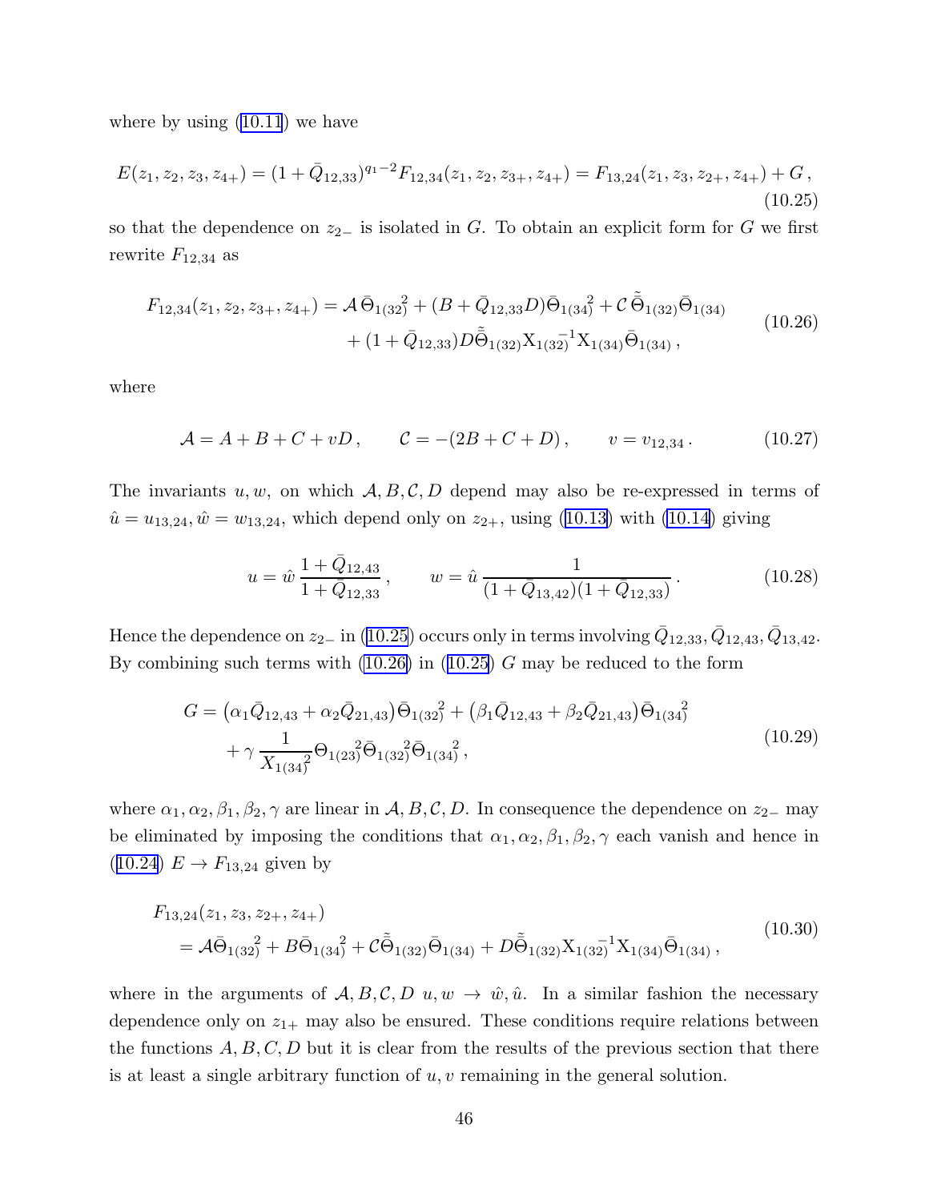where by using (10.11) we have

$$E(z_1, z_2, z_3, z_{4+}) = (1 + \bar{Q}_{12,33})^{q_1 - 2} F_{12,34}(z_1, z_2, z_{3+}, z_{4+}) = F_{13,24}(z_1, z_3, z_{2+}, z_{4+}) + G\,, \tag{10.25}$$

so that the dependence on $z_{2-}$ is isolated in $G$. To obtain an explicit form for $G$ we first rewrite $F_{12,34}$ as

$$\begin{aligned} F_{12,34}(z_1, z_2, z_{3+}, z_{4+}) = {} & \mathcal{A}\, \bar{\Theta}_{1(32)}{}^2 + (B + \bar{Q}_{12,33} D) \bar{\Theta}_{1(34)}{}^2 + \mathcal{C}\, \tilde{\bar{\Theta}}_{1(32)} \bar{\Theta}_{1(34)} \\ & + (1 + \bar{Q}_{12,33}) D \tilde{\bar{\Theta}}_{1(32)} \mathrm{X}_{1(32)}{}^{-1} \mathrm{X}_{1(34)} \bar{\Theta}_{1(34)}\,, \end{aligned} \tag{10.26}$$

where

$$\mathcal{A} = A + B + C + vD\,, \qquad \mathcal{C} = -(2B + C + D)\,, \qquad v = v_{12,34}\,. \tag{10.27}$$

The invariants $u, w$, on which $\mathcal{A}, B, \mathcal{C}, D$ depend may also be re-expressed in terms of $\hat{u} = u_{13,24}, \hat{w} = w_{13,24}$, which depend only on $z_{2+}$, using (10.13) with (10.14) giving

$$u = \hat{w}\, \frac{1 + \bar{Q}_{12,43}}{1 + \bar{Q}_{12,33}}\,, \qquad w = \hat{u}\, \frac{1}{(1 + \bar{Q}_{13,42})(1 + \bar{Q}_{12,33})}\,. \tag{10.28}$$

Hence the dependence on $z_{2-}$ in (10.25) occurs only in terms involving $\bar{Q}_{12,33}, \bar{Q}_{12,43}, \bar{Q}_{13,42}$. By combining such terms with (10.26) in (10.25) $G$ may be reduced to the form

$$\begin{aligned} G = {} & \big(\alpha_1 \bar{Q}_{12,43} + \alpha_2 \bar{Q}_{21,43}\big) \bar{\Theta}_{1(32)}{}^2 + \big(\beta_1 \bar{Q}_{12,43} + \beta_2 \bar{Q}_{21,43}\big) \bar{\Theta}_{1(34)}{}^2 \\ & + \gamma\, \frac{1}{X_{1(34)}{}^2} \Theta_{1(23)}{}^2 \bar{\Theta}_{1(32)}{}^2 \bar{\Theta}_{1(34)}{}^2\,, \end{aligned} \tag{10.29}$$

where $\alpha_1, \alpha_2, \beta_1, \beta_2, \gamma$ are linear in $\mathcal{A}, B, \mathcal{C}, D$. In consequence the dependence on $z_{2-}$ may be eliminated by imposing the conditions that $\alpha_1, \alpha_2, \beta_1, \beta_2, \gamma$ each vanish and hence in (10.24) $E \to F_{13,24}$ given by

$$\begin{aligned} & F_{13,24}(z_1, z_3, z_{2+}, z_{4+}) \\ & \quad = \mathcal{A} \bar{\Theta}_{1(32)}{}^2 + B \bar{\Theta}_{1(34)}{}^2 + \mathcal{C} \tilde{\bar{\Theta}}_{1(32)} \bar{\Theta}_{1(34)} + D \tilde{\bar{\Theta}}_{1(32)} \mathrm{X}_{1(32)}{}^{-1} \mathrm{X}_{1(34)} \bar{\Theta}_{1(34)}\,, \end{aligned} \tag{10.30}$$

where in the arguments of $\mathcal{A}, B, \mathcal{C}, D$ $u, w \to \hat{w}, \hat{u}$. In a similar fashion the necessary dependence only on $z_{1+}$ may also be ensured. These conditions require relations between the functions $A, B, C, D$ but it is clear from the results of the previous section that there is at least a single arbitrary function of $u, v$ remaining in the general solution.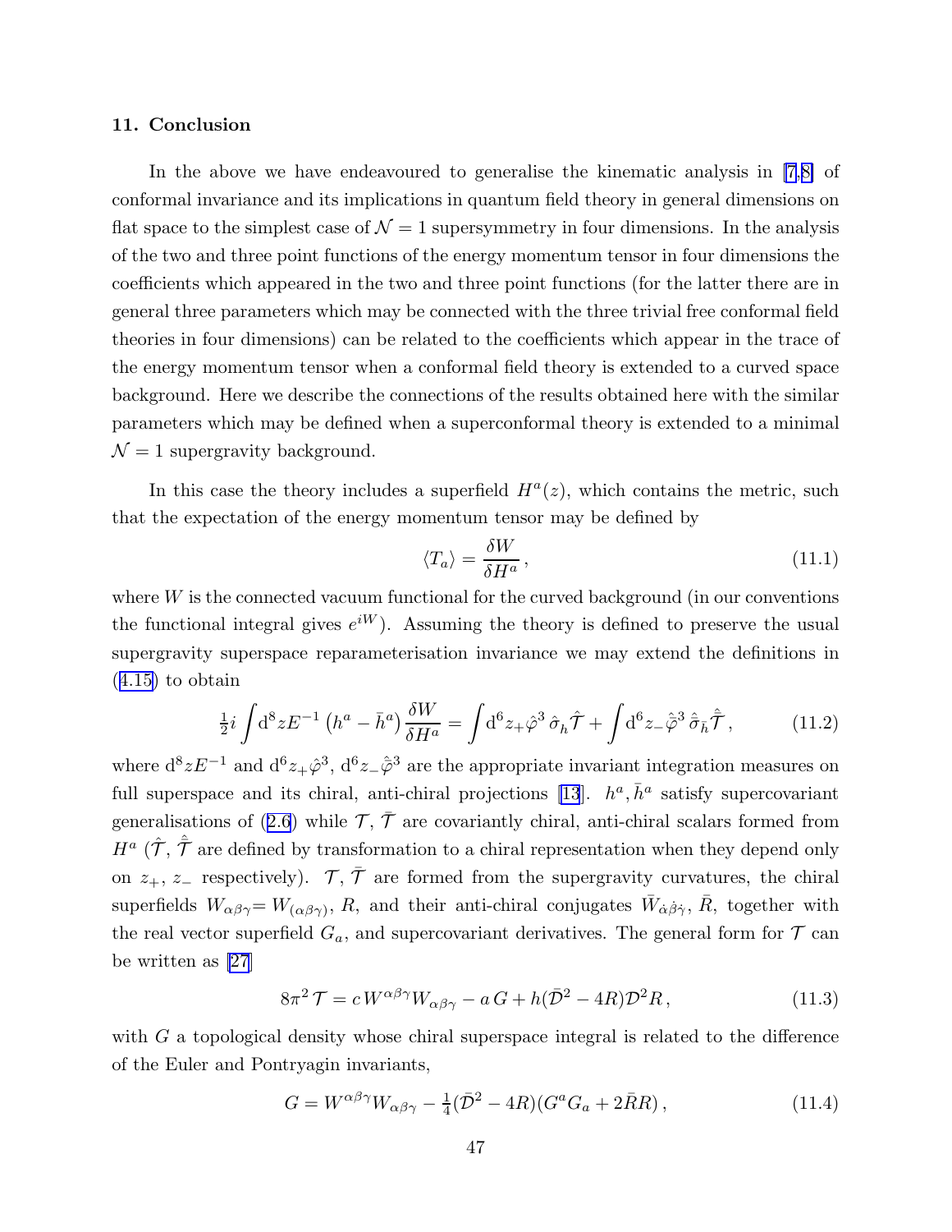### 11. Conclusion

In the above we have endeavoured to generalise the kinematic analysis in [7,8] of conformal invariance and its implications in quantum field theory in general dimensions on flat space to the simplest case of $\mathcal{N}=1$ supersymmetry in four dimensions. In the analysis of the two and three point functions of the energy momentum tensor in four dimensions the coefficients which appeared in the two and three point functions (for the latter there are in general three parameters which may be connected with the three trivial free conformal field theories in four dimensions) can be related to the coefficients which appear in the trace of the energy momentum tensor when a conformal field theory is extended to a curved space background. Here we describe the connections of the results obtained here with the similar parameters which may be defined when a superconformal theory is extended to a minimal $\mathcal{N}=1$ supergravity background.

In this case the theory includes a superfield $H^a(z)$, which contains the metric, such that the expectation of the energy momentum tensor may be defined by

$$
\langle T_a \rangle = \frac{\delta W}{\delta H^a} \,, \tag{11.1}
$$

where $W$ is the connected vacuum functional for the curved background (in our conventions the functional integral gives $e^{iW}$). Assuming the theory is defined to preserve the usual supergravity superspace reparameterisation invariance we may extend the definitions in (4.15) to obtain

$$
\tfrac{1}{2} i \int \mathrm{d}^8 z E^{-1} \left( h^a - \bar{h}^a \right) \frac{\delta W}{\delta H^a} = \int \mathrm{d}^6 z_+ \hat{\varphi}^3 \, \hat{\sigma}_h \hat{\mathcal{T}} + \int \mathrm{d}^6 z_- \hat{\bar{\varphi}}^3 \, \hat{\bar{\sigma}}_{\bar{h}} \hat{\bar{\mathcal{T}}} \,, \tag{11.2}
$$

where $\mathrm{d}^8 z E^{-1}$ and $\mathrm{d}^6 z_+ \hat{\varphi}^3$, $\mathrm{d}^6 z_- \hat{\bar{\varphi}}^3$ are the appropriate invariant integration measures on full superspace and its chiral, anti-chiral projections [13]. $h^a, \bar{h}^a$ satisfy supercovariant generalisations of (2.6) while $\mathcal{T}$, $\bar{\mathcal{T}}$ are covariantly chiral, anti-chiral scalars formed from $H^a$ ($\hat{\mathcal{T}}$, $\hat{\bar{\mathcal{T}}}$ are defined by transformation to a chiral representation when they depend only on $z_+$, $z_-$ respectively). $\mathcal{T}$, $\bar{\mathcal{T}}$ are formed from the supergravity curvatures, the chiral superfields $W_{\alpha\beta\gamma} = W_{(\alpha\beta\gamma)}$, $R$, and their anti-chiral conjugates $\bar{W}_{\dot\alpha\dot\beta\dot\gamma}$, $\bar{R}$, together with the real vector superfield $G_a$, and supercovariant derivatives. The general form for $\mathcal{T}$ can be written as [27]

$$
8\pi^2 \, \mathcal{T} = c \, W^{\alpha\beta\gamma} W_{\alpha\beta\gamma} - a \, G + h (\bar{\mathcal{D}}^2 - 4R) \mathcal{D}^2 R \,, \tag{11.3}
$$

with $G$ a topological density whose chiral superspace integral is related to the difference of the Euler and Pontryagin invariants,

$$
G = W^{\alpha\beta\gamma} W_{\alpha\beta\gamma} - \tfrac{1}{4} (\bar{\mathcal{D}}^2 - 4R)(G^a G_a + 2\bar{R}R) \,, \tag{11.4}
$$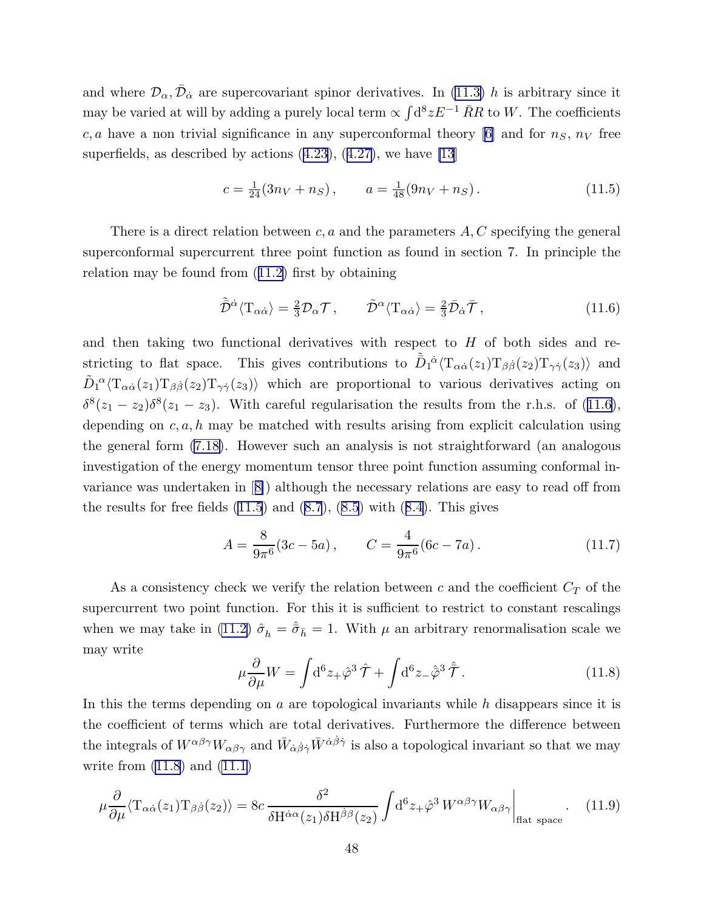and where $\mathcal{D}_\alpha, \bar{\mathcal{D}}_{\dot\alpha}$ are supercovariant spinor derivatives. In (11.3) $h$ is arbitrary since it may be varied at will by adding a purely local term $\propto \int \mathrm{d}^8 z E^{-1}\,\bar{R}R$ to $W$. The coefficients $c, a$ have a non trivial significance in any superconformal theory [6] and for $n_S$, $n_V$ free superfields, as described by actions (4.23), (4.27), we have [13]

$$c = \tfrac{1}{24}(3n_V + n_S)\,, \qquad a = \tfrac{1}{48}(9n_V + n_S)\,. \tag{11.5}$$

There is a direct relation between $c, a$ and the parameters $A, C$ specifying the general superconformal supercurrent three point function as found in section 7. In principle the relation may be found from (11.2) first by obtaining

$$\tilde{\bar{\mathcal{D}}}^{\dot\alpha}\langle \mathrm{T}_{\alpha\dot\alpha}\rangle = \tfrac{2}{3}\mathcal{D}_\alpha \mathcal{T}\,, \qquad \tilde{\mathcal{D}}^{\alpha}\langle \mathrm{T}_{\alpha\dot\alpha}\rangle = \tfrac{2}{3}\bar{\mathcal{D}}_{\dot\alpha} \bar{\mathcal{T}}\,, \tag{11.6}$$

and then taking two functional derivatives with respect to $H$ of both sides and restricting to flat space. This gives contributions to $\tilde{\bar{D}}_1{}^{\dot\alpha}\langle \mathrm{T}_{\alpha\dot\alpha}(z_1)\mathrm{T}_{\beta\dot\beta}(z_2)\mathrm{T}_{\gamma\dot\gamma}(z_3)\rangle$ and $\tilde{D}_1{}^{\alpha}\langle \mathrm{T}_{\alpha\dot\alpha}(z_1)\mathrm{T}_{\beta\dot\beta}(z_2)\mathrm{T}_{\gamma\dot\gamma}(z_3)\rangle$ which are proportional to various derivatives acting on $\delta^8(z_1-z_2)\delta^8(z_1-z_3)$. With careful regularisation the results from the r.h.s. of (11.6), depending on $c, a, h$ may be matched with results arising from explicit calculation using the general form (7.18). However such an analysis is not straightforward (an analogous investigation of the energy momentum tensor three point function assuming conformal invariance was undertaken in [8]) although the necessary relations are easy to read off from the results for free fields (11.5) and (8.7), (8.5) with (8.4). This gives

$$A = \frac{8}{9\pi^6}(3c - 5a)\,, \qquad C = \frac{4}{9\pi^6}(6c - 7a)\,. \tag{11.7}$$

As a consistency check we verify the relation between $c$ and the coefficient $C_T$ of the supercurrent two point function. For this it is sufficient to restrict to constant rescalings when we may take in (11.2) $\hat\sigma_h = \hat{\bar\sigma}_{\bar h} = 1$. With $\mu$ an arbitrary renormalisation scale we may write

$$\mu\frac{\partial}{\partial\mu}W = \int \mathrm{d}^6 z_+ \hat\varphi^3\,\hat{\mathcal{T}} + \int \mathrm{d}^6 z_- \hat{\bar\varphi}^3\,\hat{\bar{\mathcal{T}}}\,. \tag{11.8}$$

In this the terms depending on $a$ are topological invariants while $h$ disappears since it is the coefficient of terms which are total derivatives. Furthermore the difference between the integrals of $W^{\alpha\beta\gamma}W_{\alpha\beta\gamma}$ and $\bar{W}_{\dot\alpha\dot\beta\dot\gamma}\bar{W}^{\dot\alpha\dot\beta\dot\gamma}$ is also a topological invariant so that we may write from (11.8) and (11.1)

$$\mu\frac{\partial}{\partial\mu}\langle \mathrm{T}_{\alpha\dot\alpha}(z_1)\mathrm{T}_{\beta\dot\beta}(z_2)\rangle = 8c\,\frac{\delta^2}{\delta \mathrm{H}^{\dot\alpha\alpha}(z_1)\delta\mathrm{H}^{\dot\beta\beta}(z_2)}\int \mathrm{d}^6 z_+ \hat\varphi^3\, W^{\alpha\beta\gamma}W_{\alpha\beta\gamma}\Big|_{\text{flat space}}\,. \tag{11.9}$$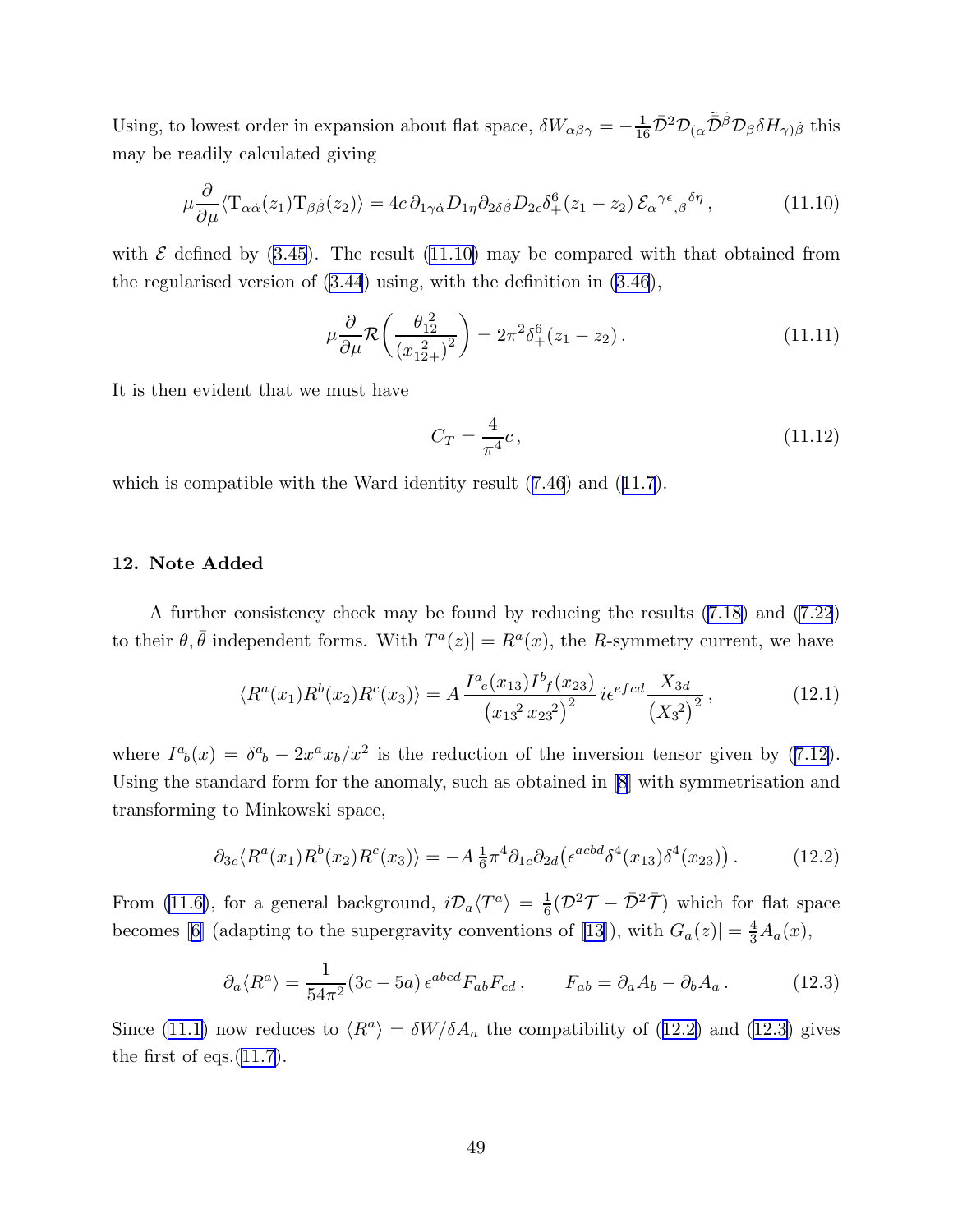Using, to lowest order in expansion about flat space, $\delta W_{\alpha\beta\gamma} = -\frac{1}{16}\bar{\mathcal{D}}^2 \mathcal{D}_{(\alpha}\tilde{\bar{\mathcal{D}}}^{\dot\beta}\mathcal{D}_\beta \delta H_{\gamma)\dot\beta}$ this may be readily calculated giving

$$\mu\frac{\partial}{\partial\mu}\langle \mathrm{T}_{\alpha\dot\alpha}(z_1)\mathrm{T}_{\beta\dot\beta}(z_2)\rangle = 4c\,\partial_{1\gamma\dot\alpha}D_{1\eta}\partial_{2\delta\dot\beta}D_{2\epsilon}\delta^6_+(z_1-z_2)\,\mathcal{E}_\alpha{}^{\gamma\epsilon}{}_{,\beta}{}^{\delta\eta}\,, \tag{11.10}$$

with $\mathcal{E}$ defined by (3.45). The result (11.10) may be compared with that obtained from the regularised version of (3.44) using, with the definition in (3.46),

$$\mu\frac{\partial}{\partial\mu}\mathcal{R}\bigg(\frac{\theta_{12}{}^2}{(x_{12+}{}^2)^2}\bigg) = 2\pi^2\delta^6_+(z_1-z_2)\,. \tag{11.11}$$

It is then evident that we must have

$$C_T = \frac{4}{\pi^4}c\,, \tag{11.12}$$

which is compatible with the Ward identity result (7.46) and (11.7).

## 12. Note Added

A further consistency check may be found by reducing the results (7.18) and (7.22) to their $\theta,\bar\theta$ independent forms. With $T^a(z)| = R^a(x)$, the $R$-symmetry current, we have

$$\langle R^a(x_1)R^b(x_2)R^c(x_3)\rangle = A\,\frac{I^a{}_e(x_{13})I^b{}_f(x_{23})}{\big(x_{13}{}^2\,x_{23}{}^2\big)^2}\,i\epsilon^{efcd}\frac{X_{3d}}{\big(X_3{}^2\big)^2}\,, \tag{12.1}$$

where $I^a{}_b(x) = \delta^a{}_b - 2x^a x_b/x^2$ is the reduction of the inversion tensor given by (7.12). Using the standard form for the anomaly, such as obtained in [8] with symmetrisation and transforming to Minkowski space,

$$\partial_{3c}\langle R^a(x_1)R^b(x_2)R^c(x_3)\rangle = -A\,\tfrac{1}{6}\pi^4\partial_{1c}\partial_{2d}\big(\epsilon^{acbd}\delta^4(x_{13})\delta^4(x_{23})\big)\,. \tag{12.2}$$

From (11.6), for a general background, $i\mathcal{D}_a\langle T^a\rangle = \frac{1}{6}(\mathcal{D}^2\mathcal{T} - \bar{\mathcal{D}}^2\bar{\mathcal{T}})$ which for flat space becomes [6] (adapting to the supergravity conventions of [13]), with $G_a(z)| = \frac{4}{3}A_a(x)$,

$$\partial_a\langle R^a\rangle = \frac{1}{54\pi^2}(3c-5a)\,\epsilon^{abcd}F_{ab}F_{cd}\,, \qquad F_{ab} = \partial_a A_b - \partial_b A_a\,. \tag{12.3}$$

Since (11.1) now reduces to $\langle R^a\rangle = \delta W/\delta A_a$ the compatibility of (12.2) and (12.3) gives the first of eqs.(11.7).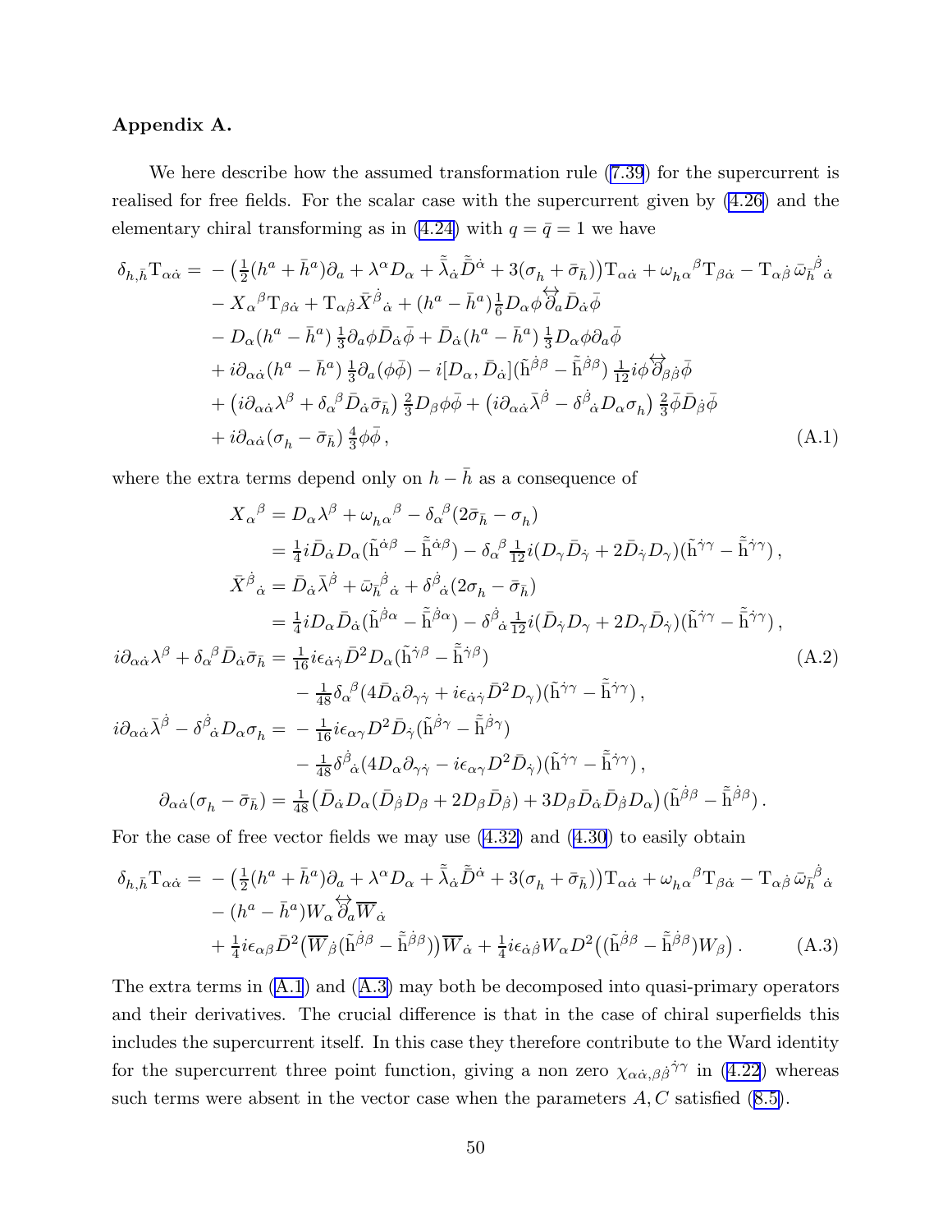**Appendix A.**

We here describe how the assumed transformation rule (7.39) for the supercurrent is realised for free fields. For the scalar case with the supercurrent given by (4.26) and the elementary chiral transforming as in (4.24) with $q = \bar q = 1$ we have

$$
\begin{aligned}
\delta_{h,\bar h} \mathrm{T}_{\alpha\dot\alpha} = & -\big(\tfrac12 (h^a + \bar h^a)\partial_a + \lambda^\alpha D_\alpha + \tilde{\bar\lambda}_{\dot\alpha} \tilde{\bar D}^{\dot\alpha} + 3(\sigma_h + \bar\sigma_{\bar h})\big)\mathrm{T}_{\alpha\dot\alpha} + \omega_{h\alpha}{}^{\beta}\mathrm{T}_{\beta\dot\alpha} - \mathrm{T}_{\alpha\dot\beta}\,\bar\omega_{\bar h}{}^{\dot\beta}{}_{\dot\alpha} \\
& - X_\alpha{}^\beta \mathrm{T}_{\beta\dot\alpha} + \mathrm{T}_{\alpha\dot\beta}\bar X^{\dot\beta}{}_{\dot\alpha} + (h^a - \bar h^a)\tfrac16 D_\alpha\phi \overset{\leftrightarrow}{\partial}_a \bar D_{\dot\alpha}\bar\phi \\
& - D_\alpha(h^a - \bar h^a)\,\tfrac13 \partial_a\phi \bar D_{\dot\alpha}\bar\phi + \bar D_{\dot\alpha}(h^a - \bar h^a)\,\tfrac13 D_\alpha\phi\partial_a\bar\phi \\
& + i\partial_{\alpha\dot\alpha}(h^a - \bar h^a)\,\tfrac13 \partial_a(\phi\bar\phi) - i[D_\alpha, \bar D_{\dot\alpha}](\tilde{\mathrm h}^{\dot\beta\beta} - \tilde{\bar{\mathrm h}}^{\dot\beta\beta})\,\tfrac1{12} i\phi \overset{\leftrightarrow}{\partial}_{\beta\dot\beta}\bar\phi \\
& + \big(i\partial_{\alpha\dot\alpha}\lambda^\beta + \delta_\alpha{}^\beta \bar D_{\dot\alpha}\bar\sigma_{\bar h}\big)\,\tfrac23 D_\beta\phi\bar\phi + \big(i\partial_{\alpha\dot\alpha}\bar\lambda^{\dot\beta} - \delta^{\dot\beta}{}_{\dot\alpha} D_\alpha\sigma_h\big)\,\tfrac23 \bar\phi \bar D_{\dot\beta}\bar\phi \\
& + i\partial_{\alpha\dot\alpha}(\sigma_h - \bar\sigma_{\bar h})\,\tfrac43 \phi\bar\phi\,,
\end{aligned}
\tag{A.1}
$$

where the extra terms depend only on $h - \bar h$ as a consequence of

$$
\begin{aligned}
X_\alpha{}^\beta &= D_\alpha\lambda^\beta + \omega_{h\alpha}{}^\beta - \delta_\alpha{}^\beta(2\bar\sigma_{\bar h} - \sigma_h) \\
&= \tfrac14 i \bar D_{\dot\alpha} D_\alpha(\tilde{\mathrm h}^{\dot\alpha\beta} - \tilde{\bar{\mathrm h}}^{\dot\alpha\beta}) - \delta_\alpha{}^\beta \tfrac1{12} i (D_\gamma \bar D_{\dot\gamma} + 2\bar D_{\dot\gamma} D_\gamma)(\tilde{\mathrm h}^{\dot\gamma\gamma} - \tilde{\bar{\mathrm h}}^{\dot\gamma\gamma})\,, \\
\bar X^{\dot\beta}{}_{\dot\alpha} &= \bar D_{\dot\alpha}\bar\lambda^{\dot\beta} + \bar\omega_{\bar h}{}^{\dot\beta}{}_{\dot\alpha} + \delta^{\dot\beta}{}_{\dot\alpha}(2\sigma_h - \bar\sigma_{\bar h}) \\
&= \tfrac14 i D_\alpha \bar D_{\dot\alpha}(\tilde{\mathrm h}^{\dot\beta\alpha} - \tilde{\bar{\mathrm h}}^{\dot\beta\alpha}) - \delta^{\dot\beta}{}_{\dot\alpha} \tfrac1{12} i (\bar D_{\dot\gamma} D_\gamma + 2 D_\gamma \bar D_{\dot\gamma})(\tilde{\mathrm h}^{\dot\gamma\gamma} - \tilde{\bar{\mathrm h}}^{\dot\gamma\gamma})\,, \\
i\partial_{\alpha\dot\alpha}\lambda^\beta + \delta_\alpha{}^\beta \bar D_{\dot\alpha}\bar\sigma_{\bar h} &= \tfrac1{16} i\epsilon_{\dot\alpha\dot\gamma} \bar D^2 D_\alpha (\tilde{\mathrm h}^{\dot\gamma\beta} - \tilde{\bar{\mathrm h}}^{\dot\gamma\beta}) \\
&\quad - \tfrac1{48}\delta_\alpha{}^\beta(4\bar D_{\dot\alpha}\partial_{\gamma\dot\gamma} + i\epsilon_{\dot\alpha\dot\gamma}\bar D^2 D_\gamma)(\tilde{\mathrm h}^{\dot\gamma\gamma} - \tilde{\bar{\mathrm h}}^{\dot\gamma\gamma})\,, \\
i\partial_{\alpha\dot\alpha}\bar\lambda^{\dot\beta} - \delta^{\dot\beta}{}_{\dot\alpha} D_\alpha\sigma_h &= -\tfrac1{16} i\epsilon_{\alpha\gamma} D^2 \bar D_{\dot\gamma}(\tilde{\mathrm h}^{\dot\beta\gamma} - \tilde{\bar{\mathrm h}}^{\dot\beta\gamma}) \\
&\quad - \tfrac1{48}\delta^{\dot\beta}{}_{\dot\alpha}(4 D_\alpha\partial_{\gamma\dot\gamma} - i\epsilon_{\alpha\gamma} D^2 \bar D_{\dot\gamma})(\tilde{\mathrm h}^{\dot\gamma\gamma} - \tilde{\bar{\mathrm h}}^{\dot\gamma\gamma})\,, \\
\partial_{\alpha\dot\alpha}(\sigma_h - \bar\sigma_{\bar h}) &= \tfrac1{48}\big(\bar D_{\dot\alpha} D_\alpha(\bar D_{\dot\beta} D_\beta + 2 D_\beta \bar D_{\dot\beta}) + 3 D_\beta \bar D_{\dot\alpha}\bar D_{\dot\beta} D_\alpha\big)(\tilde{\mathrm h}^{\dot\beta\beta} - \tilde{\bar{\mathrm h}}^{\dot\beta\beta})\,.
\end{aligned}
\tag{A.2}
$$

For the case of free vector fields we may use (4.32) and (4.30) to easily obtain

$$
\begin{aligned}
\delta_{h,\bar h} \mathrm{T}_{\alpha\dot\alpha} = & -\big(\tfrac12 (h^a + \bar h^a)\partial_a + \lambda^\alpha D_\alpha + \tilde{\bar\lambda}_{\dot\alpha} \tilde{\bar D}^{\dot\alpha} + 3(\sigma_h + \bar\sigma_{\bar h})\big)\mathrm{T}_{\alpha\dot\alpha} + \omega_{h\alpha}{}^{\beta}\mathrm{T}_{\beta\dot\alpha} - \mathrm{T}_{\alpha\dot\beta}\,\bar\omega_{\bar h}{}^{\dot\beta}{}_{\dot\alpha} \\
& - (h^a - \bar h^a) W_\alpha \overset{\leftrightarrow}{\partial}_a \overline{W}_{\dot\alpha} \\
& + \tfrac14 i\epsilon_{\alpha\beta} \bar D^2\big(\overline{W}_{\dot\beta}(\tilde{\mathrm h}^{\dot\beta\beta} - \tilde{\bar{\mathrm h}}^{\dot\beta\beta})\big)\overline{W}_{\dot\alpha} + \tfrac14 i\epsilon_{\dot\alpha\dot\beta} W_\alpha D^2\big((\tilde{\mathrm h}^{\dot\beta\beta} - \tilde{\bar{\mathrm h}}^{\dot\beta\beta})W_\beta\big)\,.
\end{aligned}
\tag{A.3}
$$

The extra terms in (A.1) and (A.3) may both be decomposed into quasi-primary operators and their derivatives. The crucial difference is that in the case of chiral superfields this includes the supercurrent itself. In this case they therefore contribute to the Ward identity for the supercurrent three point function, giving a non zero $\chi_{\alpha\dot\alpha,\beta\dot\beta}{}^{\dot\gamma\gamma}$ in (4.22) whereas such terms were absent in the vector case when the parameters $A, C$ satisfied (8.5).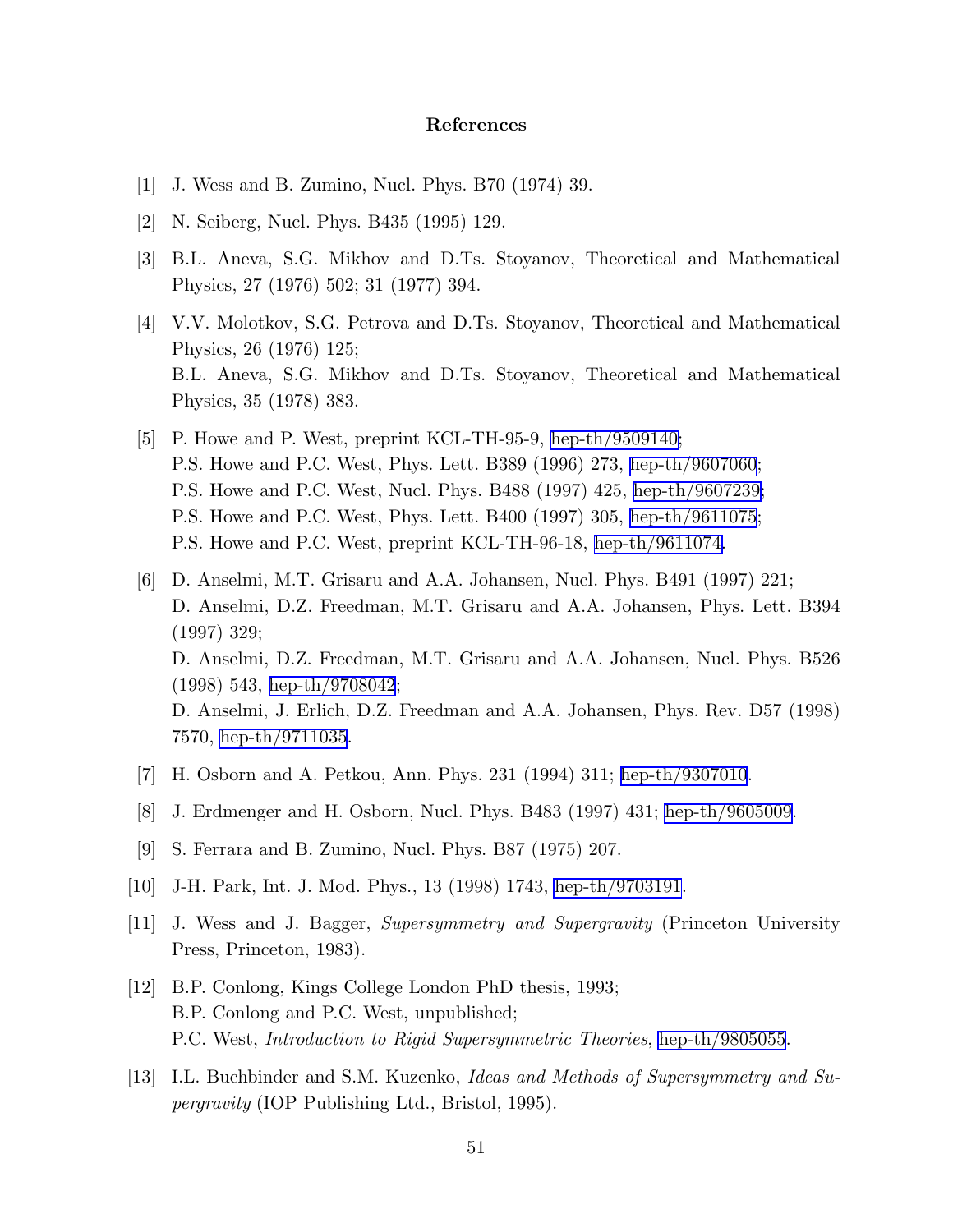# References

[1] J. Wess and B. Zumino, Nucl. Phys. B70 (1974) 39.

[2] N. Seiberg, Nucl. Phys. B435 (1995) 129.

[3] B.L. Aneva, S.G. Mikhov and D.Ts. Stoyanov, Theoretical and Mathematical Physics, 27 (1976) 502; 31 (1977) 394.

[4] V.V. Molotkov, S.G. Petrova and D.Ts. Stoyanov, Theoretical and Mathematical Physics, 26 (1976) 125;
B.L. Aneva, S.G. Mikhov and D.Ts. Stoyanov, Theoretical and Mathematical Physics, 35 (1978) 383.

[5] P. Howe and P. West, preprint KCL-TH-95-9, hep-th/9509140;
P.S. Howe and P.C. West, Phys. Lett. B389 (1996) 273, hep-th/9607060;
P.S. Howe and P.C. West, Nucl. Phys. B488 (1997) 425, hep-th/9607239;
P.S. Howe and P.C. West, Phys. Lett. B400 (1997) 305, hep-th/9611075;
P.S. Howe and P.C. West, preprint KCL-TH-96-18, hep-th/9611074.

[6] D. Anselmi, M.T. Grisaru and A.A. Johansen, Nucl. Phys. B491 (1997) 221;
D. Anselmi, D.Z. Freedman, M.T. Grisaru and A.A. Johansen, Phys. Lett. B394 (1997) 329;
D. Anselmi, D.Z. Freedman, M.T. Grisaru and A.A. Johansen, Nucl. Phys. B526 (1998) 543, hep-th/9708042;
D. Anselmi, J. Erlich, D.Z. Freedman and A.A. Johansen, Phys. Rev. D57 (1998) 7570, hep-th/9711035.

[7] H. Osborn and A. Petkou, Ann. Phys. 231 (1994) 311; hep-th/9307010.

[8] J. Erdmenger and H. Osborn, Nucl. Phys. B483 (1997) 431; hep-th/9605009.

[9] S. Ferrara and B. Zumino, Nucl. Phys. B87 (1975) 207.

[10] J-H. Park, Int. J. Mod. Phys., 13 (1998) 1743, hep-th/9703191.

[11] J. Wess and J. Bagger, *Supersymmetry and Supergravity* (Princeton University Press, Princeton, 1983).

[12] B.P. Conlong, Kings College London PhD thesis, 1993;
B.P. Conlong and P.C. West, unpublished;
P.C. West, *Introduction to Rigid Supersymmetric Theories*, hep-th/9805055.

[13] I.L. Buchbinder and S.M. Kuzenko, *Ideas and Methods of Supersymmetry and Supergravity* (IOP Publishing Ltd., Bristol, 1995).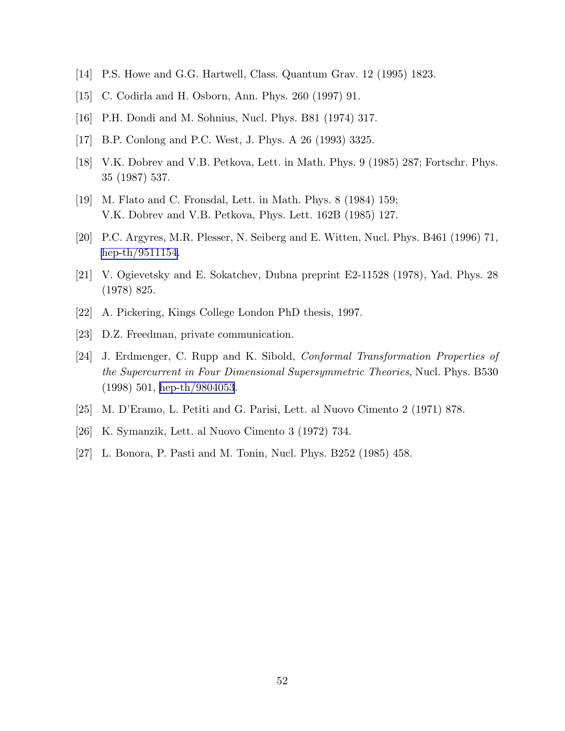[14] P.S. Howe and G.G. Hartwell, Class. Quantum Grav. 12 (1995) 1823.

[15] C. Codirla and H. Osborn, Ann. Phys. 260 (1997) 91.

[16] P.H. Dondi and M. Sohnius, Nucl. Phys. B81 (1974) 317.

[17] B.P. Conlong and P.C. West, J. Phys. A 26 (1993) 3325.

[18] V.K. Dobrev and V.B. Petkova, Lett. in Math. Phys. 9 (1985) 287; Fortschr. Phys. 35 (1987) 537.

[19] M. Flato and C. Fronsdal, Lett. in Math. Phys. 8 (1984) 159;
V.K. Dobrev and V.B. Petkova, Phys. Lett. 162B (1985) 127.

[20] P.C. Argyres, M.R. Plesser, N. Seiberg and E. Witten, Nucl. Phys. B461 (1996) 71, hep-th/9511154.

[21] V. Ogievetsky and E. Sokatchev, Dubna preprint E2-11528 (1978), Yad. Phys. 28 (1978) 825.

[22] A. Pickering, Kings College London PhD thesis, 1997.

[23] D.Z. Freedman, private communication.

[24] J. Erdmenger, C. Rupp and K. Sibold, *Conformal Transformation Properties of the Supercurrent in Four Dimensional Supersymmetric Theories*, Nucl. Phys. B530 (1998) 501, hep-th/9804053.

[25] M. D'Eramo, L. Petiti and G. Parisi, Lett. al Nuovo Cimento 2 (1971) 878.

[26] K. Symanzik, Lett. al Nuovo Cimento 3 (1972) 734.

[27] L. Bonora, P. Pasti and M. Tonin, Nucl. Phys. B252 (1985) 458.